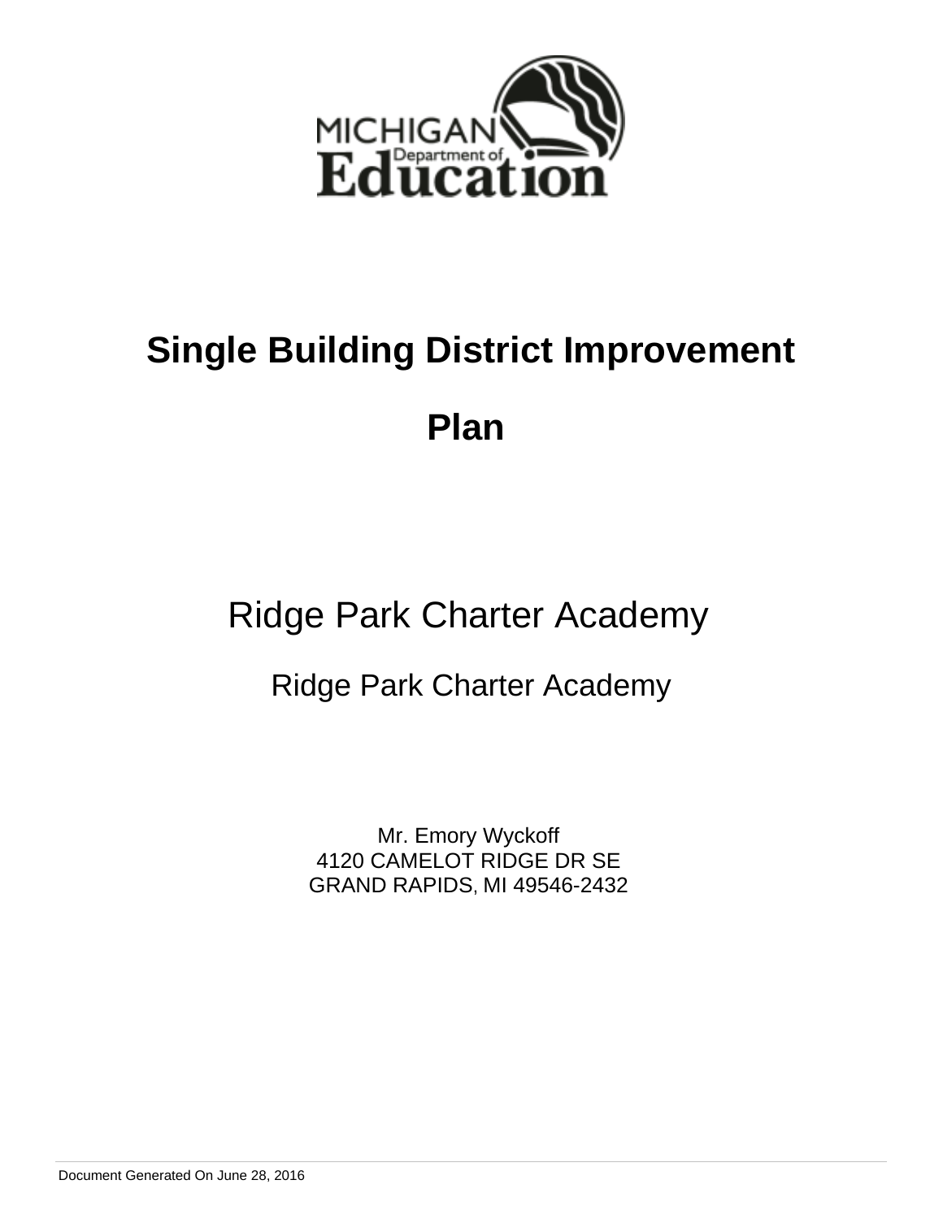MICHIGAN Department of Education

# Single Building District Improvement Plan

## Ridge Park Charter Academy

### Ridge Park Charter Academy

Mr. Emory Wyckoff
4120 CAMELOT RIDGE DR SE
GRAND RAPIDS, MI 49546-2432

Document Generated On June 28, 2016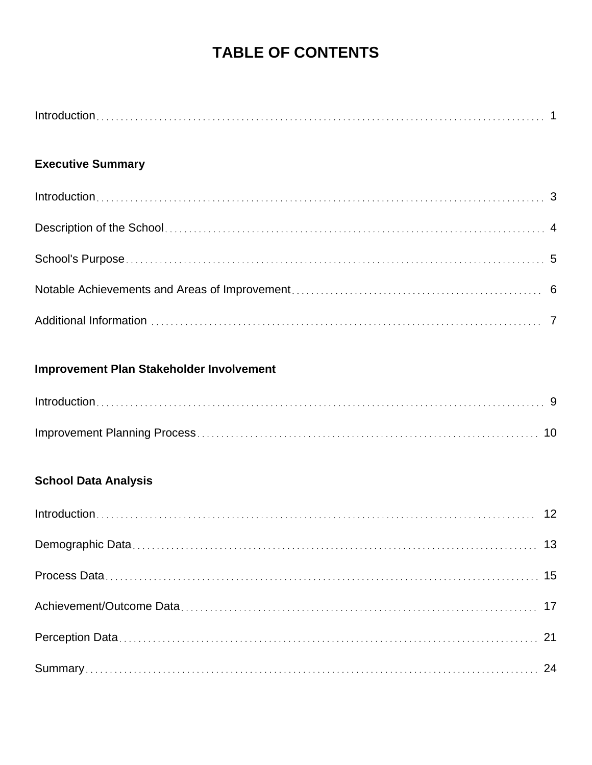# TABLE OF CONTENTS

Introduction ..... 1

**Executive Summary**

Introduction ..... 3

Description of the School ..... 4

School's Purpose ..... 5

Notable Achievements and Areas of Improvement ..... 6

Additional Information ..... 7

**Improvement Plan Stakeholder Involvement**

Introduction ..... 9

Improvement Planning Process ..... 10

**School Data Analysis**

Introduction ..... 12

Demographic Data ..... 13

Process Data ..... 15

Achievement/Outcome Data ..... 17

Perception Data ..... 21

Summary ..... 24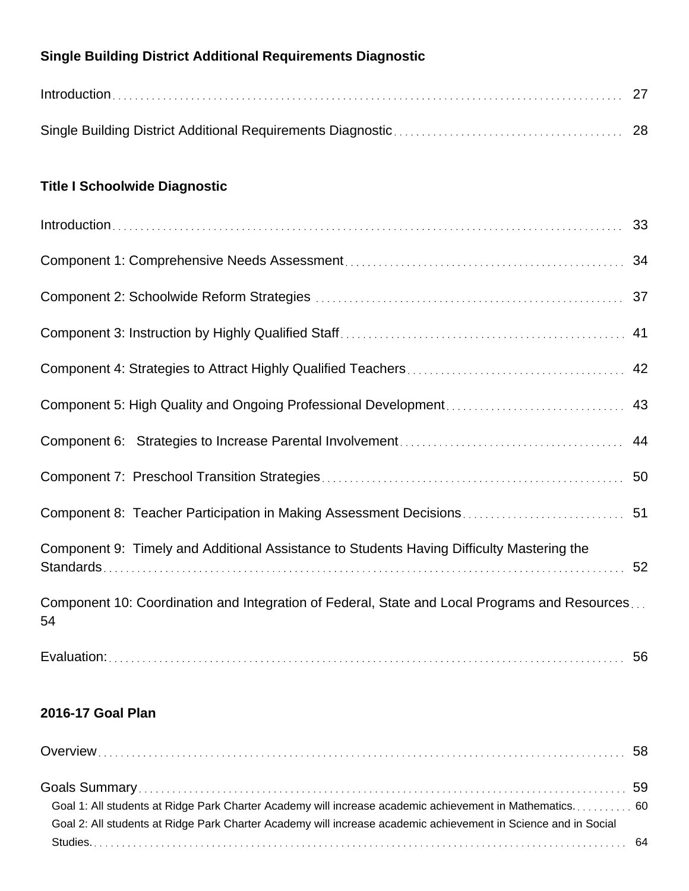**Single Building District Additional Requirements Diagnostic**

Introduction . . . . . . . . . . 27

Single Building District Additional Requirements Diagnostic . . . . . . . . . . 28

**Title I Schoolwide Diagnostic**

Introduction . . . . . . . . . . 33

Component 1: Comprehensive Needs Assessment . . . . . . . . . . 34

Component 2: Schoolwide Reform Strategies . . . . . . . . . . 37

Component 3: Instruction by Highly Qualified Staff . . . . . . . . . . 41

Component 4: Strategies to Attract Highly Qualified Teachers . . . . . . . . . . 42

Component 5: High Quality and Ongoing Professional Development . . . . . . . . . . 43

Component 6: Strategies to Increase Parental Involvement . . . . . . . . . . 44

Component 7: Preschool Transition Strategies . . . . . . . . . . 50

Component 8: Teacher Participation in Making Assessment Decisions . . . . . . . . . . 51

Component 9: Timely and Additional Assistance to Students Having Difficulty Mastering the Standards . . . . . . . . . . 52

Component 10: Coordination and Integration of Federal, State and Local Programs and Resources . . . 54

Evaluation: . . . . . . . . . . 56

**2016-17 Goal Plan**

Overview . . . . . . . . . . 58

Goals Summary . . . . . . . . . . 59

- Goal 1: All students at Ridge Park Charter Academy will increase academic achievement in Mathematics. . . . . . . . . . . 60
- Goal 2: All students at Ridge Park Charter Academy will increase academic achievement in Science and in Social Studies. . . . . . . . . . . 64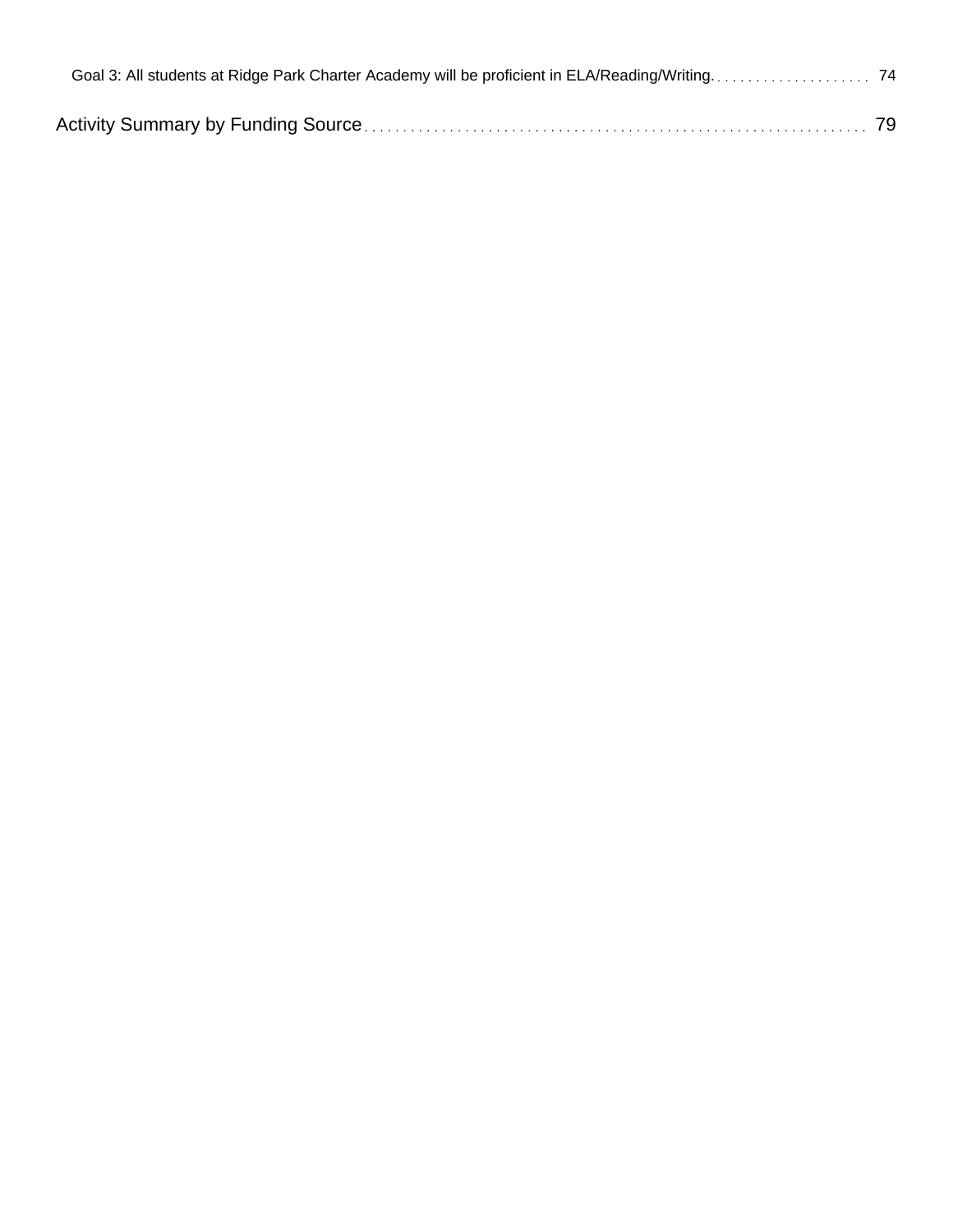Goal 3: All students at Ridge Park Charter Academy will be proficient in ELA/Reading/Writing. . . . . . . . . . . . . . . . . . . . . 74

Activity Summary by Funding Source . . . . . . . . . . . . . . . . . . . . . . . . . . . . . . . . . . . . . . . . . . . . . . . . . . . . . . . . . . . . . . . 79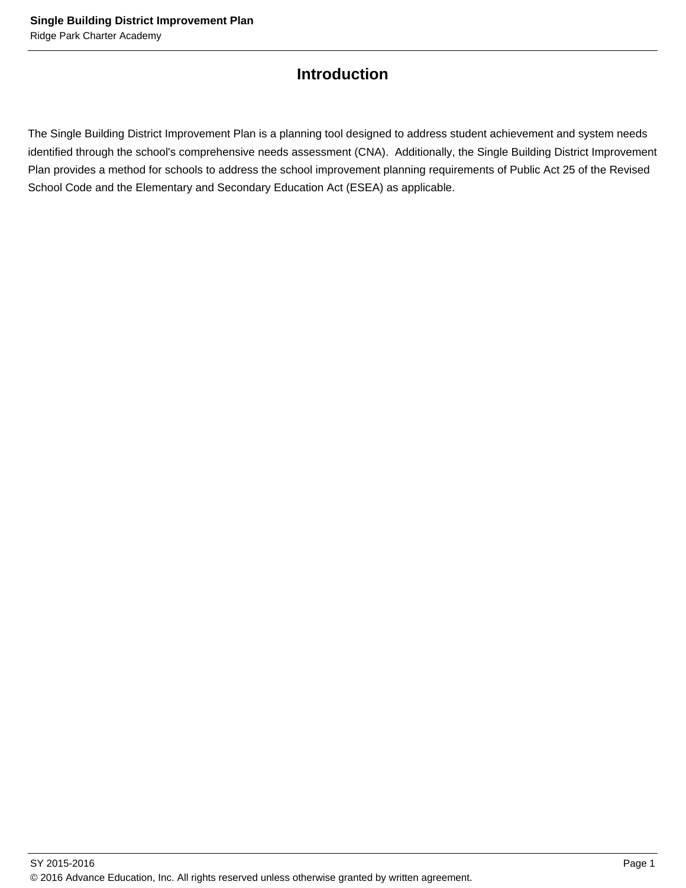# Introduction

The Single Building District Improvement Plan is a planning tool designed to address student achievement and system needs identified through the school's comprehensive needs assessment (CNA). Additionally, the Single Building District Improvement Plan provides a method for schools to address the school improvement planning requirements of Public Act 25 of the Revised School Code and the Elementary and Secondary Education Act (ESEA) as applicable.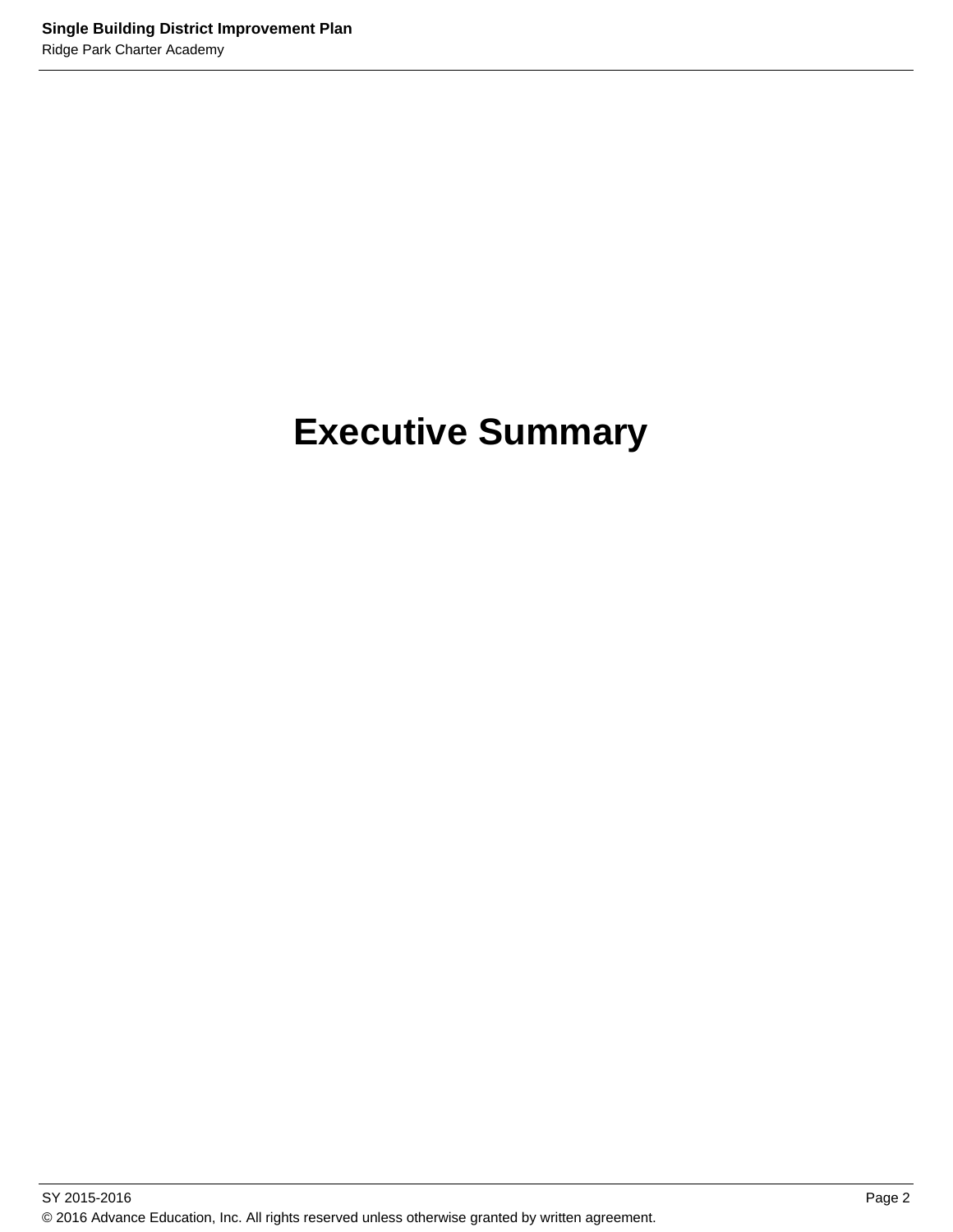# Executive Summary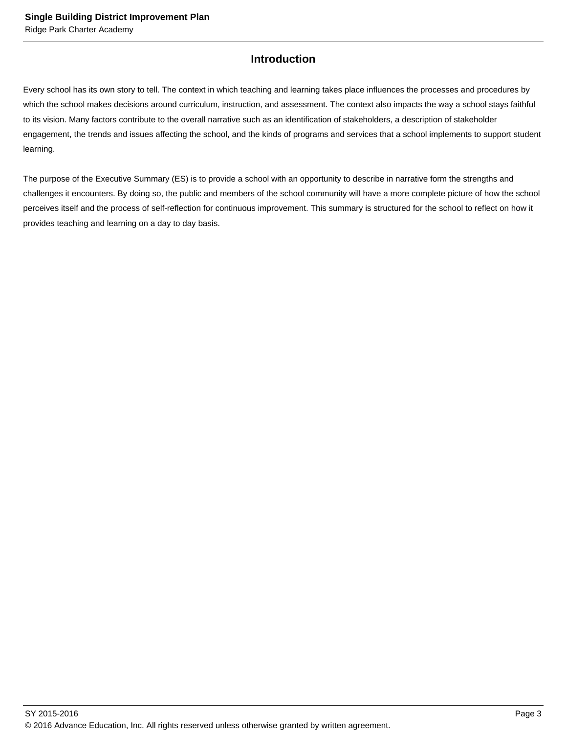## Introduction

Every school has its own story to tell. The context in which teaching and learning takes place influences the processes and procedures by which the school makes decisions around curriculum, instruction, and assessment. The context also impacts the way a school stays faithful to its vision. Many factors contribute to the overall narrative such as an identification of stakeholders, a description of stakeholder engagement, the trends and issues affecting the school, and the kinds of programs and services that a school implements to support student learning.

The purpose of the Executive Summary (ES) is to provide a school with an opportunity to describe in narrative form the strengths and challenges it encounters. By doing so, the public and members of the school community will have a more complete picture of how the school perceives itself and the process of self-reflection for continuous improvement. This summary is structured for the school to reflect on how it provides teaching and learning on a day to day basis.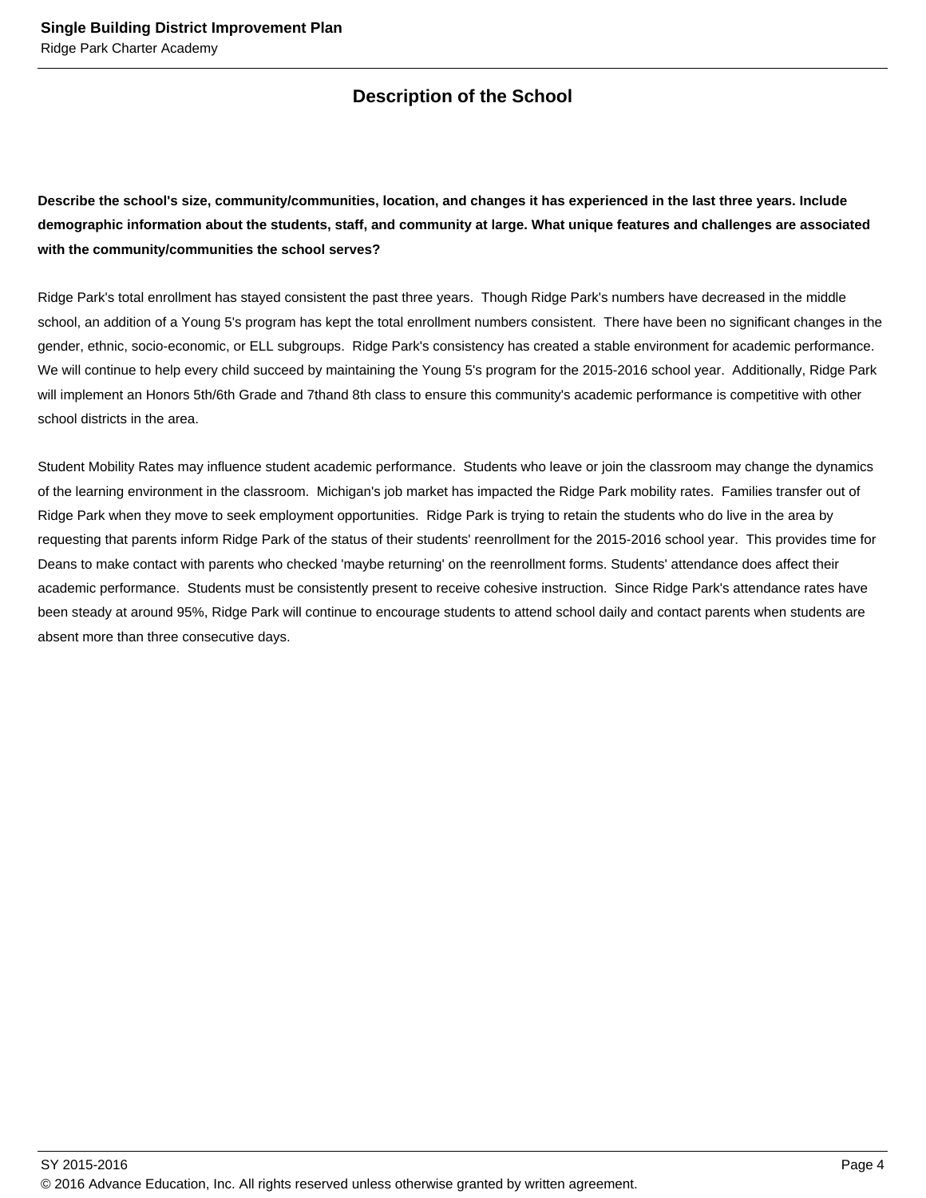## Description of the School

**Describe the school's size, community/communities, location, and changes it has experienced in the last three years. Include demographic information about the students, staff, and community at large. What unique features and challenges are associated with the community/communities the school serves?**

Ridge Park's total enrollment has stayed consistent the past three years. Though Ridge Park's numbers have decreased in the middle school, an addition of a Young 5's program has kept the total enrollment numbers consistent. There have been no significant changes in the gender, ethnic, socio-economic, or ELL subgroups. Ridge Park's consistency has created a stable environment for academic performance. We will continue to help every child succeed by maintaining the Young 5's program for the 2015-2016 school year. Additionally, Ridge Park will implement an Honors 5th/6th Grade and 7thand 8th class to ensure this community's academic performance is competitive with other school districts in the area.

Student Mobility Rates may influence student academic performance. Students who leave or join the classroom may change the dynamics of the learning environment in the classroom. Michigan's job market has impacted the Ridge Park mobility rates. Families transfer out of Ridge Park when they move to seek employment opportunities. Ridge Park is trying to retain the students who do live in the area by requesting that parents inform Ridge Park of the status of their students' reenrollment for the 2015-2016 school year. This provides time for Deans to make contact with parents who checked 'maybe returning' on the reenrollment forms. Students' attendance does affect their academic performance. Students must be consistently present to receive cohesive instruction. Since Ridge Park's attendance rates have been steady at around 95%, Ridge Park will continue to encourage students to attend school daily and contact parents when students are absent more than three consecutive days.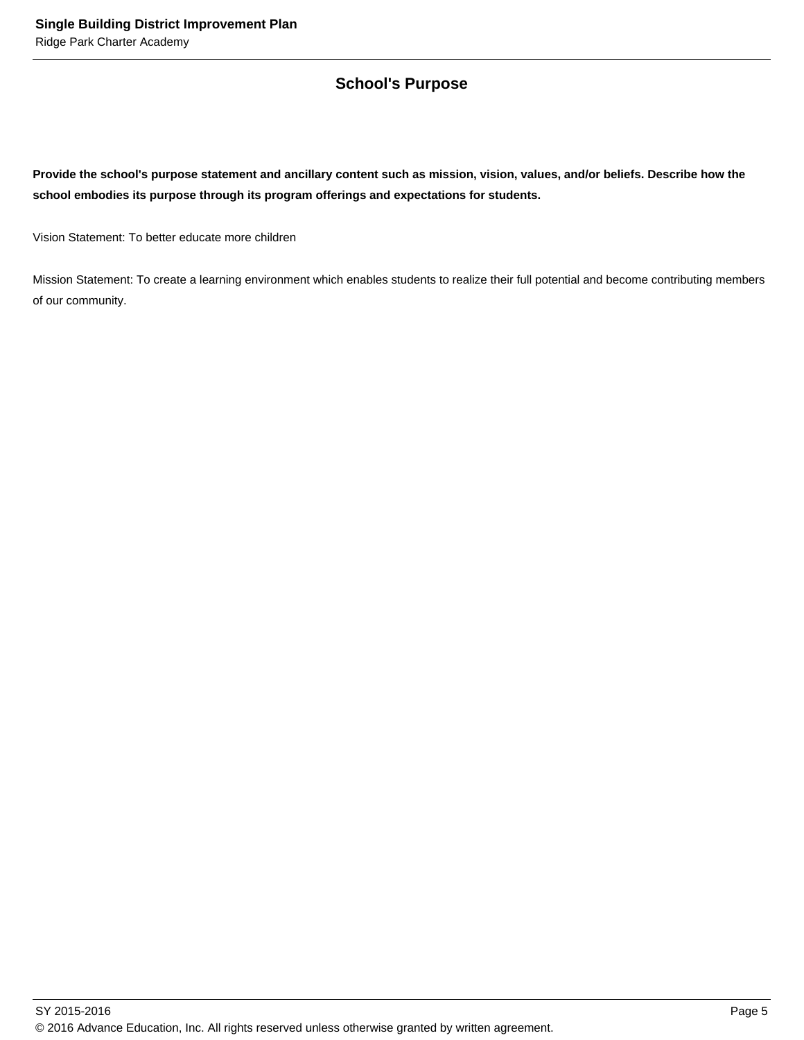## School's Purpose

**Provide the school's purpose statement and ancillary content such as mission, vision, values, and/or beliefs. Describe how the school embodies its purpose through its program offerings and expectations for students.**

Vision Statement: To better educate more children

Mission Statement: To create a learning environment which enables students to realize their full potential and become contributing members of our community.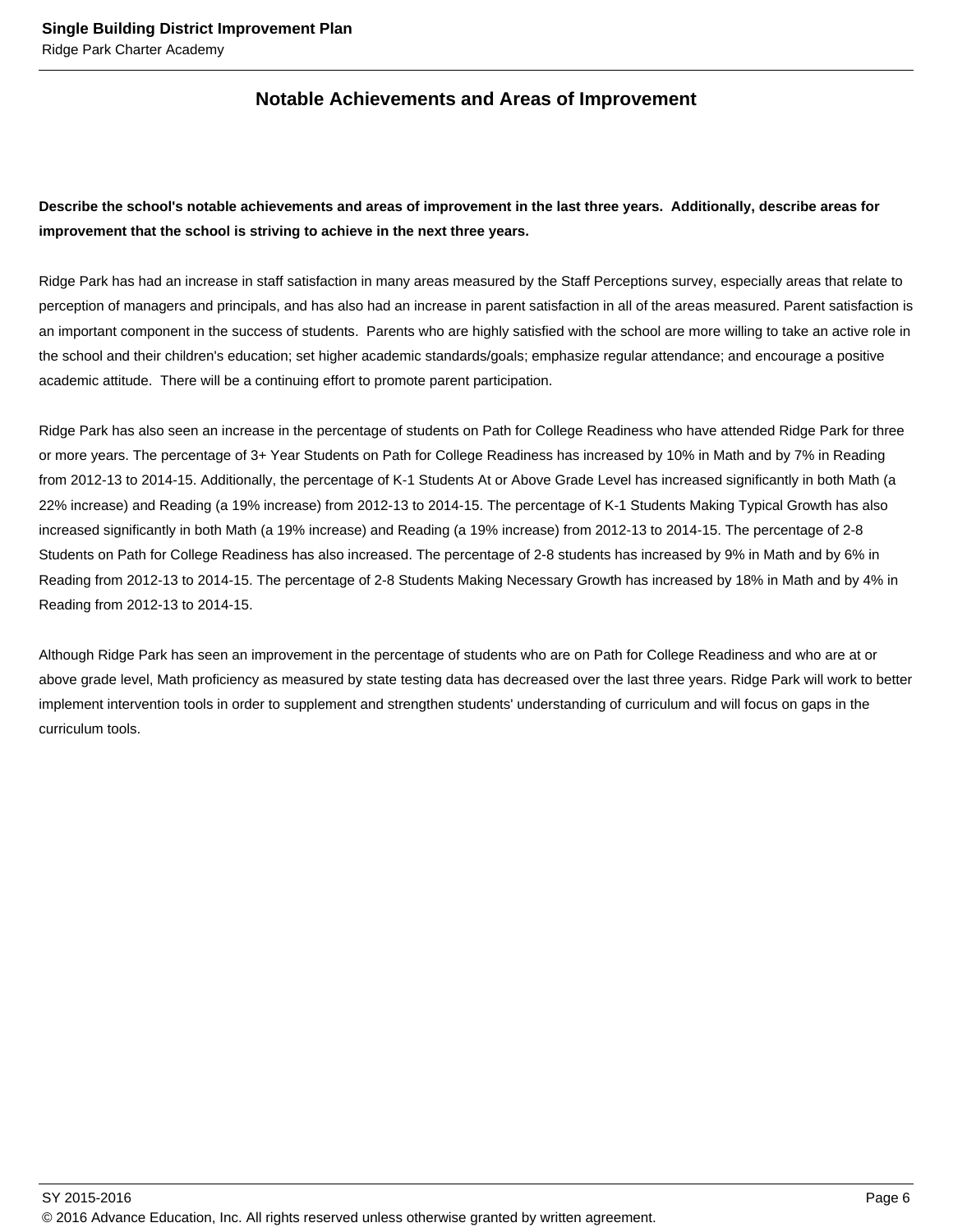## Notable Achievements and Areas of Improvement

**Describe the school's notable achievements and areas of improvement in the last three years. Additionally, describe areas for improvement that the school is striving to achieve in the next three years.**

Ridge Park has had an increase in staff satisfaction in many areas measured by the Staff Perceptions survey, especially areas that relate to perception of managers and principals, and has also had an increase in parent satisfaction in all of the areas measured. Parent satisfaction is an important component in the success of students. Parents who are highly satisfied with the school are more willing to take an active role in the school and their children's education; set higher academic standards/goals; emphasize regular attendance; and encourage a positive academic attitude. There will be a continuing effort to promote parent participation.

Ridge Park has also seen an increase in the percentage of students on Path for College Readiness who have attended Ridge Park for three or more years. The percentage of 3+ Year Students on Path for College Readiness has increased by 10% in Math and by 7% in Reading from 2012-13 to 2014-15. Additionally, the percentage of K-1 Students At or Above Grade Level has increased significantly in both Math (a 22% increase) and Reading (a 19% increase) from 2012-13 to 2014-15. The percentage of K-1 Students Making Typical Growth has also increased significantly in both Math (a 19% increase) and Reading (a 19% increase) from 2012-13 to 2014-15. The percentage of 2-8 Students on Path for College Readiness has also increased. The percentage of 2-8 students has increased by 9% in Math and by 6% in Reading from 2012-13 to 2014-15. The percentage of 2-8 Students Making Necessary Growth has increased by 18% in Math and by 4% in Reading from 2012-13 to 2014-15.

Although Ridge Park has seen an improvement in the percentage of students who are on Path for College Readiness and who are at or above grade level, Math proficiency as measured by state testing data has decreased over the last three years. Ridge Park will work to better implement intervention tools in order to supplement and strengthen students' understanding of curriculum and will focus on gaps in the curriculum tools.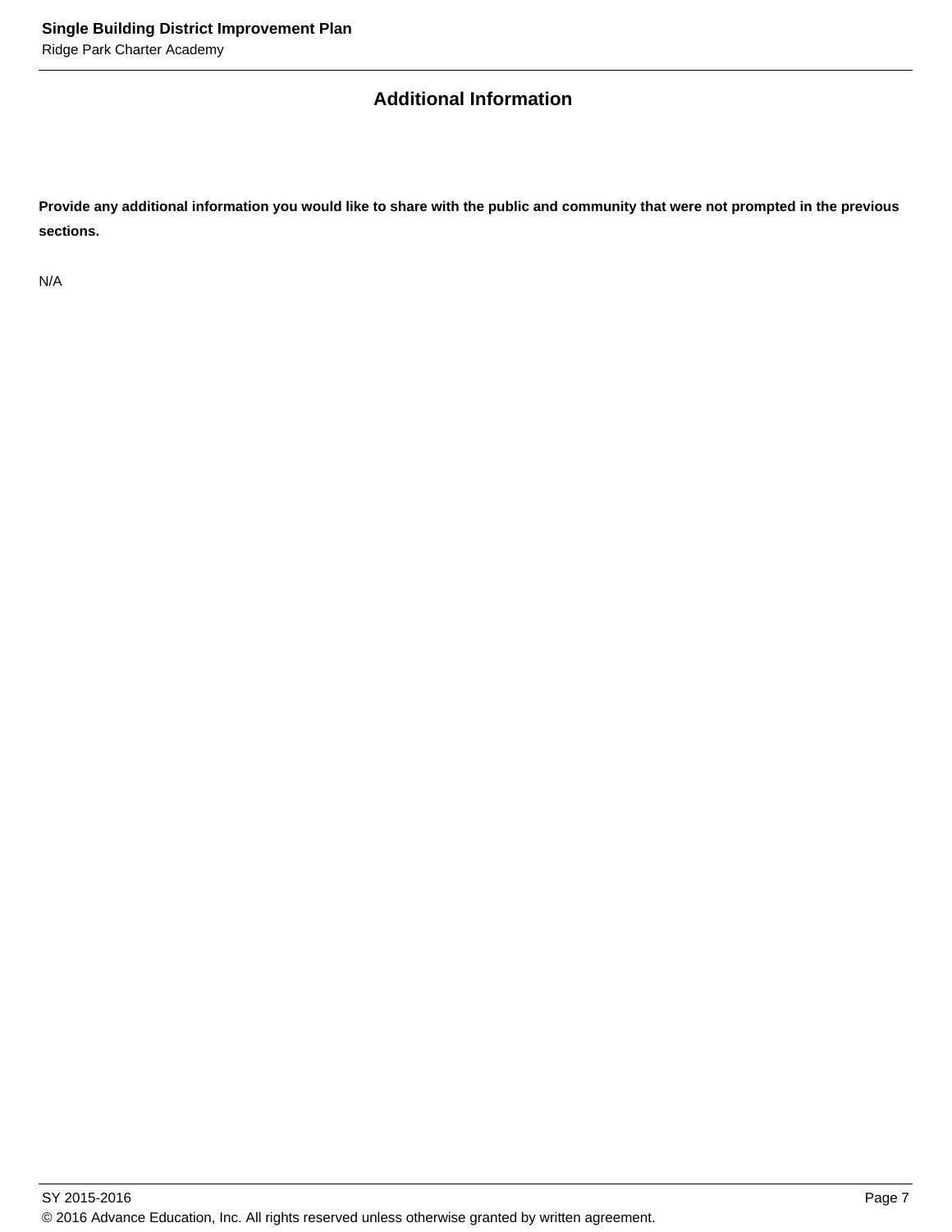## Additional Information

**Provide any additional information you would like to share with the public and community that were not prompted in the previous sections.**

N/A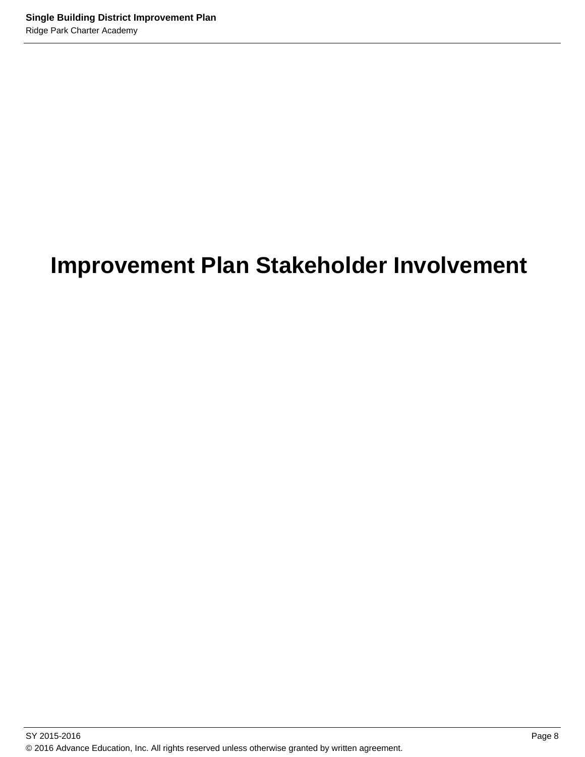# Improvement Plan Stakeholder Involvement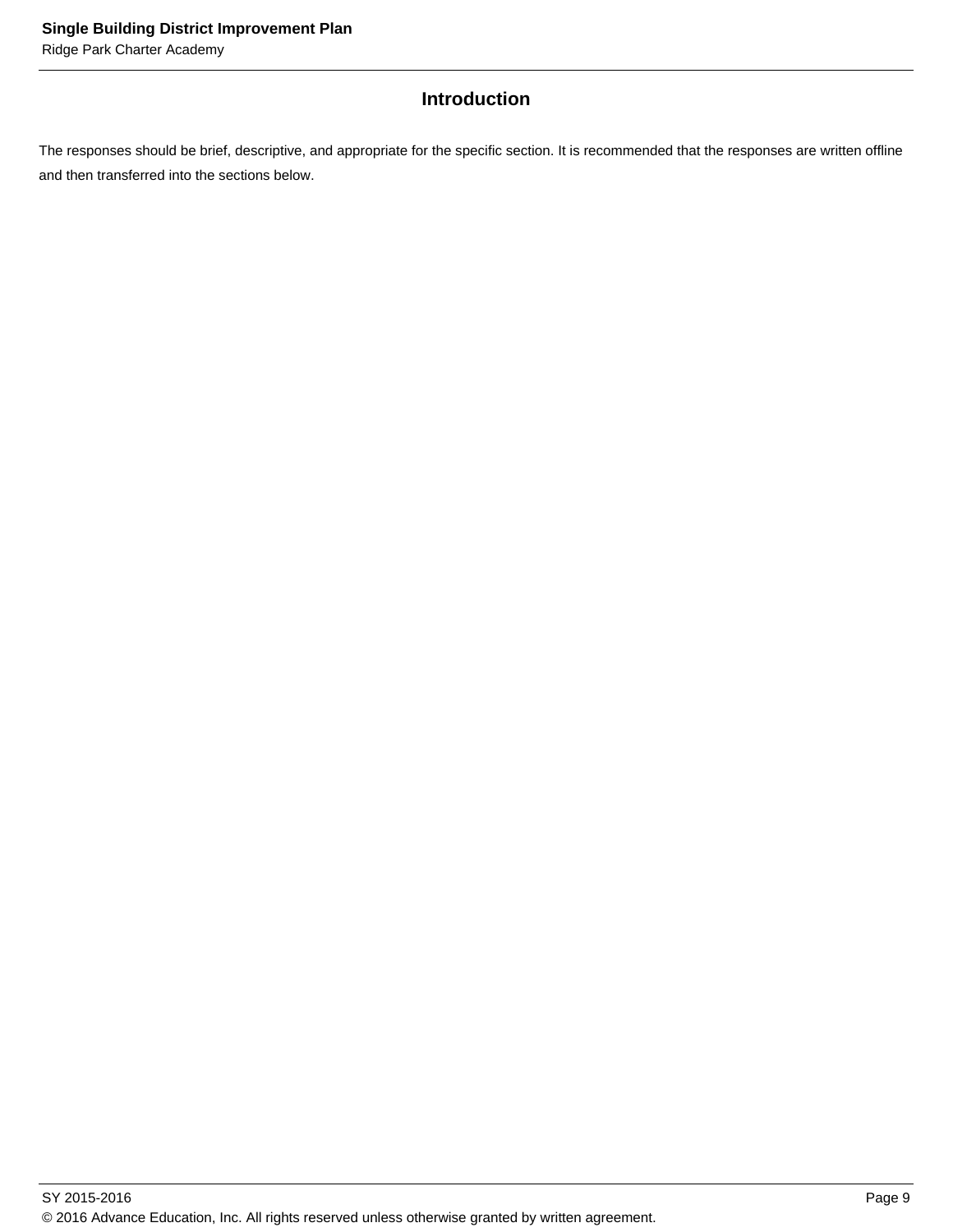## Introduction

The responses should be brief, descriptive, and appropriate for the specific section. It is recommended that the responses are written offline and then transferred into the sections below.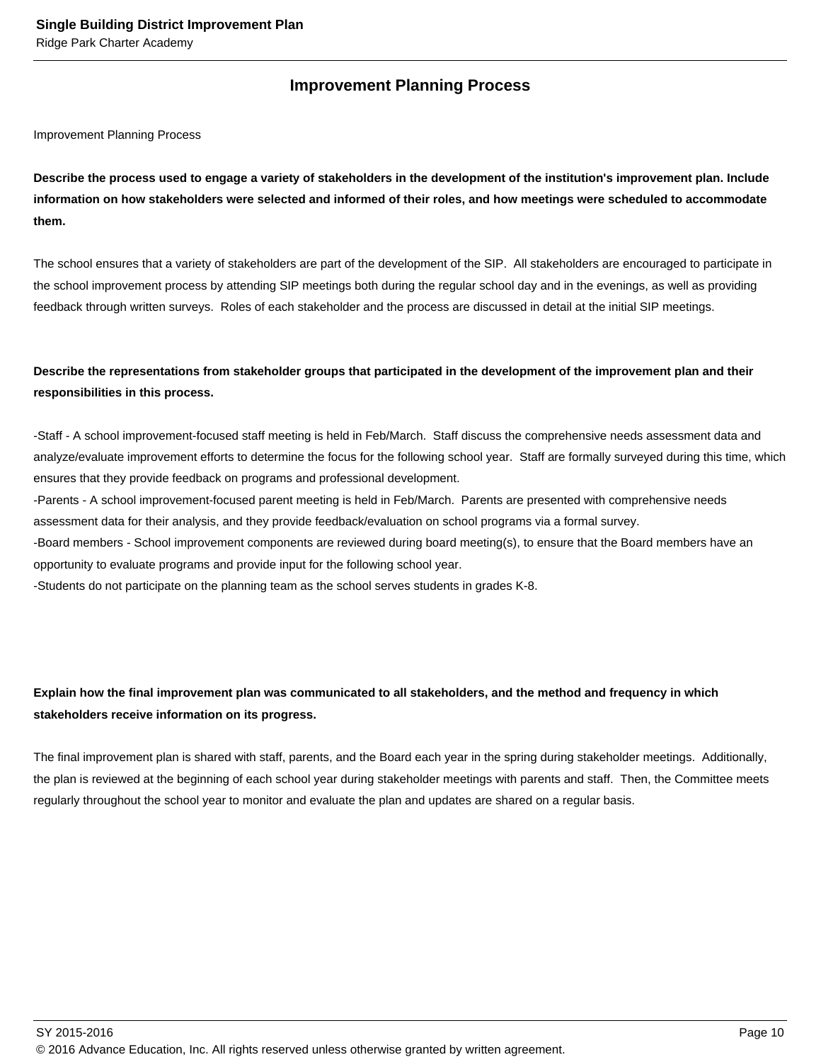## Improvement Planning Process

Improvement Planning Process

**Describe the process used to engage a variety of stakeholders in the development of the institution's improvement plan. Include information on how stakeholders were selected and informed of their roles, and how meetings were scheduled to accommodate them.**

The school ensures that a variety of stakeholders are part of the development of the SIP. All stakeholders are encouraged to participate in the school improvement process by attending SIP meetings both during the regular school day and in the evenings, as well as providing feedback through written surveys. Roles of each stakeholder and the process are discussed in detail at the initial SIP meetings.

**Describe the representations from stakeholder groups that participated in the development of the improvement plan and their responsibilities in this process.**

-Staff - A school improvement-focused staff meeting is held in Feb/March. Staff discuss the comprehensive needs assessment data and analyze/evaluate improvement efforts to determine the focus for the following school year. Staff are formally surveyed during this time, which ensures that they provide feedback on programs and professional development.
-Parents - A school improvement-focused parent meeting is held in Feb/March. Parents are presented with comprehensive needs assessment data for their analysis, and they provide feedback/evaluation on school programs via a formal survey.
-Board members - School improvement components are reviewed during board meeting(s), to ensure that the Board members have an opportunity to evaluate programs and provide input for the following school year.
-Students do not participate on the planning team as the school serves students in grades K-8.

**Explain how the final improvement plan was communicated to all stakeholders, and the method and frequency in which stakeholders receive information on its progress.**

The final improvement plan is shared with staff, parents, and the Board each year in the spring during stakeholder meetings. Additionally, the plan is reviewed at the beginning of each school year during stakeholder meetings with parents and staff. Then, the Committee meets regularly throughout the school year to monitor and evaluate the plan and updates are shared on a regular basis.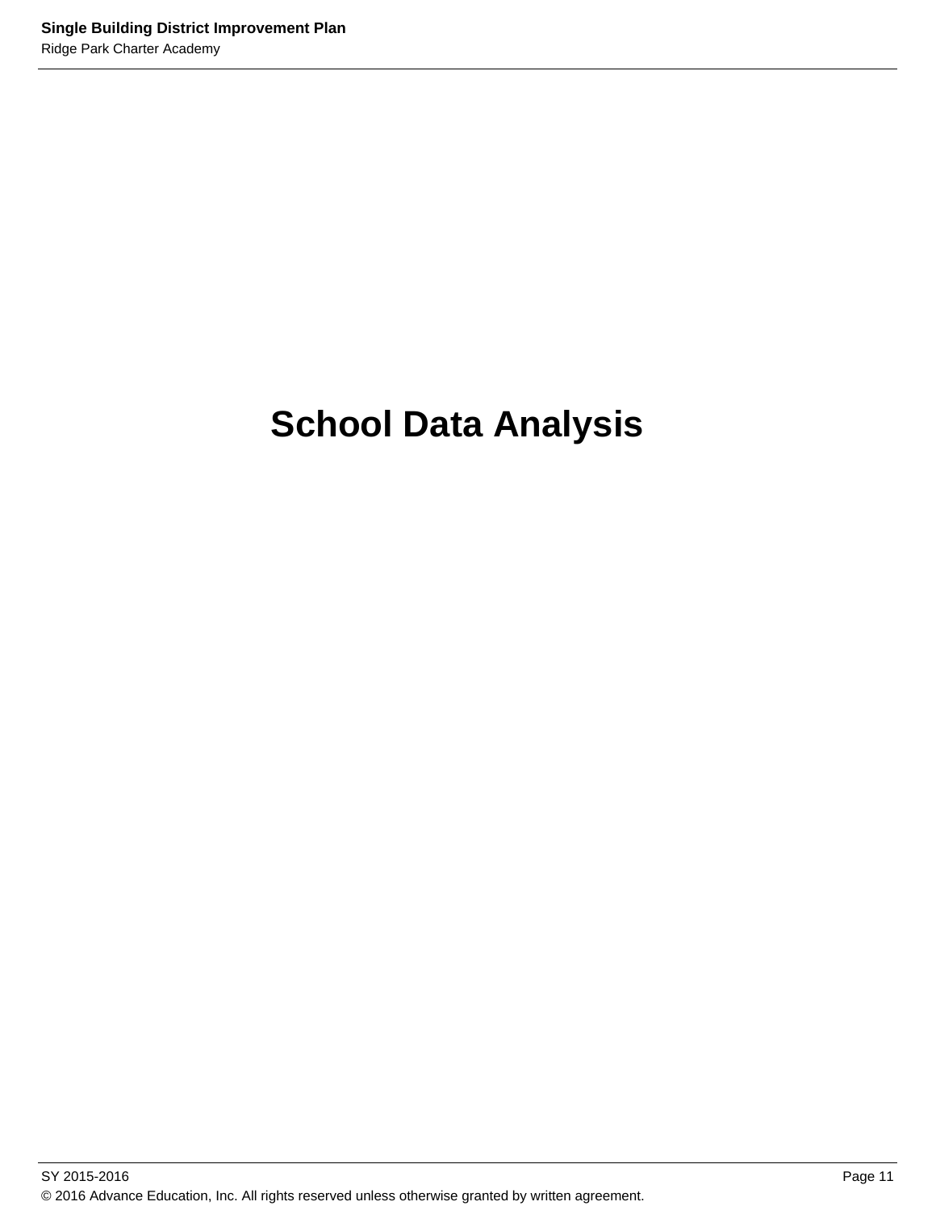# School Data Analysis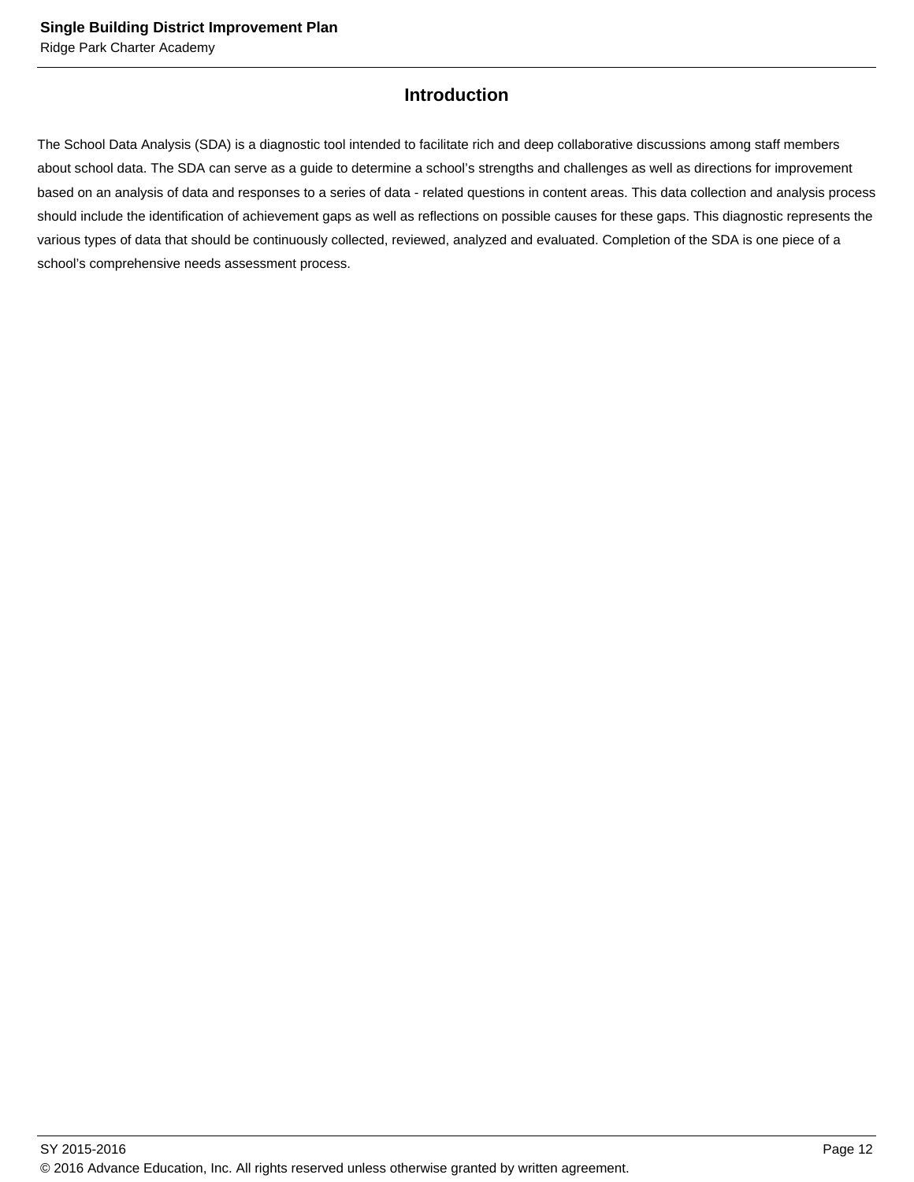## Introduction

The School Data Analysis (SDA) is a diagnostic tool intended to facilitate rich and deep collaborative discussions among staff members about school data. The SDA can serve as a guide to determine a school's strengths and challenges as well as directions for improvement based on an analysis of data and responses to a series of data - related questions in content areas. This data collection and analysis process should include the identification of achievement gaps as well as reflections on possible causes for these gaps. This diagnostic represents the various types of data that should be continuously collected, reviewed, analyzed and evaluated. Completion of the SDA is one piece of a school's comprehensive needs assessment process.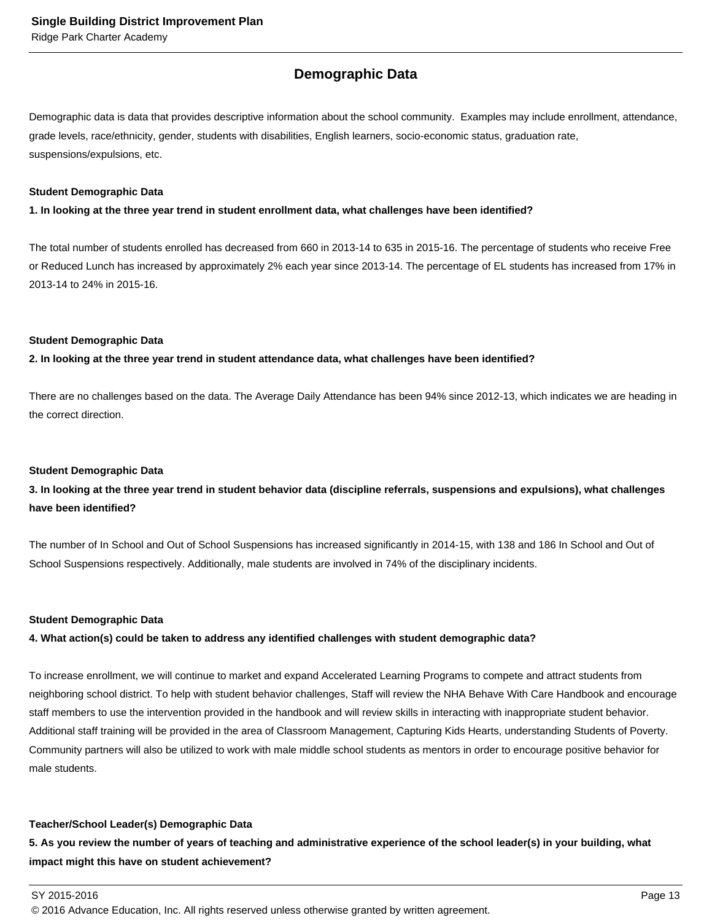## Demographic Data

Demographic data is data that provides descriptive information about the school community. Examples may include enrollment, attendance, grade levels, race/ethnicity, gender, students with disabilities, English learners, socio-economic status, graduation rate, suspensions/expulsions, etc.

**Student Demographic Data**

**1. In looking at the three year trend in student enrollment data, what challenges have been identified?**

The total number of students enrolled has decreased from 660 in 2013-14 to 635 in 2015-16. The percentage of students who receive Free or Reduced Lunch has increased by approximately 2% each year since 2013-14. The percentage of EL students has increased from 17% in 2013-14 to 24% in 2015-16.

**Student Demographic Data**

**2. In looking at the three year trend in student attendance data, what challenges have been identified?**

There are no challenges based on the data. The Average Daily Attendance has been 94% since 2012-13, which indicates we are heading in the correct direction.

**Student Demographic Data**

**3. In looking at the three year trend in student behavior data (discipline referrals, suspensions and expulsions), what challenges have been identified?**

The number of In School and Out of School Suspensions has increased significantly in 2014-15, with 138 and 186 In School and Out of School Suspensions respectively. Additionally, male students are involved in 74% of the disciplinary incidents.

**Student Demographic Data**

**4. What action(s) could be taken to address any identified challenges with student demographic data?**

To increase enrollment, we will continue to market and expand Accelerated Learning Programs to compete and attract students from neighboring school district. To help with student behavior challenges, Staff will review the NHA Behave With Care Handbook and encourage staff members to use the intervention provided in the handbook and will review skills in interacting with inappropriate student behavior. Additional staff training will be provided in the area of Classroom Management, Capturing Kids Hearts, understanding Students of Poverty. Community partners will also be utilized to work with male middle school students as mentors in order to encourage positive behavior for male students.

**Teacher/School Leader(s) Demographic Data**

**5. As you review the number of years of teaching and administrative experience of the school leader(s) in your building, what impact might this have on student achievement?**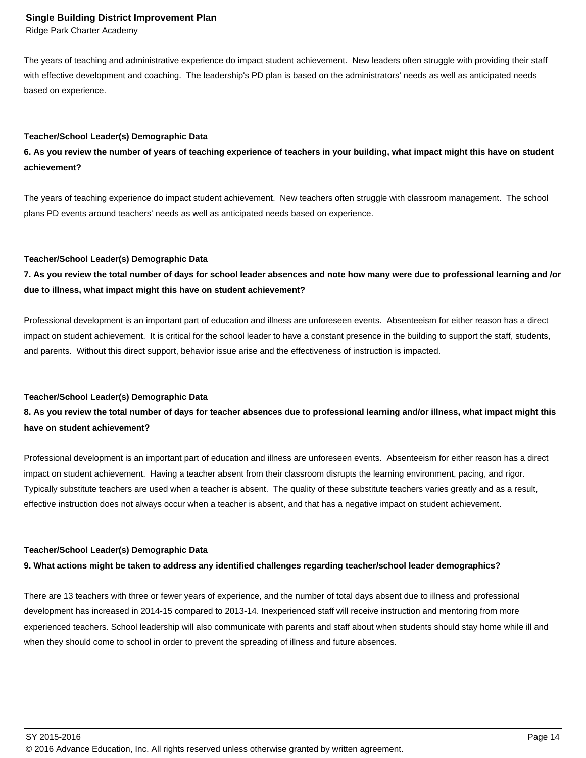The years of teaching and administrative experience do impact student achievement.  New leaders often struggle with providing their staff with effective development and coaching.  The leadership's PD plan is based on the administrators' needs as well as anticipated needs based on experience.

**Teacher/School Leader(s) Demographic Data**

**6. As you review the number of years of teaching experience of teachers in your building, what impact might this have on student achievement?**

The years of teaching experience do impact student achievement.  New teachers often struggle with classroom management.  The school plans PD events around teachers' needs as well as anticipated needs based on experience.

**Teacher/School Leader(s) Demographic Data**

**7. As you review the total number of days for school leader absences and note how many were due to professional learning and /or due to illness, what impact might this have on student achievement?**

Professional development is an important part of education and illness are unforeseen events.  Absenteeism for either reason has a direct impact on student achievement.  It is critical for the school leader to have a constant presence in the building to support the staff, students, and parents.  Without this direct support, behavior issue arise and the effectiveness of instruction is impacted.

**Teacher/School Leader(s) Demographic Data**

**8. As you review the total number of days for teacher absences due to professional learning and/or illness, what impact might this have on student achievement?**

Professional development is an important part of education and illness are unforeseen events.  Absenteeism for either reason has a direct impact on student achievement.  Having a teacher absent from their classroom disrupts the learning environment, pacing, and rigor. Typically substitute teachers are used when a teacher is absent.  The quality of these substitute teachers varies greatly and as a result, effective instruction does not always occur when a teacher is absent, and that has a negative impact on student achievement.

**Teacher/School Leader(s) Demographic Data**

**9. What actions might be taken to address any identified challenges regarding teacher/school leader demographics?**

There are 13 teachers with three or fewer years of experience, and the number of total days absent due to illness and professional development has increased in 2014-15 compared to 2013-14. Inexperienced staff will receive instruction and mentoring from more experienced teachers. School leadership will also communicate with parents and staff about when students should stay home while ill and when they should come to school in order to prevent the spreading of illness and future absences.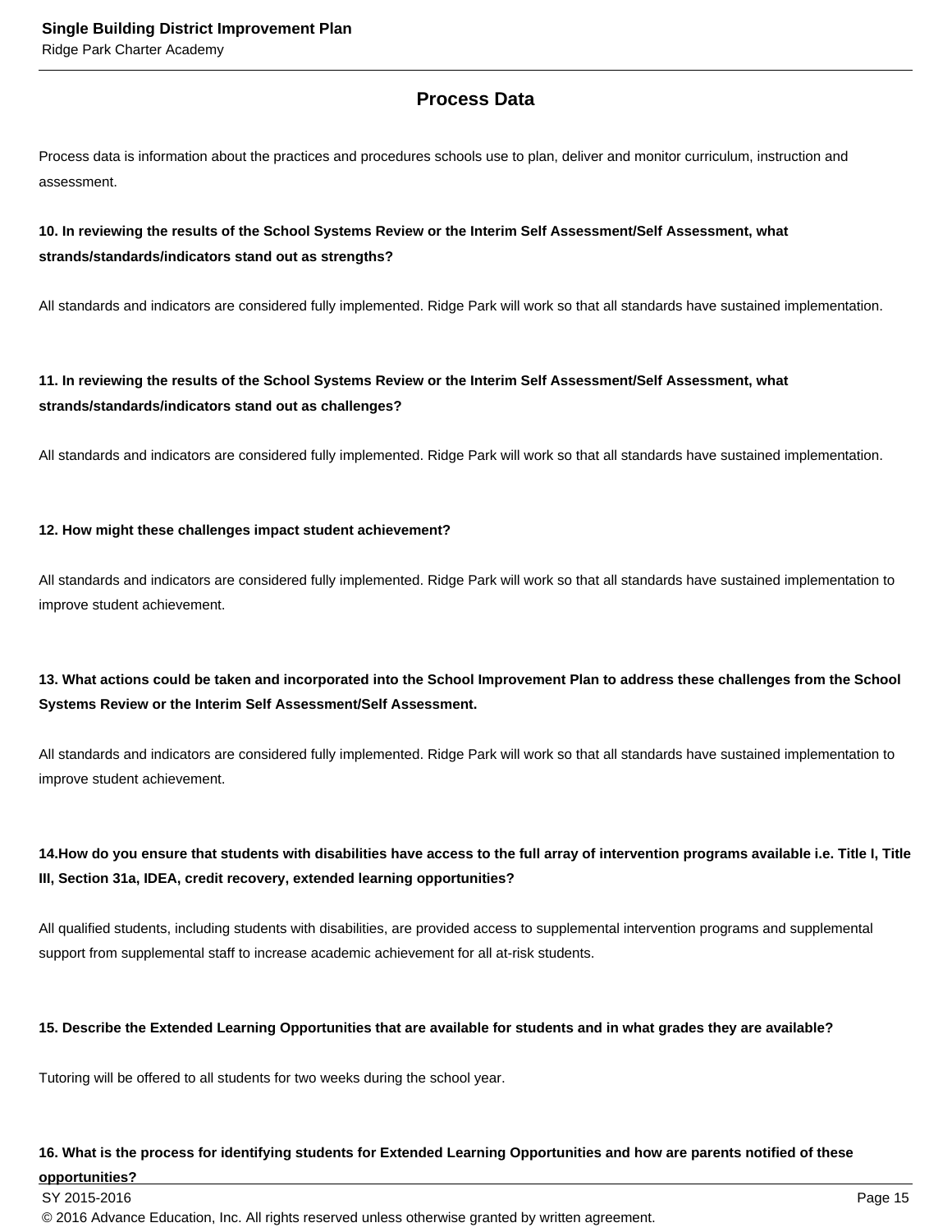## Process Data

Process data is information about the practices and procedures schools use to plan, deliver and monitor curriculum, instruction and assessment.

**10. In reviewing the results of the School Systems Review or the Interim Self Assessment/Self Assessment, what strands/standards/indicators stand out as strengths?**

All standards and indicators are considered fully implemented. Ridge Park will work so that all standards have sustained implementation.

**11. In reviewing the results of the School Systems Review or the Interim Self Assessment/Self Assessment, what strands/standards/indicators stand out as challenges?**

All standards and indicators are considered fully implemented. Ridge Park will work so that all standards have sustained implementation.

**12. How might these challenges impact student achievement?**

All standards and indicators are considered fully implemented. Ridge Park will work so that all standards have sustained implementation to improve student achievement.

**13. What actions could be taken and incorporated into the School Improvement Plan to address these challenges from the School Systems Review or the Interim Self Assessment/Self Assessment.**

All standards and indicators are considered fully implemented. Ridge Park will work so that all standards have sustained implementation to improve student achievement.

**14.How do you ensure that students with disabilities have access to the full array of intervention programs available i.e. Title I, Title III, Section 31a, IDEA, credit recovery, extended learning opportunities?**

All qualified students, including students with disabilities, are provided access to supplemental intervention programs and supplemental support from supplemental staff to increase academic achievement for all at-risk students.

**15. Describe the Extended Learning Opportunities that are available for students and in what grades they are available?**

Tutoring will be offered to all students for two weeks during the school year.

**16. What is the process for identifying students for Extended Learning Opportunities and how are parents notified of these opportunities?**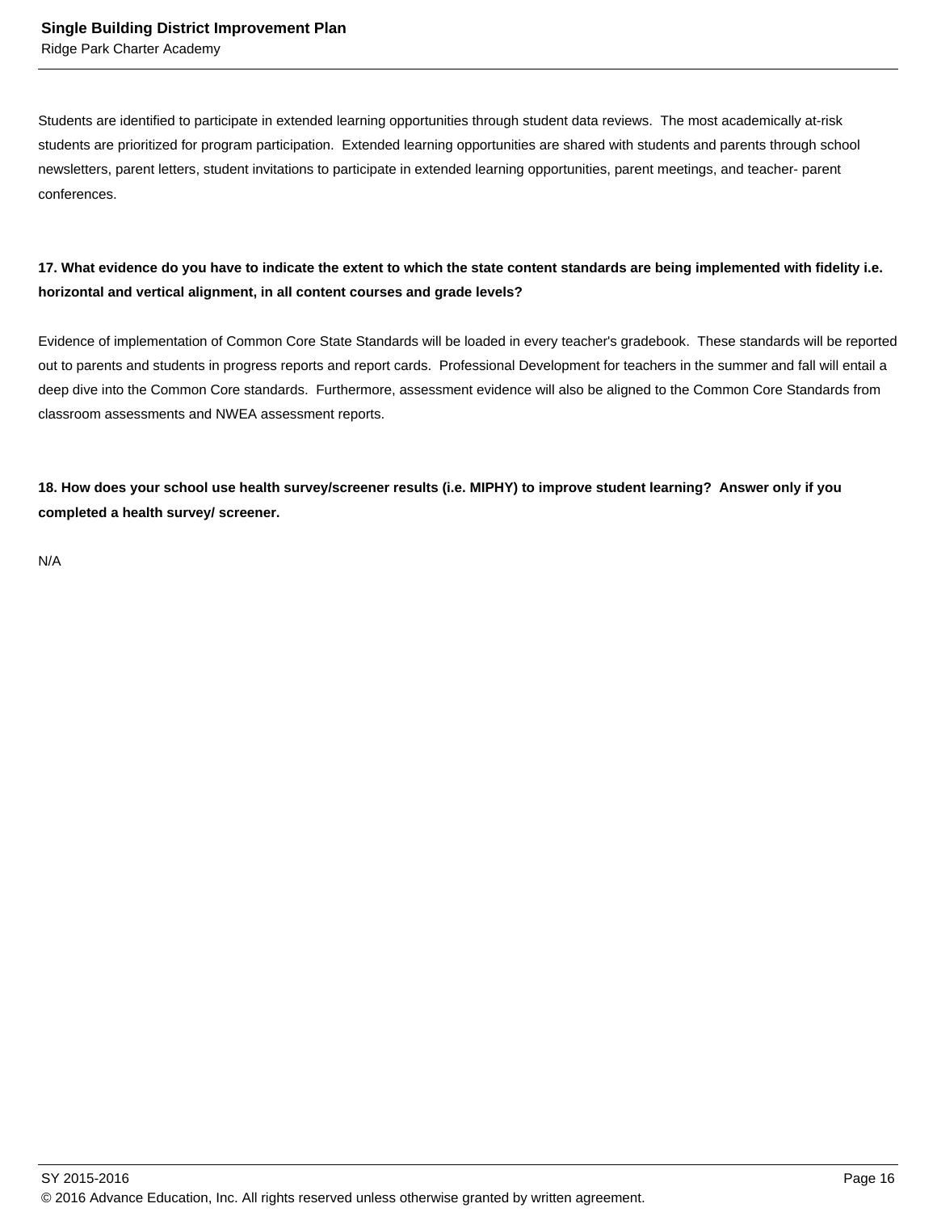Students are identified to participate in extended learning opportunities through student data reviews. The most academically at-risk students are prioritized for program participation. Extended learning opportunities are shared with students and parents through school newsletters, parent letters, student invitations to participate in extended learning opportunities, parent meetings, and teacher- parent conferences.

**17. What evidence do you have to indicate the extent to which the state content standards are being implemented with fidelity i.e. horizontal and vertical alignment, in all content courses and grade levels?**

Evidence of implementation of Common Core State Standards will be loaded in every teacher's gradebook. These standards will be reported out to parents and students in progress reports and report cards. Professional Development for teachers in the summer and fall will entail a deep dive into the Common Core standards. Furthermore, assessment evidence will also be aligned to the Common Core Standards from classroom assessments and NWEA assessment reports.

**18. How does your school use health survey/screener results (i.e. MIPHY) to improve student learning? Answer only if you completed a health survey/ screener.**

N/A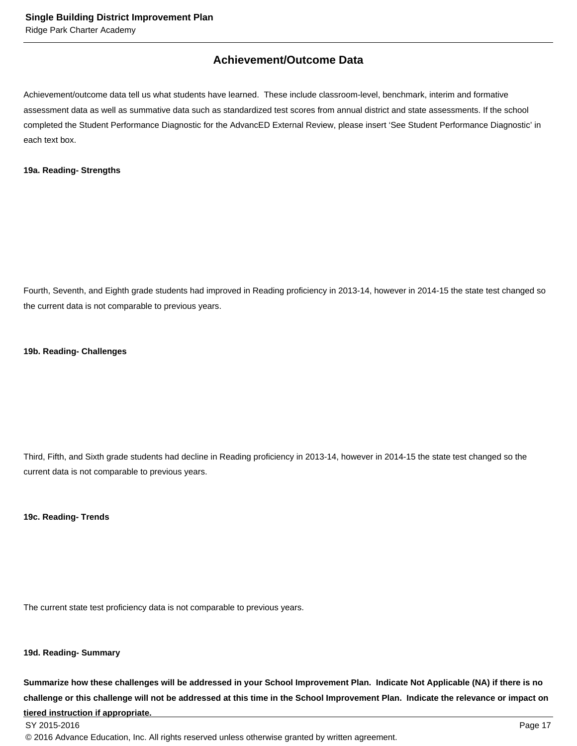## Achievement/Outcome Data

Achievement/outcome data tell us what students have learned. These include classroom-level, benchmark, interim and formative assessment data as well as summative data such as standardized test scores from annual district and state assessments. If the school completed the Student Performance Diagnostic for the AdvancED External Review, please insert 'See Student Performance Diagnostic' in each text box.

**19a. Reading- Strengths**

Fourth, Seventh, and Eighth grade students had improved in Reading proficiency in 2013-14, however in 2014-15 the state test changed so the current data is not comparable to previous years.

**19b. Reading- Challenges**

Third, Fifth, and Sixth grade students had decline in Reading proficiency in 2013-14, however in 2014-15 the state test changed so the current data is not comparable to previous years.

**19c. Reading- Trends**

The current state test proficiency data is not comparable to previous years.

**19d. Reading- Summary**

**Summarize how these challenges will be addressed in your School Improvement Plan. Indicate Not Applicable (NA) if there is no challenge or this challenge will not be addressed at this time in the School Improvement Plan. Indicate the relevance or impact on tiered instruction if appropriate.**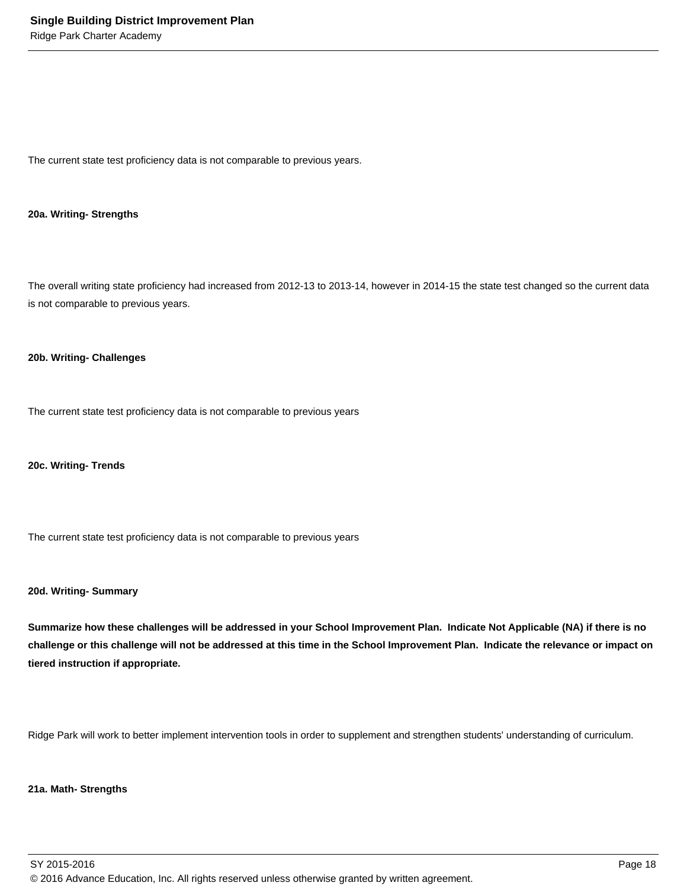The current state test proficiency data is not comparable to previous years.

**20a. Writing- Strengths**

The overall writing state proficiency had increased from 2012-13 to 2013-14, however in 2014-15 the state test changed so the current data is not comparable to previous years.

**20b. Writing- Challenges**

The current state test proficiency data is not comparable to previous years

**20c. Writing- Trends**

The current state test proficiency data is not comparable to previous years

**20d. Writing- Summary**

**Summarize how these challenges will be addressed in your School Improvement Plan. Indicate Not Applicable (NA) if there is no challenge or this challenge will not be addressed at this time in the School Improvement Plan. Indicate the relevance or impact on tiered instruction if appropriate.**

Ridge Park will work to better implement intervention tools in order to supplement and strengthen students' understanding of curriculum.

**21a. Math- Strengths**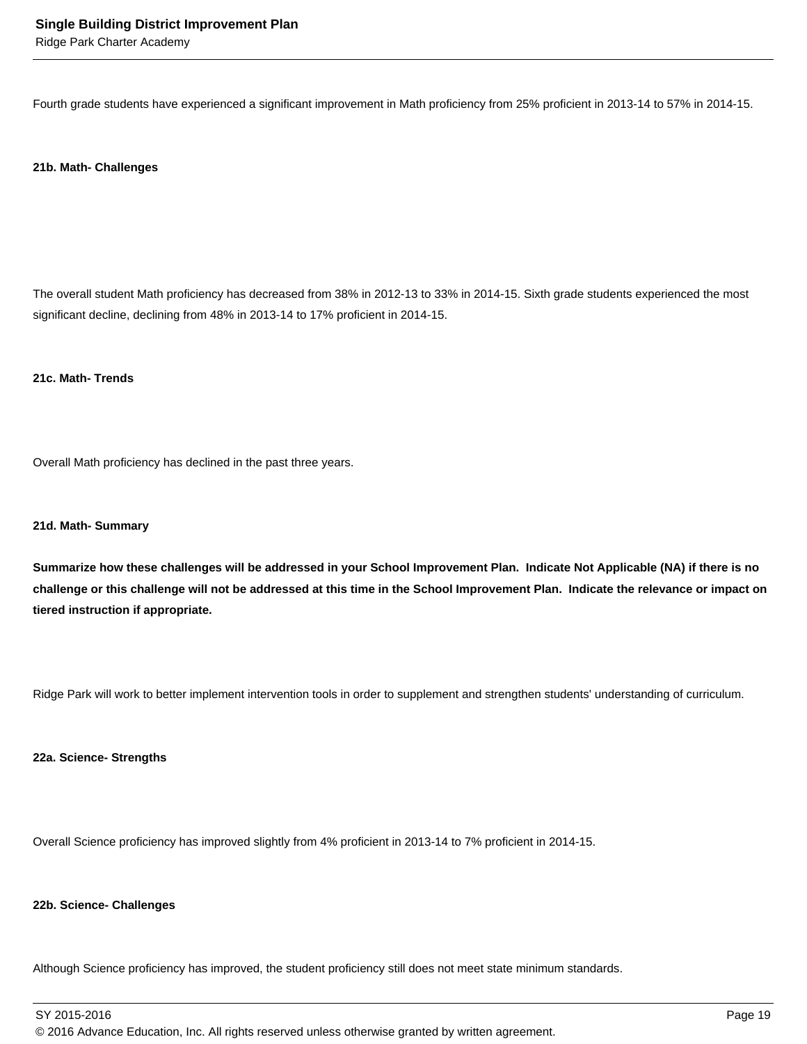Fourth grade students have experienced a significant improvement in Math proficiency from 25% proficient in 2013-14 to 57% in 2014-15.

**21b. Math- Challenges**

The overall student Math proficiency has decreased from 38% in 2012-13 to 33% in 2014-15. Sixth grade students experienced the most significant decline, declining from 48% in 2013-14 to 17% proficient in 2014-15.

**21c. Math- Trends**

Overall Math proficiency has declined in the past three years.

**21d. Math- Summary**

**Summarize how these challenges will be addressed in your School Improvement Plan. Indicate Not Applicable (NA) if there is no challenge or this challenge will not be addressed at this time in the School Improvement Plan. Indicate the relevance or impact on tiered instruction if appropriate.**

Ridge Park will work to better implement intervention tools in order to supplement and strengthen students' understanding of curriculum.

**22a. Science- Strengths**

Overall Science proficiency has improved slightly from 4% proficient in 2013-14 to 7% proficient in 2014-15.

**22b. Science- Challenges**

Although Science proficiency has improved, the student proficiency still does not meet state minimum standards.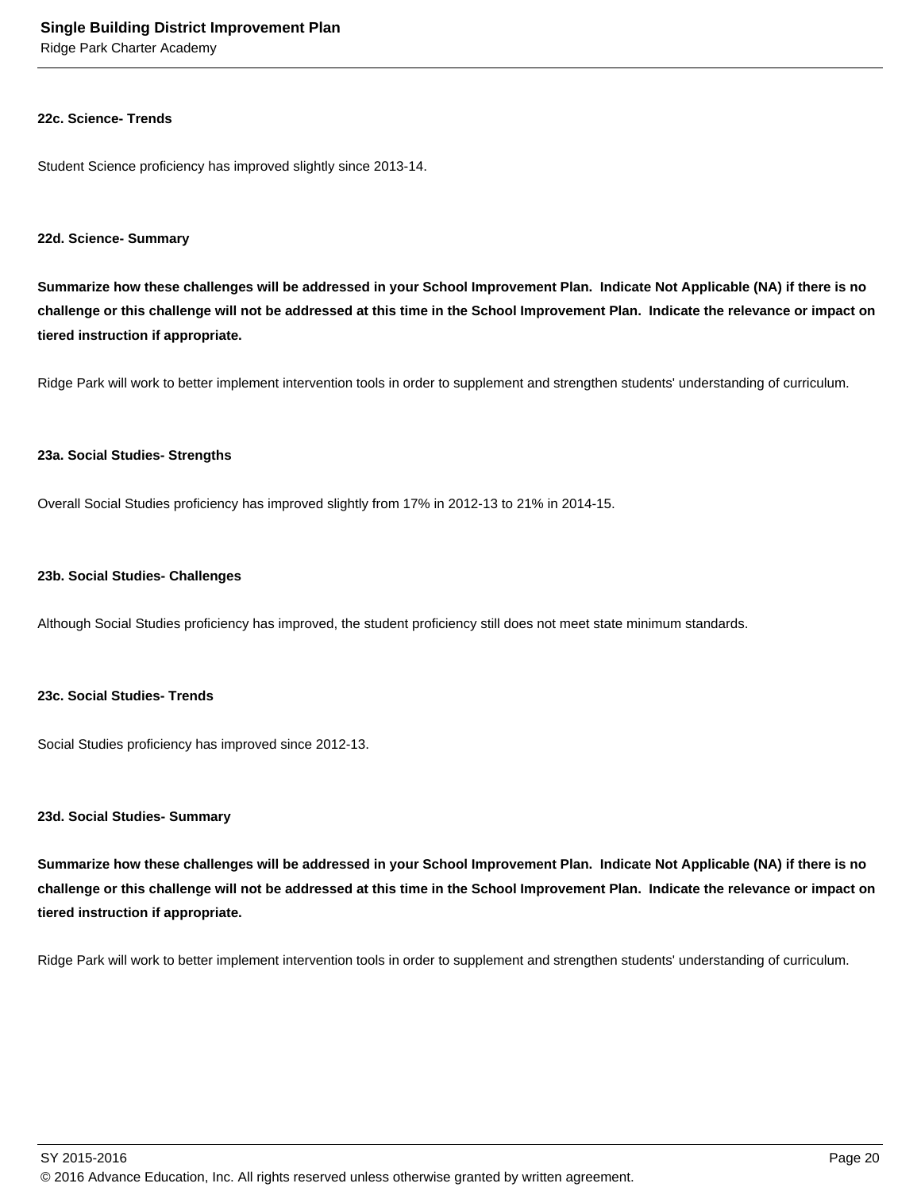#### 22c. Science- Trends

Student Science proficiency has improved slightly since 2013-14.

#### 22d. Science- Summary

**Summarize how these challenges will be addressed in your School Improvement Plan. Indicate Not Applicable (NA) if there is no challenge or this challenge will not be addressed at this time in the School Improvement Plan. Indicate the relevance or impact on tiered instruction if appropriate.**

Ridge Park will work to better implement intervention tools in order to supplement and strengthen students' understanding of curriculum.

#### 23a. Social Studies- Strengths

Overall Social Studies proficiency has improved slightly from 17% in 2012-13 to 21% in 2014-15.

#### 23b. Social Studies- Challenges

Although Social Studies proficiency has improved, the student proficiency still does not meet state minimum standards.

#### 23c. Social Studies- Trends

Social Studies proficiency has improved since 2012-13.

#### 23d. Social Studies- Summary

**Summarize how these challenges will be addressed in your School Improvement Plan. Indicate Not Applicable (NA) if there is no challenge or this challenge will not be addressed at this time in the School Improvement Plan. Indicate the relevance or impact on tiered instruction if appropriate.**

Ridge Park will work to better implement intervention tools in order to supplement and strengthen students' understanding of curriculum.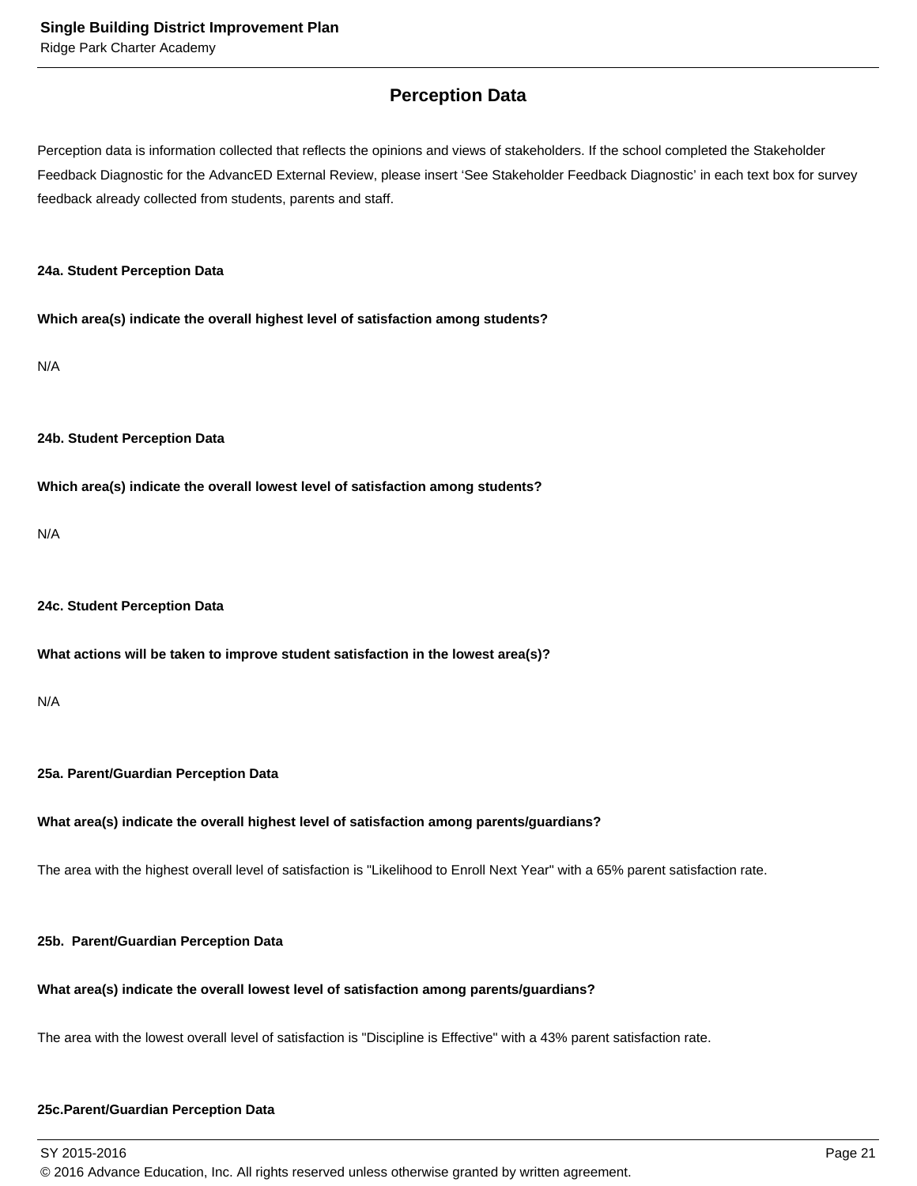## Perception Data

Perception data is information collected that reflects the opinions and views of stakeholders. If the school completed the Stakeholder Feedback Diagnostic for the AdvancED External Review, please insert 'See Stakeholder Feedback Diagnostic' in each text box for survey feedback already collected from students, parents and staff.

**24a. Student Perception Data**

**Which area(s) indicate the overall highest level of satisfaction among students?**

N/A

**24b. Student Perception Data**

**Which area(s) indicate the overall lowest level of satisfaction among students?**

N/A

**24c. Student Perception Data**

**What actions will be taken to improve student satisfaction in the lowest area(s)?**

N/A

**25a. Parent/Guardian Perception Data**

**What area(s) indicate the overall highest level of satisfaction among parents/guardians?**

The area with the highest overall level of satisfaction is "Likelihood to Enroll Next Year" with a 65% parent satisfaction rate.

**25b. Parent/Guardian Perception Data**

**What area(s) indicate the overall lowest level of satisfaction among parents/guardians?**

The area with the lowest overall level of satisfaction is "Discipline is Effective" with a 43% parent satisfaction rate.

**25c.Parent/Guardian Perception Data**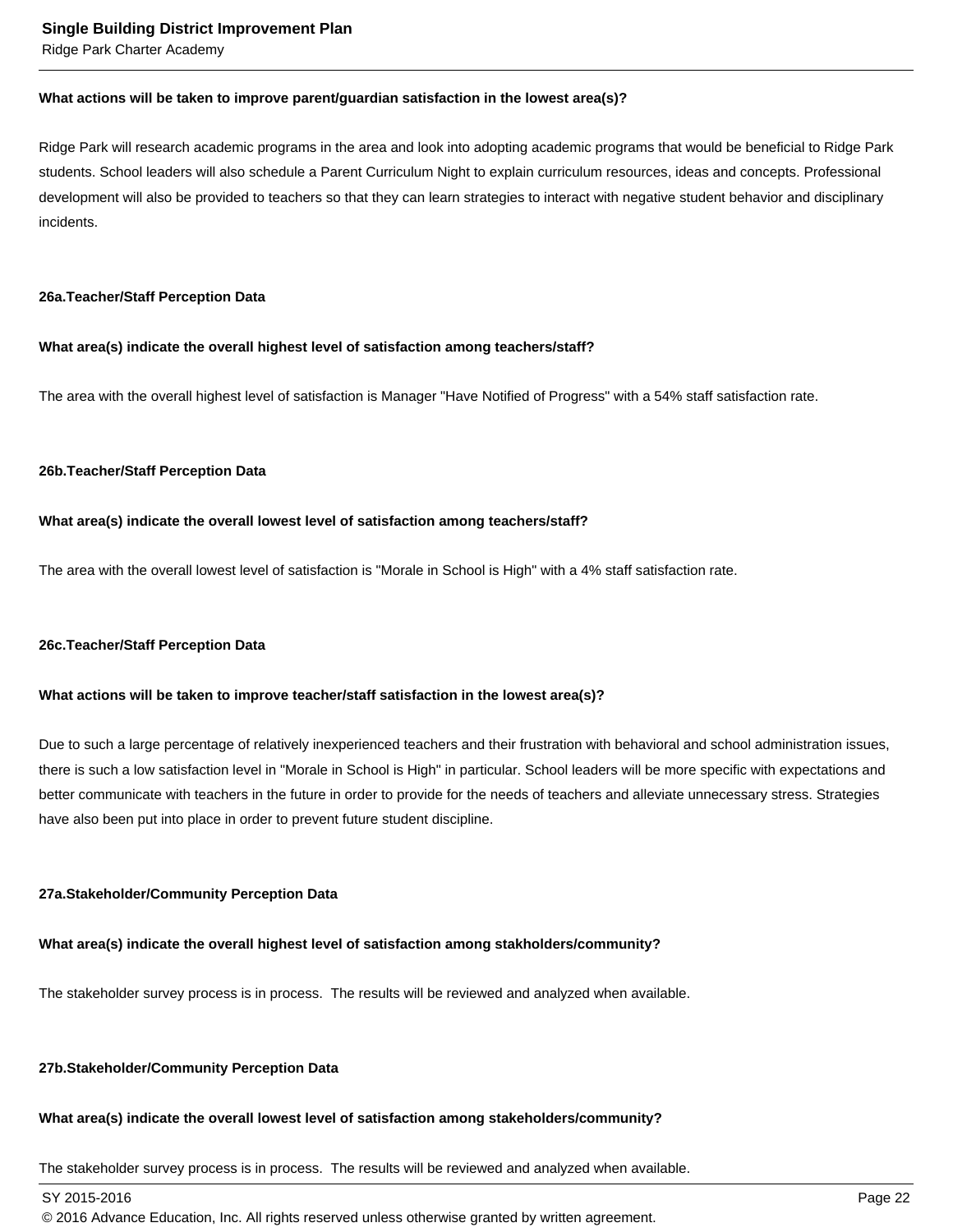**What actions will be taken to improve parent/guardian satisfaction in the lowest area(s)?**

Ridge Park will research academic programs in the area and look into adopting academic programs that would be beneficial to Ridge Park students. School leaders will also schedule a Parent Curriculum Night to explain curriculum resources, ideas and concepts. Professional development will also be provided to teachers so that they can learn strategies to interact with negative student behavior and disciplinary incidents.

**26a.Teacher/Staff Perception Data**

**What area(s) indicate the overall highest level of satisfaction among teachers/staff?**

The area with the overall highest level of satisfaction is Manager "Have Notified of Progress" with a 54% staff satisfaction rate.

**26b.Teacher/Staff Perception Data**

**What area(s) indicate the overall lowest level of satisfaction among teachers/staff?**

The area with the overall lowest level of satisfaction is "Morale in School is High" with a 4% staff satisfaction rate.

**26c.Teacher/Staff Perception Data**

**What actions will be taken to improve teacher/staff satisfaction in the lowest area(s)?**

Due to such a large percentage of relatively inexperienced teachers and their frustration with behavioral and school administration issues, there is such a low satisfaction level in "Morale in School is High" in particular. School leaders will be more specific with expectations and better communicate with teachers in the future in order to provide for the needs of teachers and alleviate unnecessary stress. Strategies have also been put into place in order to prevent future student discipline.

**27a.Stakeholder/Community Perception Data**

**What area(s) indicate the overall highest level of satisfaction among stakholders/community?**

The stakeholder survey process is in process. The results will be reviewed and analyzed when available.

**27b.Stakeholder/Community Perception Data**

**What area(s) indicate the overall lowest level of satisfaction among stakeholders/community?**

The stakeholder survey process is in process. The results will be reviewed and analyzed when available.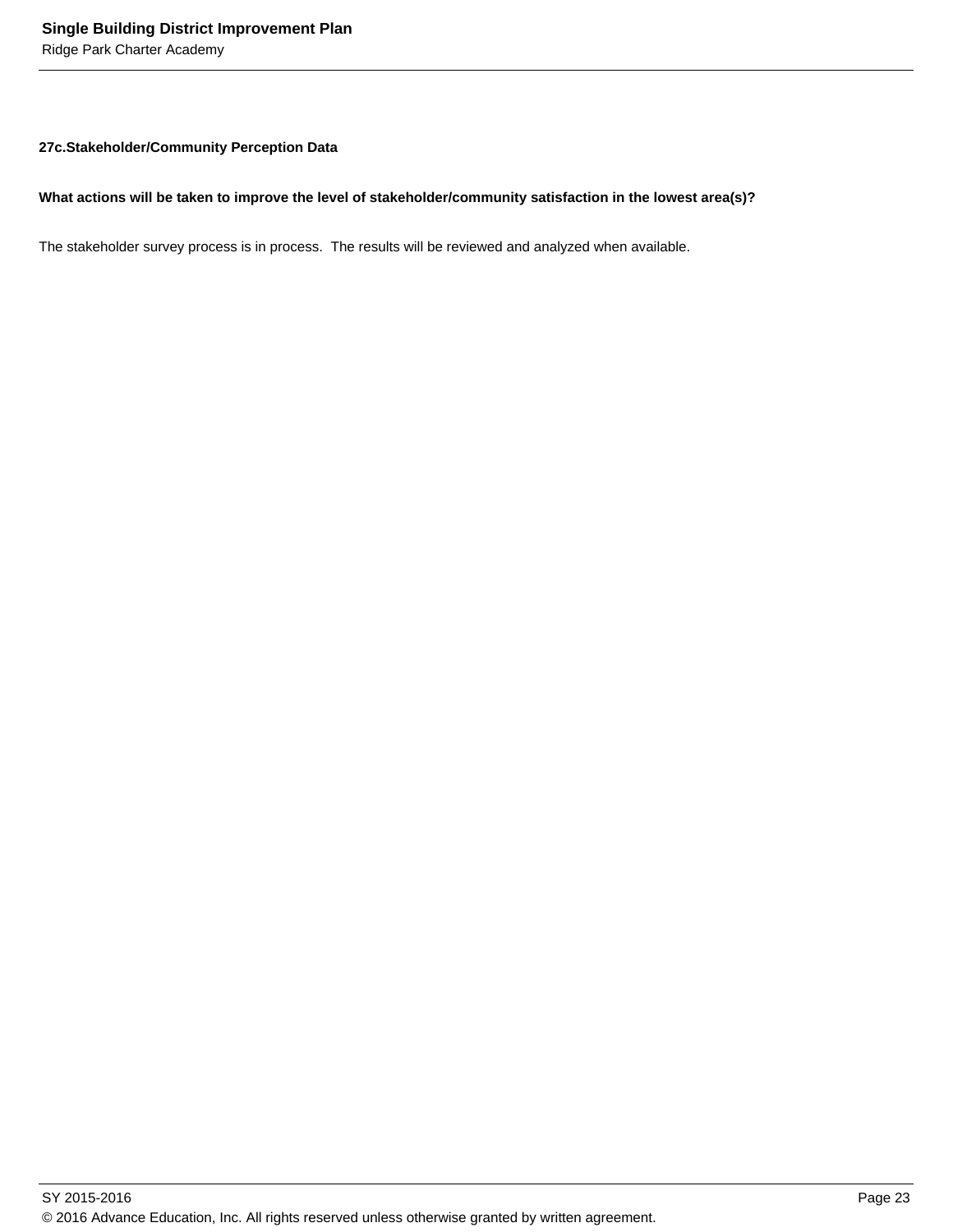**27c.Stakeholder/Community Perception Data**

**What actions will be taken to improve the level of stakeholder/community satisfaction in the lowest area(s)?**

The stakeholder survey process is in process.  The results will be reviewed and analyzed when available.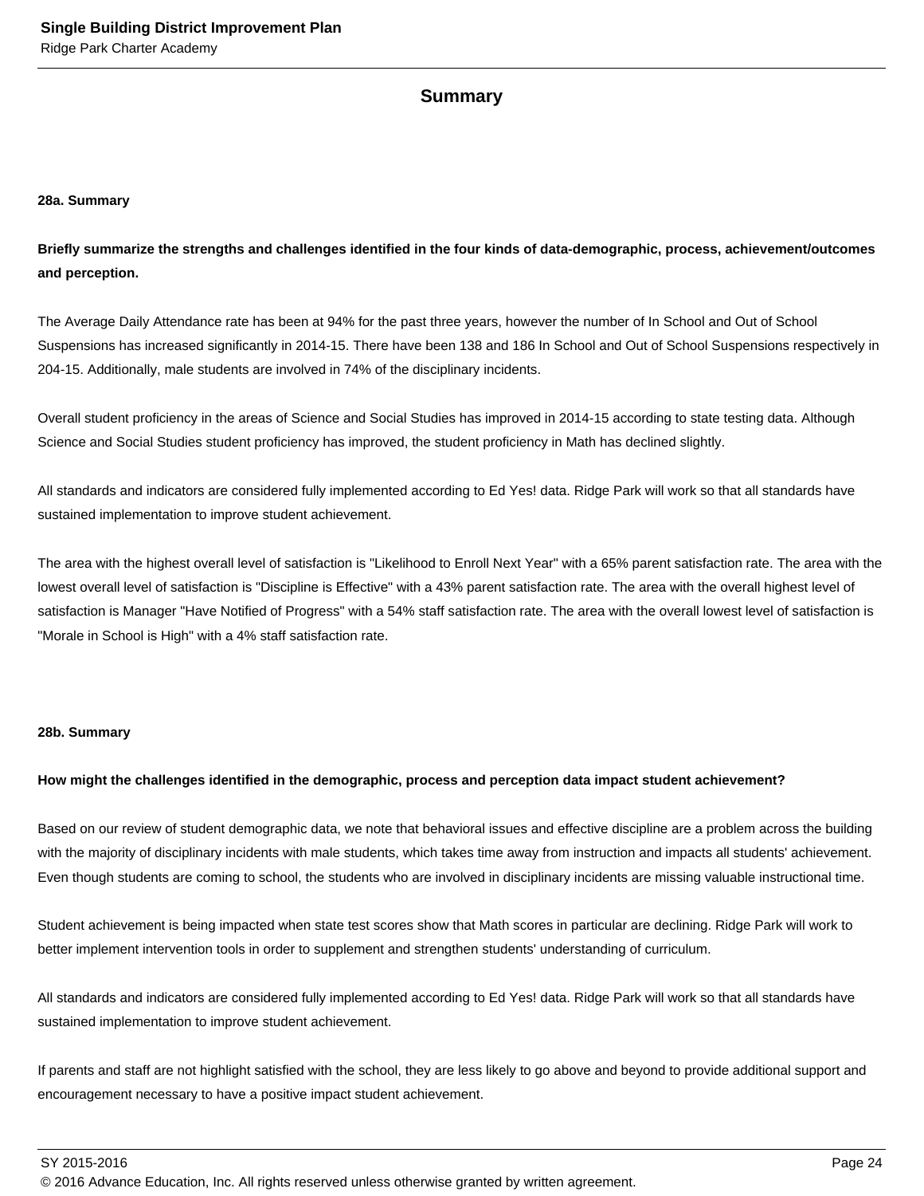## Summary

### 28a. Summary

**Briefly summarize the strengths and challenges identified in the four kinds of data-demographic, process, achievement/outcomes and perception.**

The Average Daily Attendance rate has been at 94% for the past three years, however the number of In School and Out of School Suspensions has increased significantly in 2014-15. There have been 138 and 186 In School and Out of School Suspensions respectively in 204-15. Additionally, male students are involved in 74% of the disciplinary incidents.

Overall student proficiency in the areas of Science and Social Studies has improved in 2014-15 according to state testing data. Although Science and Social Studies student proficiency has improved, the student proficiency in Math has declined slightly.

All standards and indicators are considered fully implemented according to Ed Yes! data. Ridge Park will work so that all standards have sustained implementation to improve student achievement.

The area with the highest overall level of satisfaction is "Likelihood to Enroll Next Year" with a 65% parent satisfaction rate. The area with the lowest overall level of satisfaction is "Discipline is Effective" with a 43% parent satisfaction rate. The area with the overall highest level of satisfaction is Manager "Have Notified of Progress" with a 54% staff satisfaction rate. The area with the overall lowest level of satisfaction is "Morale in School is High" with a 4% staff satisfaction rate.

### 28b. Summary

**How might the challenges identified in the demographic, process and perception data impact student achievement?**

Based on our review of student demographic data, we note that behavioral issues and effective discipline are a problem across the building with the majority of disciplinary incidents with male students, which takes time away from instruction and impacts all students' achievement. Even though students are coming to school, the students who are involved in disciplinary incidents are missing valuable instructional time.

Student achievement is being impacted when state test scores show that Math scores in particular are declining. Ridge Park will work to better implement intervention tools in order to supplement and strengthen students' understanding of curriculum.

All standards and indicators are considered fully implemented according to Ed Yes! data. Ridge Park will work so that all standards have sustained implementation to improve student achievement.

If parents and staff are not highlight satisfied with the school, they are less likely to go above and beyond to provide additional support and encouragement necessary to have a positive impact student achievement.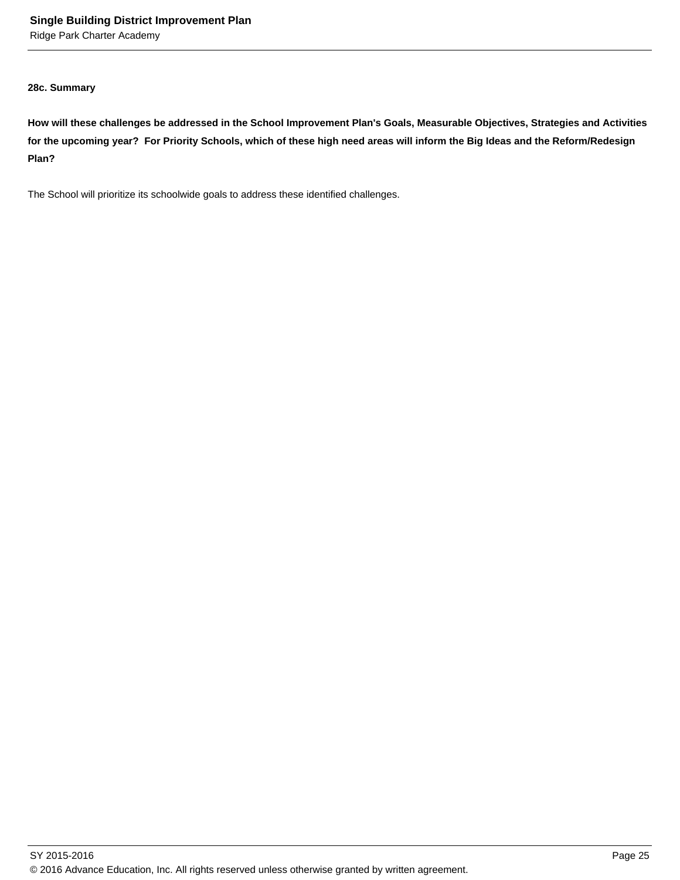**28c. Summary**

**How will these challenges be addressed in the School Improvement Plan's Goals, Measurable Objectives, Strategies and Activities for the upcoming year? For Priority Schools, which of these high need areas will inform the Big Ideas and the Reform/Redesign Plan?**

The School will prioritize its schoolwide goals to address these identified challenges.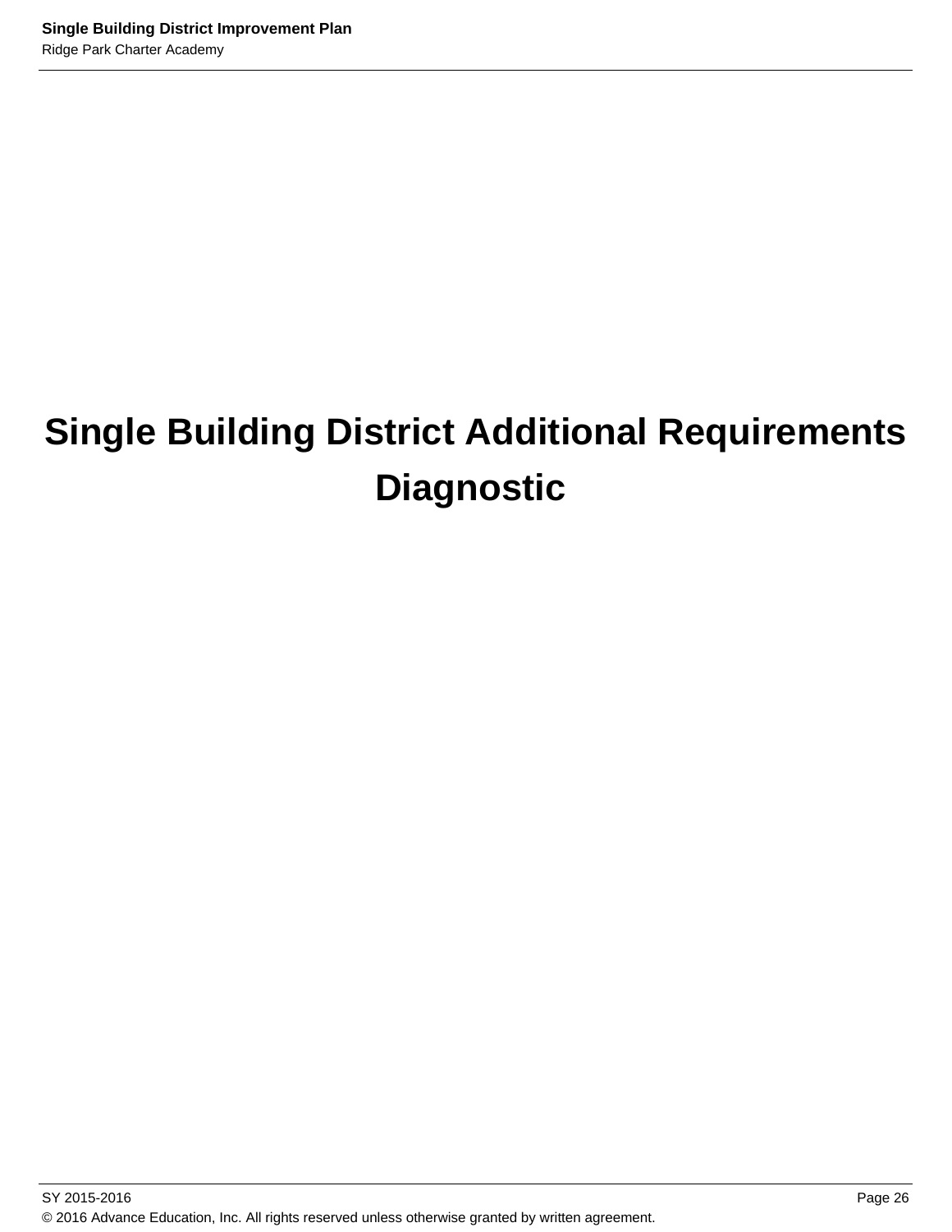# Single Building District Additional Requirements Diagnostic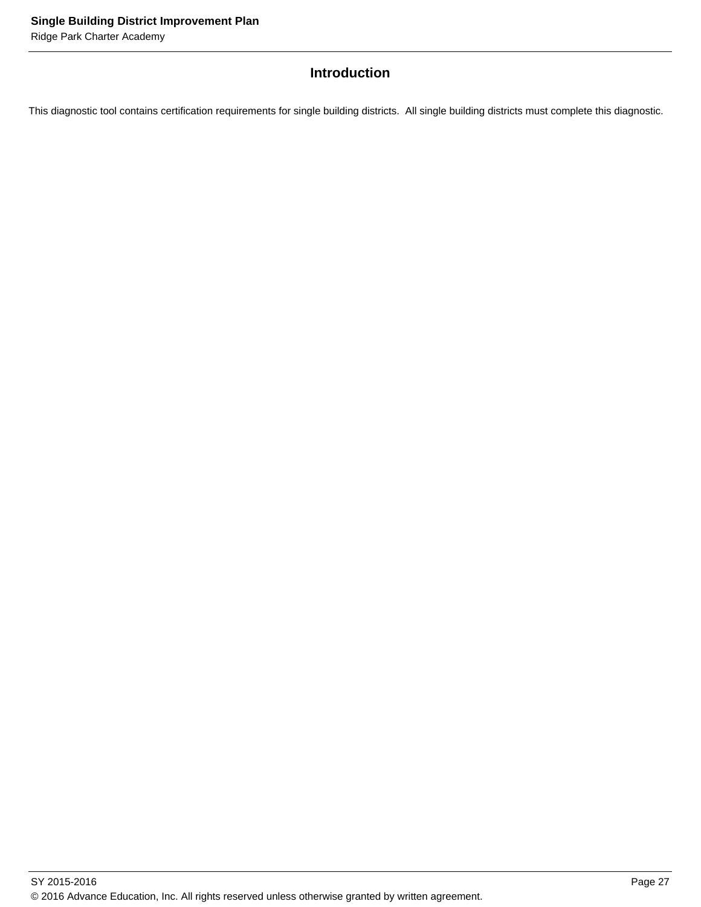## Introduction

This diagnostic tool contains certification requirements for single building districts.  All single building districts must complete this diagnostic.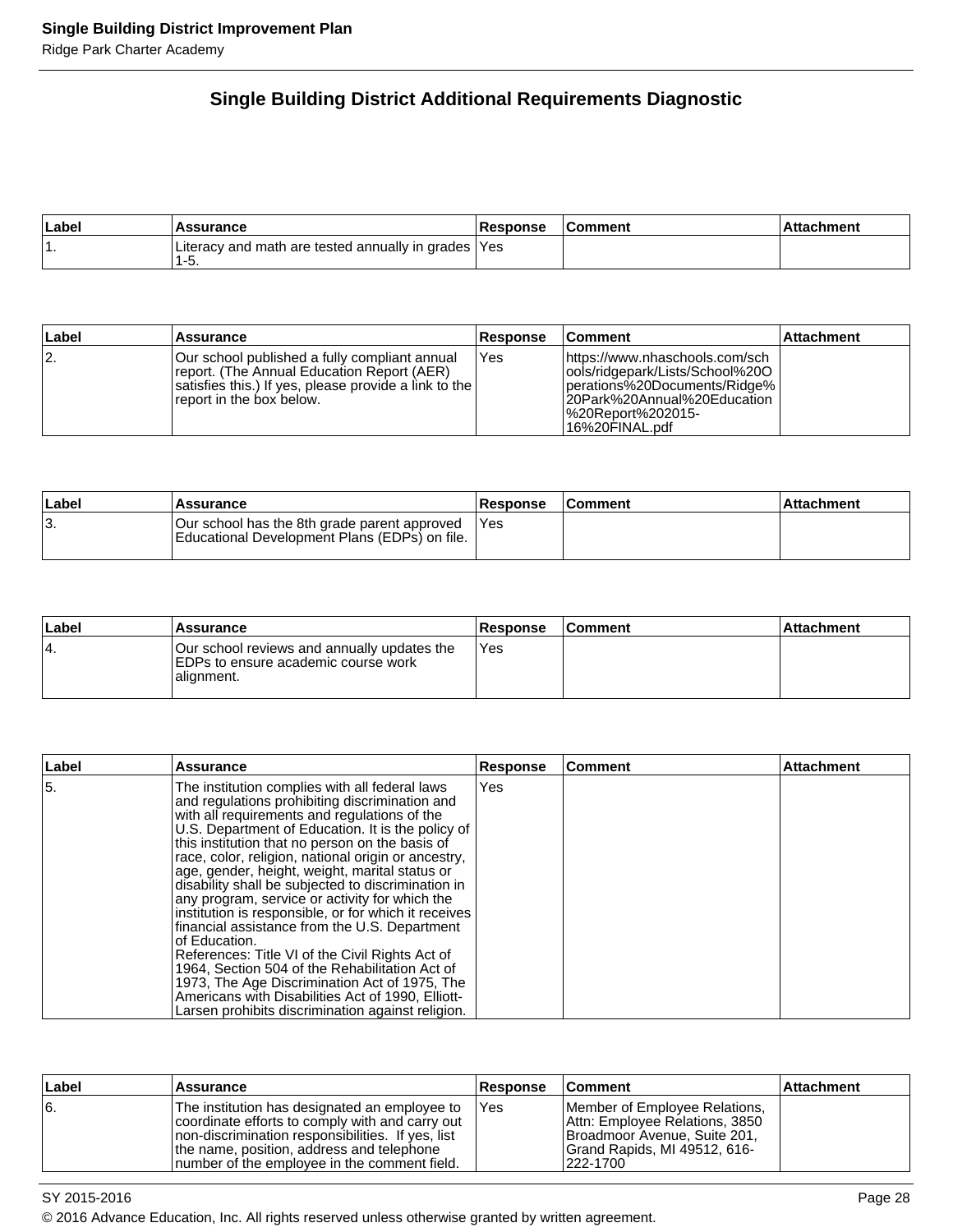## Single Building District Additional Requirements Diagnostic

| Label | Assurance | Response | Comment | Attachment |
|---|---|---|---|---|
| 1. | Literacy and math are tested annually in grades 1-5. | Yes | | |

| Label | Assurance | Response | Comment | Attachment |
|---|---|---|---|---|
| 2. | Our school published a fully compliant annual report. (The Annual Education Report (AER) satisfies this.) If yes, please provide a link to the report in the box below. | Yes | https://www.nhaschools.com/schools/ridgepark/Lists/School%20Operations%20Documents/Ridge%20Park%20Annual%20Education%20Report%202015-16%20FINAL.pdf | |

| Label | Assurance | Response | Comment | Attachment |
|---|---|---|---|---|
| 3. | Our school has the 8th grade parent approved Educational Development Plans (EDPs) on file. | Yes | | |

| Label | Assurance | Response | Comment | Attachment |
|---|---|---|---|---|
| 4. | Our school reviews and annually updates the EDPs to ensure academic course work alignment. | Yes | | |

| Label | Assurance | Response | Comment | Attachment |
|---|---|---|---|---|
| 5. | The institution complies with all federal laws and regulations prohibiting discrimination and with all requirements and regulations of the U.S. Department of Education. It is the policy of this institution that no person on the basis of race, color, religion, national origin or ancestry, age, gender, height, weight, marital status or disability shall be subjected to discrimination in any program, service or activity for which the institution is responsible, or for which it receives financial assistance from the U.S. Department of Education. References: Title VI of the Civil Rights Act of 1964, Section 504 of the Rehabilitation Act of 1973, The Age Discrimination Act of 1975, The Americans with Disabilities Act of 1990, Elliott-Larsen prohibits discrimination against religion. | Yes | | |

| Label | Assurance | Response | Comment | Attachment |
|---|---|---|---|---|
| 6. | The institution has designated an employee to coordinate efforts to comply with and carry out non-discrimination responsibilities. If yes, list the name, position, address and telephone number of the employee in the comment field. | Yes | Member of Employee Relations, Attn: Employee Relations, 3850 Broadmoor Avenue, Suite 201, Grand Rapids, MI 49512, 616-222-1700 | |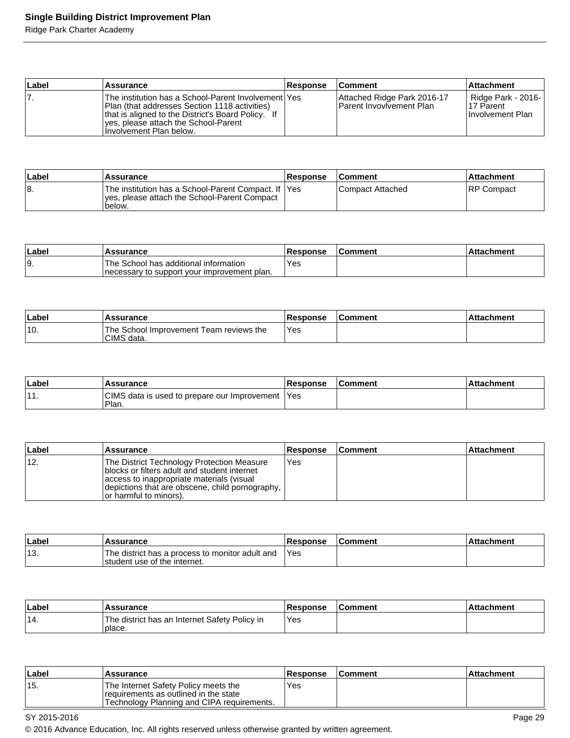| Label | Assurance | Response | Comment | Attachment |
|---|---|---|---|---|
| 7. | The institution has a School-Parent Involvement Plan (that addresses Section 1118 activities) that is aligned to the District's Board Policy. If yes, please attach the School-Parent Involvement Plan below. | Yes | Attached Ridge Park 2016-17 Parent Invovlvement Plan | Ridge Park - 2016-17 Parent Involvement Plan |

| Label | Assurance | Response | Comment | Attachment |
|---|---|---|---|---|
| 8. | The institution has a School-Parent Compact. If yes, please attach the School-Parent Compact below. | Yes | Compact Attached | RP Compact |

| Label | Assurance | Response | Comment | Attachment |
|---|---|---|---|---|
| 9. | The School has additional information necessary to support your improvement plan. | Yes | | |

| Label | Assurance | Response | Comment | Attachment |
|---|---|---|---|---|
| 10. | The School Improvement Team reviews the CIMS data. | Yes | | |

| Label | Assurance | Response | Comment | Attachment |
|---|---|---|---|---|
| 11. | CIMS data is used to prepare our Improvement Plan. | Yes | | |

| Label | Assurance | Response | Comment | Attachment |
|---|---|---|---|---|
| 12. | The District Technology Protection Measure blocks or filters adult and student internet access to inappropriate materials (visual depictions that are obscene, child pornography, or harmful to minors). | Yes | | |

| Label | Assurance | Response | Comment | Attachment |
|---|---|---|---|---|
| 13. | The district has a process to monitor adult and student use of the internet. | Yes | | |

| Label | Assurance | Response | Comment | Attachment |
|---|---|---|---|---|
| 14. | The district has an Internet Safety Policy in place. | Yes | | |

| Label | Assurance | Response | Comment | Attachment |
|---|---|---|---|---|
| 15. | The Internet Safety Policy meets the requirements as outlined in the state Technology Planning and CIPA requirements. | Yes | | |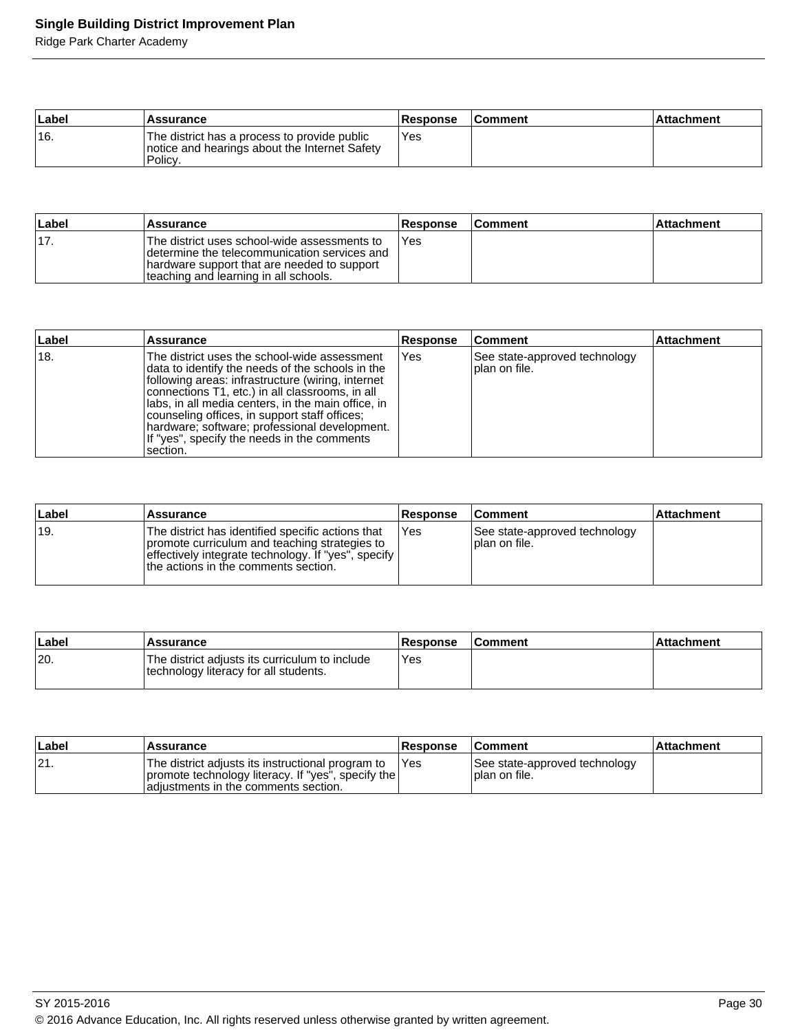| Label | Assurance | Response | Comment | Attachment |
|---|---|---|---|---|
| 16. | The district has a process to provide public notice and hearings about the Internet Safety Policy. | Yes | | |

| Label | Assurance | Response | Comment | Attachment |
|---|---|---|---|---|
| 17. | The district uses school-wide assessments to determine the telecommunication services and hardware support that are needed to support teaching and learning in all schools. | Yes | | |

| Label | Assurance | Response | Comment | Attachment |
|---|---|---|---|---|
| 18. | The district uses the school-wide assessment data to identify the needs of the schools in the following areas: infrastructure (wiring, internet connections T1, etc.) in all classrooms, in all labs, in all media centers, in the main office, in counseling offices, in support staff offices; hardware; software; professional development. If "yes", specify the needs in the comments section. | Yes | See state-approved technology plan on file. | |

| Label | Assurance | Response | Comment | Attachment |
|---|---|---|---|---|
| 19. | The district has identified specific actions that promote curriculum and teaching strategies to effectively integrate technology. If "yes", specify the actions in the comments section. | Yes | See state-approved technology plan on file. | |

| Label | Assurance | Response | Comment | Attachment |
|---|---|---|---|---|
| 20. | The district adjusts its curriculum to include technology literacy for all students. | Yes | | |

| Label | Assurance | Response | Comment | Attachment |
|---|---|---|---|---|
| 21. | The district adjusts its instructional program to promote technology literacy. If "yes", specify the adjustments in the comments section. | Yes | See state-approved technology plan on file. | |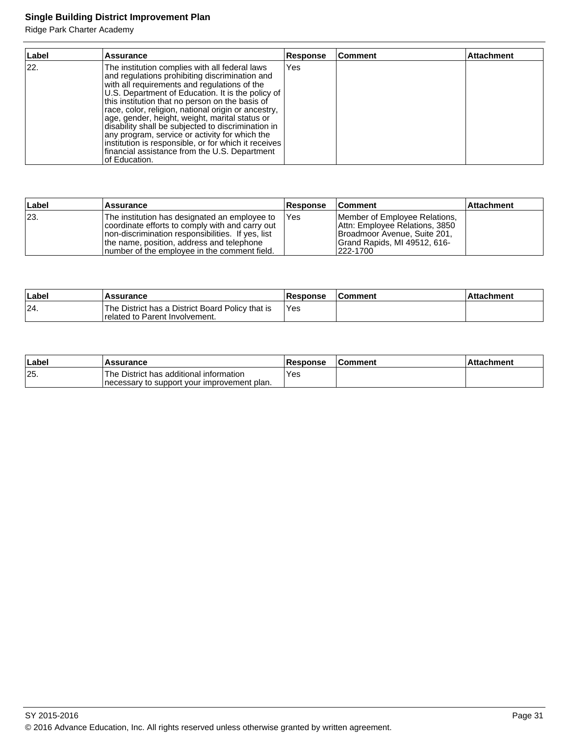| Label | Assurance | Response | Comment | Attachment |
| --- | --- | --- | --- | --- |
| 22. | The institution complies with all federal laws and regulations prohibiting discrimination and with all requirements and regulations of the U.S. Department of Education. It is the policy of this institution that no person on the basis of race, color, religion, national origin or ancestry, age, gender, height, weight, marital status or disability shall be subjected to discrimination in any program, service or activity for which the institution is responsible, or for which it receives financial assistance from the U.S. Department of Education. | Yes | | |

| Label | Assurance | Response | Comment | Attachment |
| --- | --- | --- | --- | --- |
| 23. | The institution has designated an employee to coordinate efforts to comply with and carry out non-discrimination responsibilities. If yes, list the name, position, address and telephone number of the employee in the comment field. | Yes | Member of Employee Relations, Attn: Employee Relations, 3850 Broadmoor Avenue, Suite 201, Grand Rapids, MI 49512, 616-222-1700 | |

| Label | Assurance | Response | Comment | Attachment |
| --- | --- | --- | --- | --- |
| 24. | The District has a District Board Policy that is related to Parent Involvement. | Yes | | |

| Label | Assurance | Response | Comment | Attachment |
| --- | --- | --- | --- | --- |
| 25. | The District has additional information necessary to support your improvement plan. | Yes | | |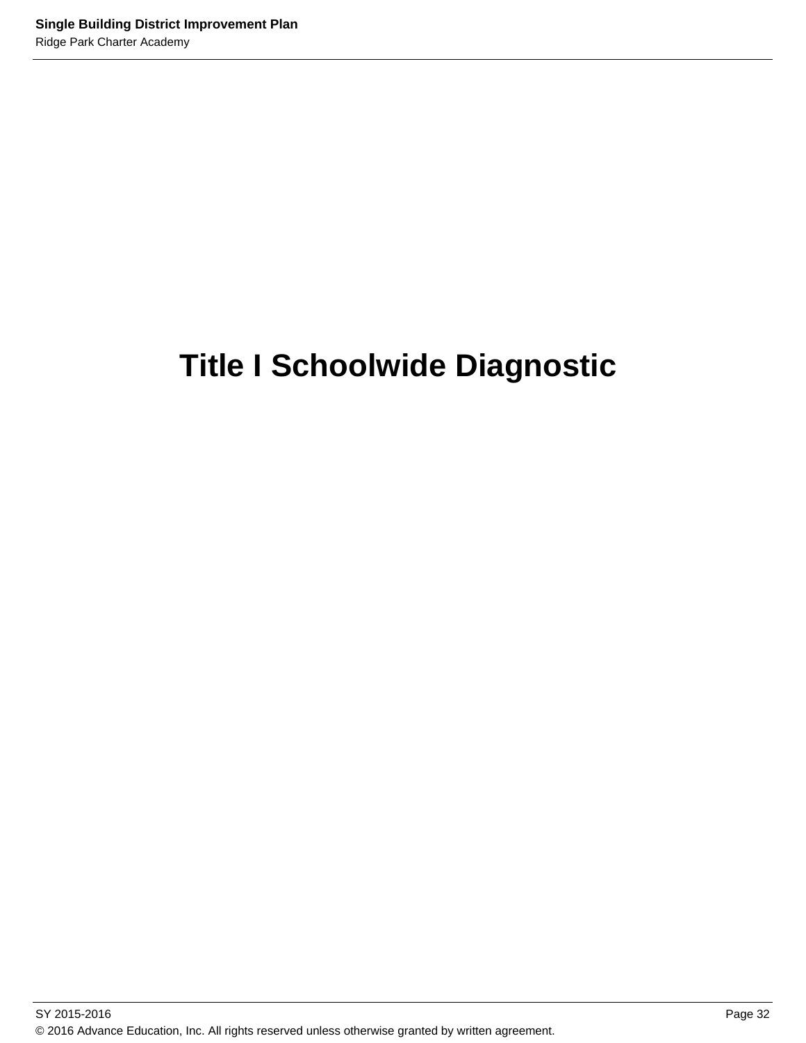# Title I Schoolwide Diagnostic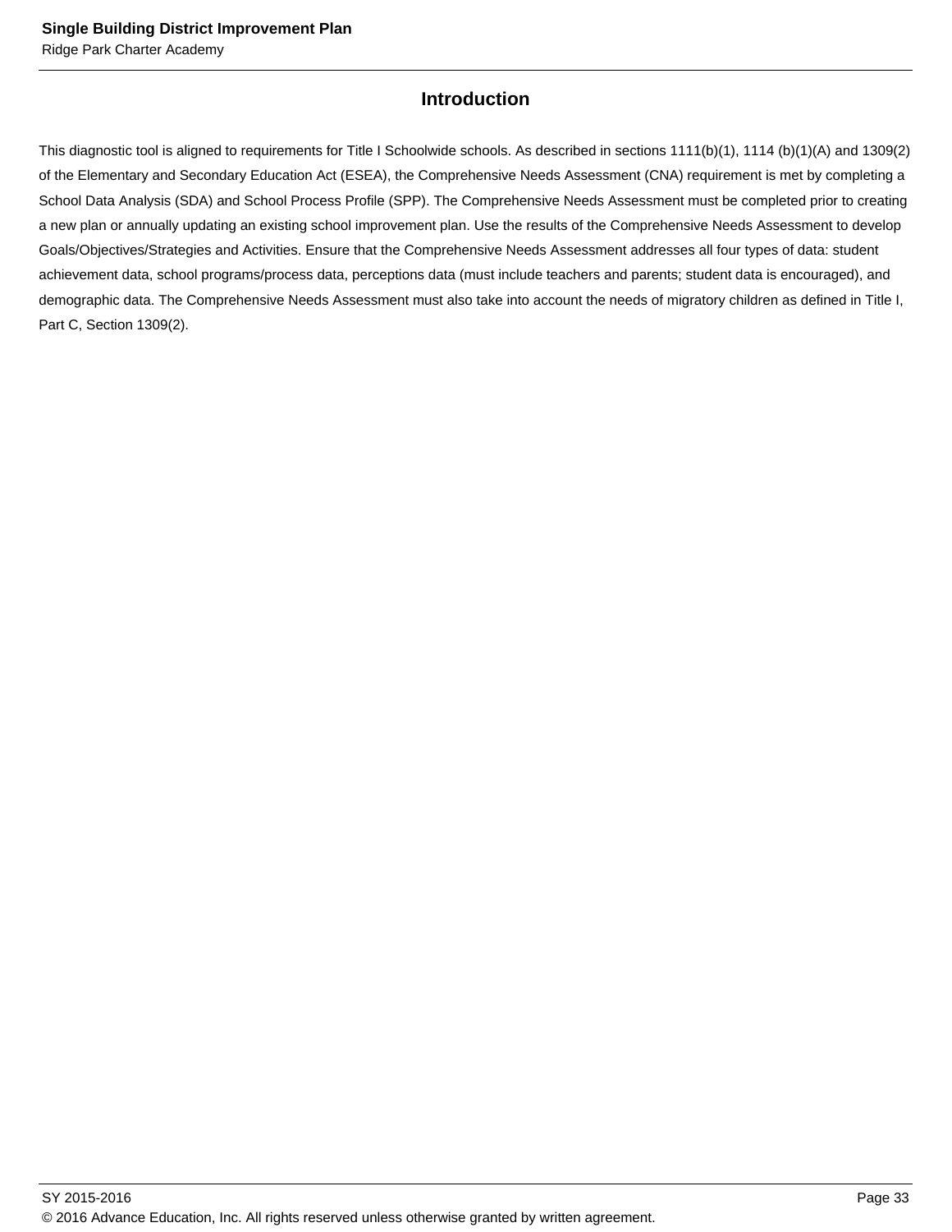## Introduction

This diagnostic tool is aligned to requirements for Title I Schoolwide schools. As described in sections 1111(b)(1), 1114 (b)(1)(A) and 1309(2) of the Elementary and Secondary Education Act (ESEA), the Comprehensive Needs Assessment (CNA) requirement is met by completing a School Data Analysis (SDA) and School Process Profile (SPP). The Comprehensive Needs Assessment must be completed prior to creating a new plan or annually updating an existing school improvement plan. Use the results of the Comprehensive Needs Assessment to develop Goals/Objectives/Strategies and Activities. Ensure that the Comprehensive Needs Assessment addresses all four types of data: student achievement data, school programs/process data, perceptions data (must include teachers and parents; student data is encouraged), and demographic data. The Comprehensive Needs Assessment must also take into account the needs of migratory children as defined in Title I, Part C, Section 1309(2).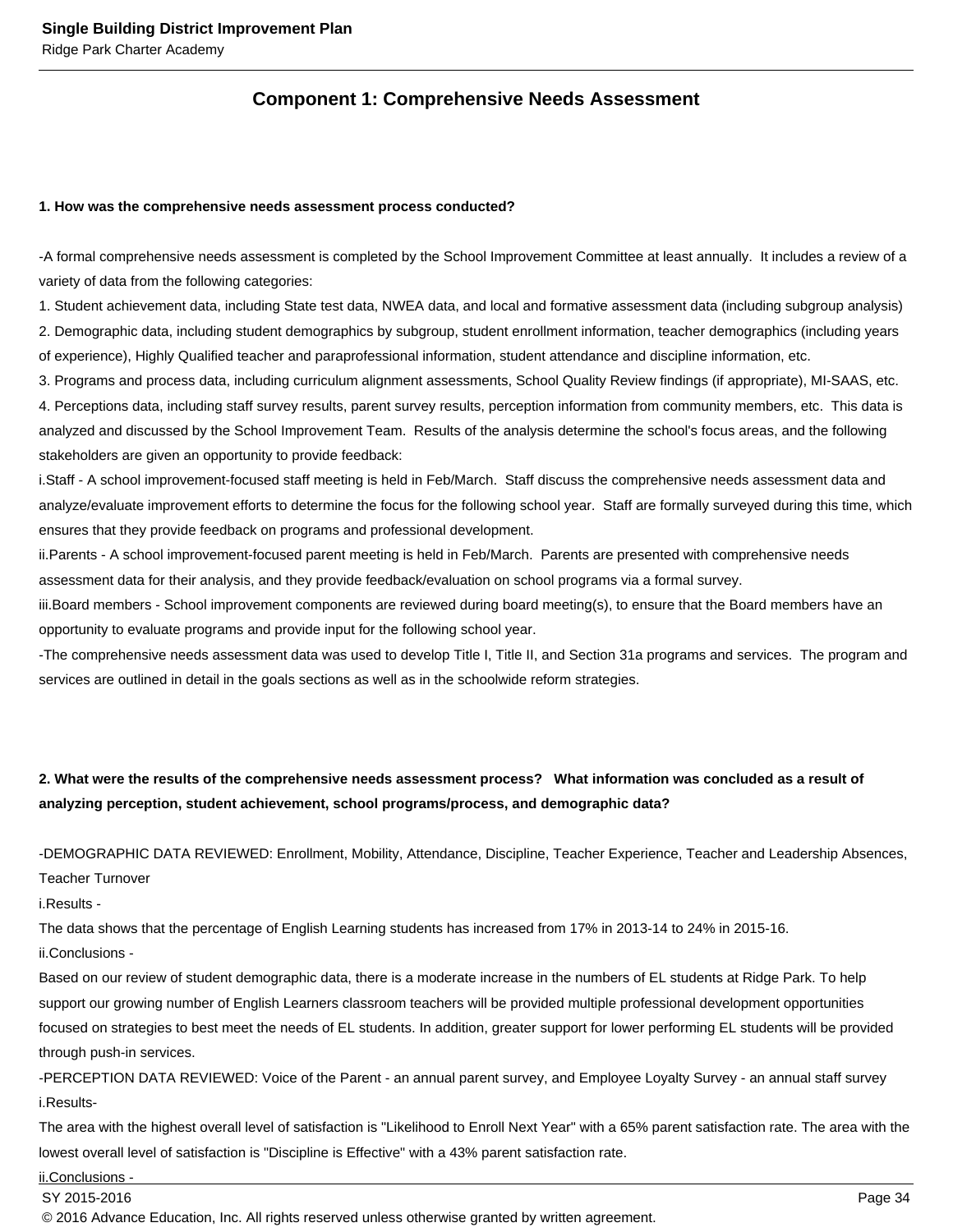## Component 1: Comprehensive Needs Assessment

**1. How was the comprehensive needs assessment process conducted?**

-A formal comprehensive needs assessment is completed by the School Improvement Committee at least annually. It includes a review of a variety of data from the following categories:
1. Student achievement data, including State test data, NWEA data, and local and formative assessment data (including subgroup analysis)
2. Demographic data, including student demographics by subgroup, student enrollment information, teacher demographics (including years of experience), Highly Qualified teacher and paraprofessional information, student attendance and discipline information, etc.
3. Programs and process data, including curriculum alignment assessments, School Quality Review findings (if appropriate), MI-SAAS, etc.
4. Perceptions data, including staff survey results, parent survey results, perception information from community members, etc. This data is analyzed and discussed by the School Improvement Team. Results of the analysis determine the school's focus areas, and the following stakeholders are given an opportunity to provide feedback:
i.Staff - A school improvement-focused staff meeting is held in Feb/March. Staff discuss the comprehensive needs assessment data and analyze/evaluate improvement efforts to determine the focus for the following school year. Staff are formally surveyed during this time, which ensures that they provide feedback on programs and professional development.
ii.Parents - A school improvement-focused parent meeting is held in Feb/March. Parents are presented with comprehensive needs assessment data for their analysis, and they provide feedback/evaluation on school programs via a formal survey.
iii.Board members - School improvement components are reviewed during board meeting(s), to ensure that the Board members have an opportunity to evaluate programs and provide input for the following school year.
-The comprehensive needs assessment data was used to develop Title I, Title II, and Section 31a programs and services. The program and services are outlined in detail in the goals sections as well as in the schoolwide reform strategies.

**2. What were the results of the comprehensive needs assessment process? What information was concluded as a result of analyzing perception, student achievement, school programs/process, and demographic data?**

-DEMOGRAPHIC DATA REVIEWED: Enrollment, Mobility, Attendance, Discipline, Teacher Experience, Teacher and Leadership Absences, Teacher Turnover
i.Results -
The data shows that the percentage of English Learning students has increased from 17% in 2013-14 to 24% in 2015-16.
ii.Conclusions -
Based on our review of student demographic data, there is a moderate increase in the numbers of EL students at Ridge Park. To help support our growing number of English Learners classroom teachers will be provided multiple professional development opportunities focused on strategies to best meet the needs of EL students. In addition, greater support for lower performing EL students will be provided through push-in services.
-PERCEPTION DATA REVIEWED: Voice of the Parent - an annual parent survey, and Employee Loyalty Survey - an annual staff survey
i.Results-
The area with the highest overall level of satisfaction is "Likelihood to Enroll Next Year" with a 65% parent satisfaction rate. The area with the lowest overall level of satisfaction is "Discipline is Effective" with a 43% parent satisfaction rate.
ii.Conclusions -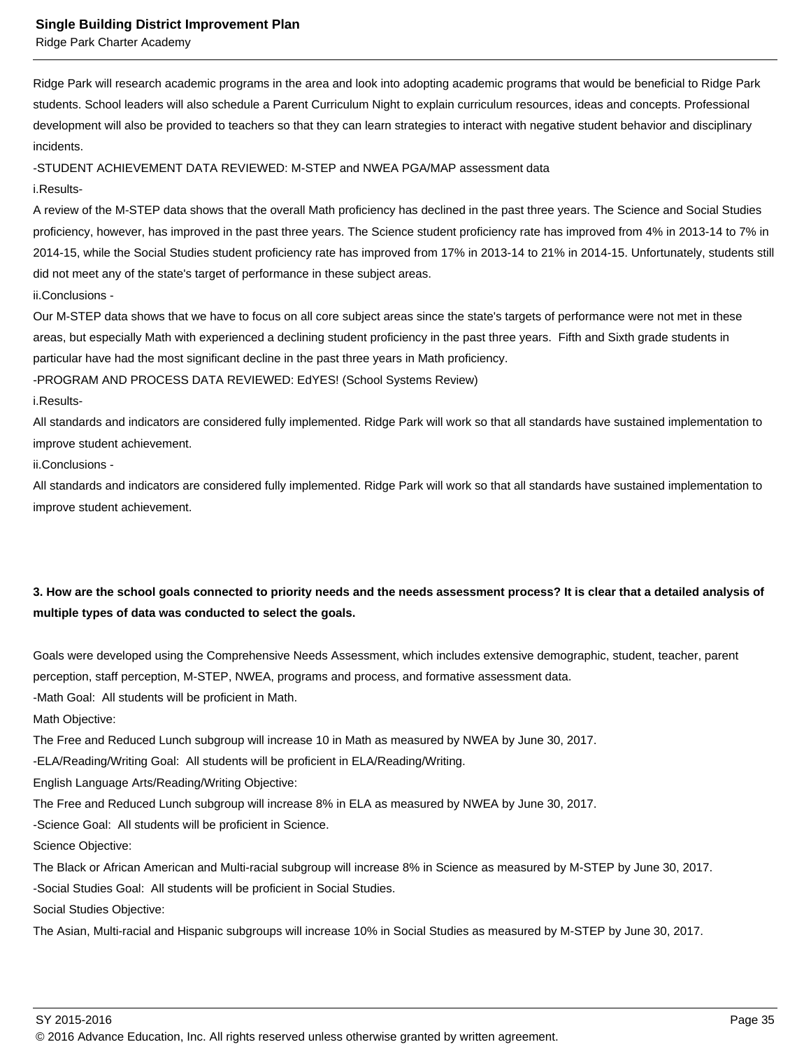Ridge Park will research academic programs in the area and look into adopting academic programs that would be beneficial to Ridge Park students. School leaders will also schedule a Parent Curriculum Night to explain curriculum resources, ideas and concepts. Professional development will also be provided to teachers so that they can learn strategies to interact with negative student behavior and disciplinary incidents.

-STUDENT ACHIEVEMENT DATA REVIEWED: M-STEP and NWEA PGA/MAP assessment data

i.Results-

A review of the M-STEP data shows that the overall Math proficiency has declined in the past three years. The Science and Social Studies proficiency, however, has improved in the past three years. The Science student proficiency rate has improved from 4% in 2013-14 to 7% in 2014-15, while the Social Studies student proficiency rate has improved from 17% in 2013-14 to 21% in 2014-15. Unfortunately, students still did not meet any of the state's target of performance in these subject areas.

ii.Conclusions -

Our M-STEP data shows that we have to focus on all core subject areas since the state's targets of performance were not met in these areas, but especially Math with experienced a declining student proficiency in the past three years. Fifth and Sixth grade students in particular have had the most significant decline in the past three years in Math proficiency.

-PROGRAM AND PROCESS DATA REVIEWED: EdYES! (School Systems Review)

i.Results-

All standards and indicators are considered fully implemented. Ridge Park will work so that all standards have sustained implementation to improve student achievement.

ii.Conclusions -

All standards and indicators are considered fully implemented. Ridge Park will work so that all standards have sustained implementation to improve student achievement.

**3. How are the school goals connected to priority needs and the needs assessment process? It is clear that a detailed analysis of multiple types of data was conducted to select the goals.**

Goals were developed using the Comprehensive Needs Assessment, which includes extensive demographic, student, teacher, parent perception, staff perception, M-STEP, NWEA, programs and process, and formative assessment data.

-Math Goal: All students will be proficient in Math.

Math Objective:

The Free and Reduced Lunch subgroup will increase 10 in Math as measured by NWEA by June 30, 2017.

-ELA/Reading/Writing Goal: All students will be proficient in ELA/Reading/Writing.

English Language Arts/Reading/Writing Objective:

The Free and Reduced Lunch subgroup will increase 8% in ELA as measured by NWEA by June 30, 2017.

-Science Goal: All students will be proficient in Science.

Science Objective:

The Black or African American and Multi-racial subgroup will increase 8% in Science as measured by M-STEP by June 30, 2017.

-Social Studies Goal: All students will be proficient in Social Studies.

Social Studies Objective:

The Asian, Multi-racial and Hispanic subgroups will increase 10% in Social Studies as measured by M-STEP by June 30, 2017.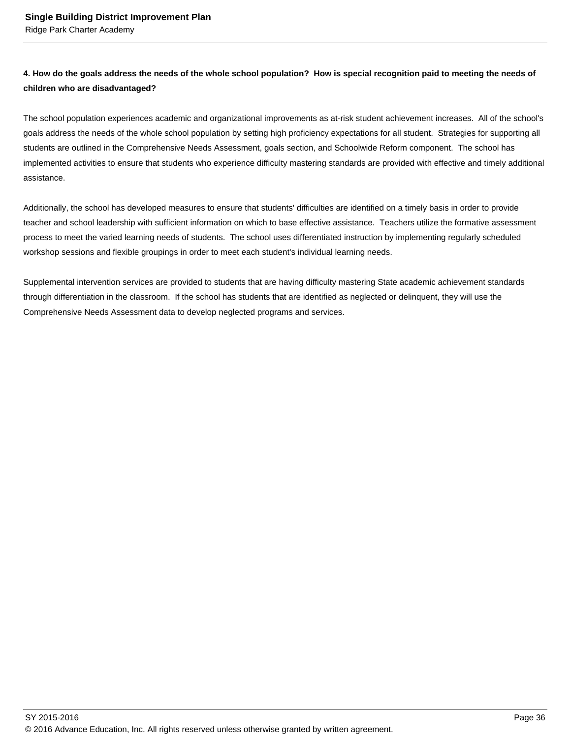**4. How do the goals address the needs of the whole school population? How is special recognition paid to meeting the needs of children who are disadvantaged?**

The school population experiences academic and organizational improvements as at-risk student achievement increases. All of the school's goals address the needs of the whole school population by setting high proficiency expectations for all student. Strategies for supporting all students are outlined in the Comprehensive Needs Assessment, goals section, and Schoolwide Reform component. The school has implemented activities to ensure that students who experience difficulty mastering standards are provided with effective and timely additional assistance.

Additionally, the school has developed measures to ensure that students' difficulties are identified on a timely basis in order to provide teacher and school leadership with sufficient information on which to base effective assistance. Teachers utilize the formative assessment process to meet the varied learning needs of students. The school uses differentiated instruction by implementing regularly scheduled workshop sessions and flexible groupings in order to meet each student's individual learning needs.

Supplemental intervention services are provided to students that are having difficulty mastering State academic achievement standards through differentiation in the classroom. If the school has students that are identified as neglected or delinquent, they will use the Comprehensive Needs Assessment data to develop neglected programs and services.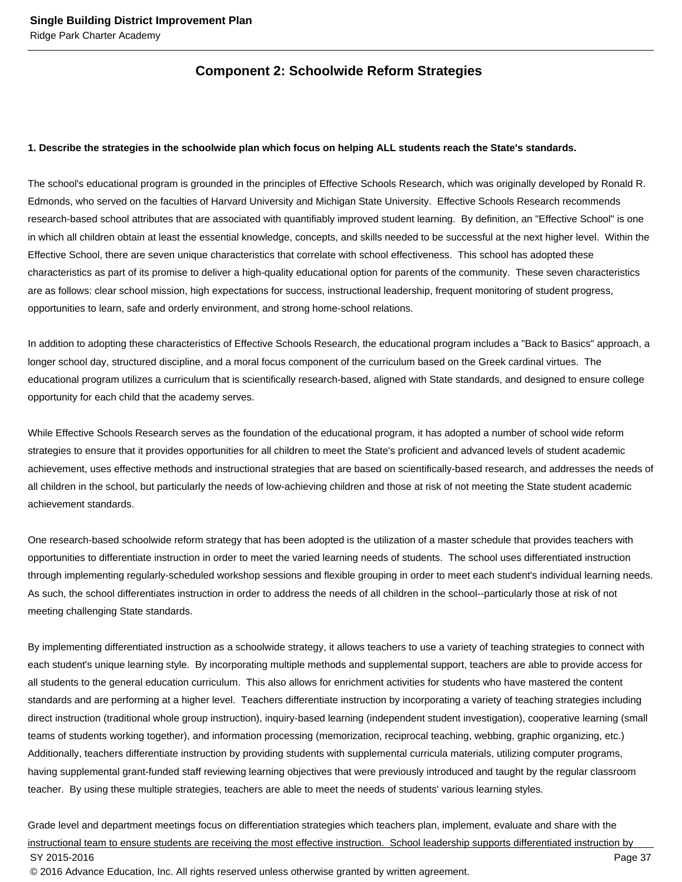## Component 2: Schoolwide Reform Strategies

**1. Describe the strategies in the schoolwide plan which focus on helping ALL students reach the State's standards.**

The school's educational program is grounded in the principles of Effective Schools Research, which was originally developed by Ronald R. Edmonds, who served on the faculties of Harvard University and Michigan State University.  Effective Schools Research recommends research-based school attributes that are associated with quantifiably improved student learning.  By definition, an "Effective School" is one in which all children obtain at least the essential knowledge, concepts, and skills needed to be successful at the next higher level.  Within the Effective School, there are seven unique characteristics that correlate with school effectiveness.  This school has adopted these characteristics as part of its promise to deliver a high-quality educational option for parents of the community.  These seven characteristics are as follows: clear school mission, high expectations for success, instructional leadership, frequent monitoring of student progress, opportunities to learn, safe and orderly environment, and strong home-school relations.

In addition to adopting these characteristics of Effective Schools Research, the educational program includes a "Back to Basics" approach, a longer school day, structured discipline, and a moral focus component of the curriculum based on the Greek cardinal virtues.  The educational program utilizes a curriculum that is scientifically research-based, aligned with State standards, and designed to ensure college opportunity for each child that the academy serves.

While Effective Schools Research serves as the foundation of the educational program, it has adopted a number of school wide reform strategies to ensure that it provides opportunities for all children to meet the State's proficient and advanced levels of student academic achievement, uses effective methods and instructional strategies that are based on scientifically-based research, and addresses the needs of all children in the school, but particularly the needs of low-achieving children and those at risk of not meeting the State student academic achievement standards.

One research-based schoolwide reform strategy that has been adopted is the utilization of a master schedule that provides teachers with opportunities to differentiate instruction in order to meet the varied learning needs of students.  The school uses differentiated instruction through implementing regularly-scheduled workshop sessions and flexible grouping in order to meet each student's individual learning needs.  As such, the school differentiates instruction in order to address the needs of all children in the school--particularly those at risk of not meeting challenging State standards.

By implementing differentiated instruction as a schoolwide strategy, it allows teachers to use a variety of teaching strategies to connect with each student's unique learning style.  By incorporating multiple methods and supplemental support, teachers are able to provide access for all students to the general education curriculum.  This also allows for enrichment activities for students who have mastered the content standards and are performing at a higher level.  Teachers differentiate instruction by incorporating a variety of teaching strategies including direct instruction (traditional whole group instruction), inquiry-based learning (independent student investigation), cooperative learning (small teams of students working together), and information processing (memorization, reciprocal teaching, webbing, graphic organizing, etc.)  Additionally, teachers differentiate instruction by providing students with supplemental curricula materials, utilizing computer programs, having supplemental grant-funded staff reviewing learning objectives that were previously introduced and taught by the regular classroom teacher.  By using these multiple strategies, teachers are able to meet the needs of students' various learning styles.

Grade level and department meetings focus on differentiation strategies which teachers plan, implement, evaluate and share with the instructional team to ensure students are receiving the most effective instruction.  School leadership supports differentiated instruction by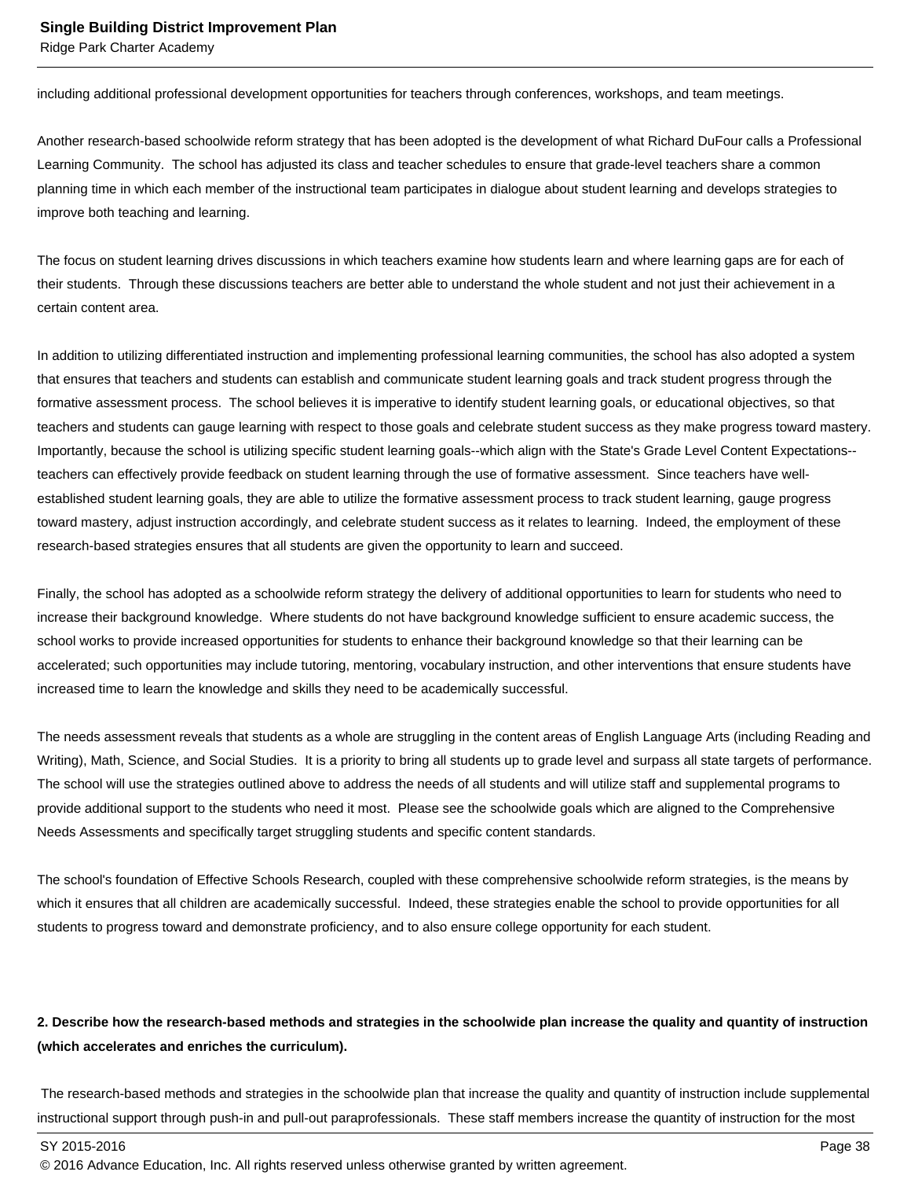including additional professional development opportunities for teachers through conferences, workshops, and team meetings.

Another research-based schoolwide reform strategy that has been adopted is the development of what Richard DuFour calls a Professional Learning Community. The school has adjusted its class and teacher schedules to ensure that grade-level teachers share a common planning time in which each member of the instructional team participates in dialogue about student learning and develops strategies to improve both teaching and learning.

The focus on student learning drives discussions in which teachers examine how students learn and where learning gaps are for each of their students. Through these discussions teachers are better able to understand the whole student and not just their achievement in a certain content area.

In addition to utilizing differentiated instruction and implementing professional learning communities, the school has also adopted a system that ensures that teachers and students can establish and communicate student learning goals and track student progress through the formative assessment process. The school believes it is imperative to identify student learning goals, or educational objectives, so that teachers and students can gauge learning with respect to those goals and celebrate student success as they make progress toward mastery. Importantly, because the school is utilizing specific student learning goals--which align with the State's Grade Level Content Expectations--teachers can effectively provide feedback on student learning through the use of formative assessment. Since teachers have well-established student learning goals, they are able to utilize the formative assessment process to track student learning, gauge progress toward mastery, adjust instruction accordingly, and celebrate student success as it relates to learning. Indeed, the employment of these research-based strategies ensures that all students are given the opportunity to learn and succeed.

Finally, the school has adopted as a schoolwide reform strategy the delivery of additional opportunities to learn for students who need to increase their background knowledge. Where students do not have background knowledge sufficient to ensure academic success, the school works to provide increased opportunities for students to enhance their background knowledge so that their learning can be accelerated; such opportunities may include tutoring, mentoring, vocabulary instruction, and other interventions that ensure students have increased time to learn the knowledge and skills they need to be academically successful.

The needs assessment reveals that students as a whole are struggling in the content areas of English Language Arts (including Reading and Writing), Math, Science, and Social Studies. It is a priority to bring all students up to grade level and surpass all state targets of performance. The school will use the strategies outlined above to address the needs of all students and will utilize staff and supplemental programs to provide additional support to the students who need it most. Please see the schoolwide goals which are aligned to the Comprehensive Needs Assessments and specifically target struggling students and specific content standards.

The school's foundation of Effective Schools Research, coupled with these comprehensive schoolwide reform strategies, is the means by which it ensures that all children are academically successful. Indeed, these strategies enable the school to provide opportunities for all students to progress toward and demonstrate proficiency, and to also ensure college opportunity for each student.

**2. Describe how the research-based methods and strategies in the schoolwide plan increase the quality and quantity of instruction (which accelerates and enriches the curriculum).**

The research-based methods and strategies in the schoolwide plan that increase the quality and quantity of instruction include supplemental instructional support through push-in and pull-out paraprofessionals. These staff members increase the quantity of instruction for the most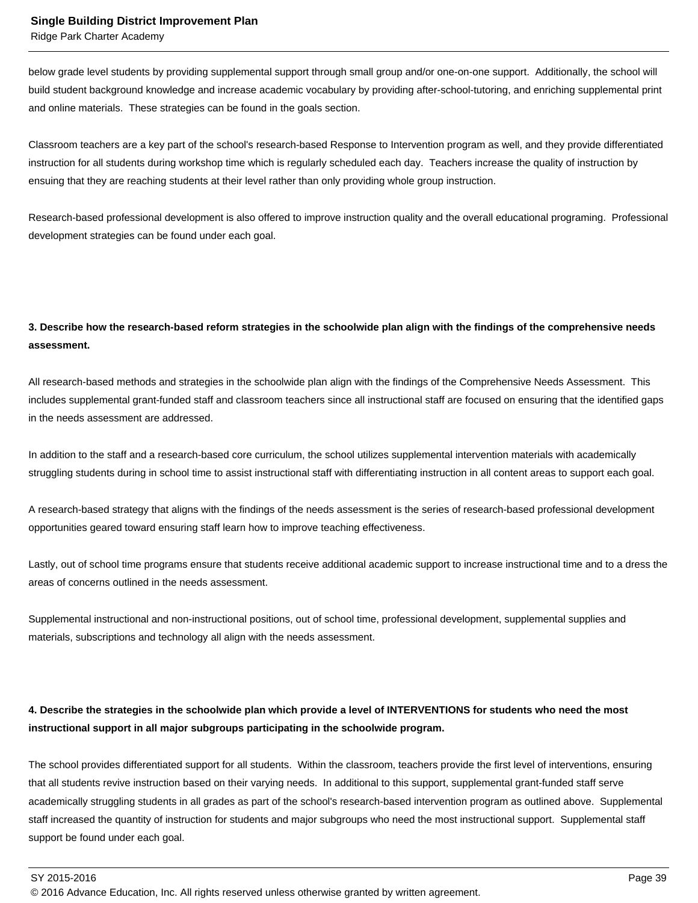below grade level students by providing supplemental support through small group and/or one-on-one support.  Additionally, the school will build student background knowledge and increase academic vocabulary by providing after-school-tutoring, and enriching supplemental print and online materials.  These strategies can be found in the goals section.

Classroom teachers are a key part of the school's research-based Response to Intervention program as well, and they provide differentiated instruction for all students during workshop time which is regularly scheduled each day.  Teachers increase the quality of instruction by ensuing that they are reaching students at their level rather than only providing whole group instruction.

Research-based professional development is also offered to improve instruction quality and the overall educational programing.  Professional development strategies can be found under each goal.

**3. Describe how the research-based reform strategies in the schoolwide plan align with the findings of the comprehensive needs assessment.**

All research-based methods and strategies in the schoolwide plan align with the findings of the Comprehensive Needs Assessment.  This includes supplemental grant-funded staff and classroom teachers since all instructional staff are focused on ensuring that the identified gaps in the needs assessment are addressed.

In addition to the staff and a research-based core curriculum, the school utilizes supplemental intervention materials with academically struggling students during in school time to assist instructional staff with differentiating instruction in all content areas to support each goal.

A research-based strategy that aligns with the findings of the needs assessment is the series of research-based professional development opportunities geared toward ensuring staff learn how to improve teaching effectiveness.

Lastly, out of school time programs ensure that students receive additional academic support to increase instructional time and to a dress the areas of concerns outlined in the needs assessment.

Supplemental instructional and non-instructional positions, out of school time, professional development, supplemental supplies and materials, subscriptions and technology all align with the needs assessment.

**4. Describe the strategies in the schoolwide plan which provide a level of INTERVENTIONS for students who need the most instructional support in all major subgroups participating in the schoolwide program.**

The school provides differentiated support for all students.  Within the classroom, teachers provide the first level of interventions, ensuring that all students revive instruction based on their varying needs.  In additional to this support, supplemental grant-funded staff serve academically struggling students in all grades as part of the school's research-based intervention program as outlined above.  Supplemental staff increased the quantity of instruction for students and major subgroups who need the most instructional support.  Supplemental staff support be found under each goal.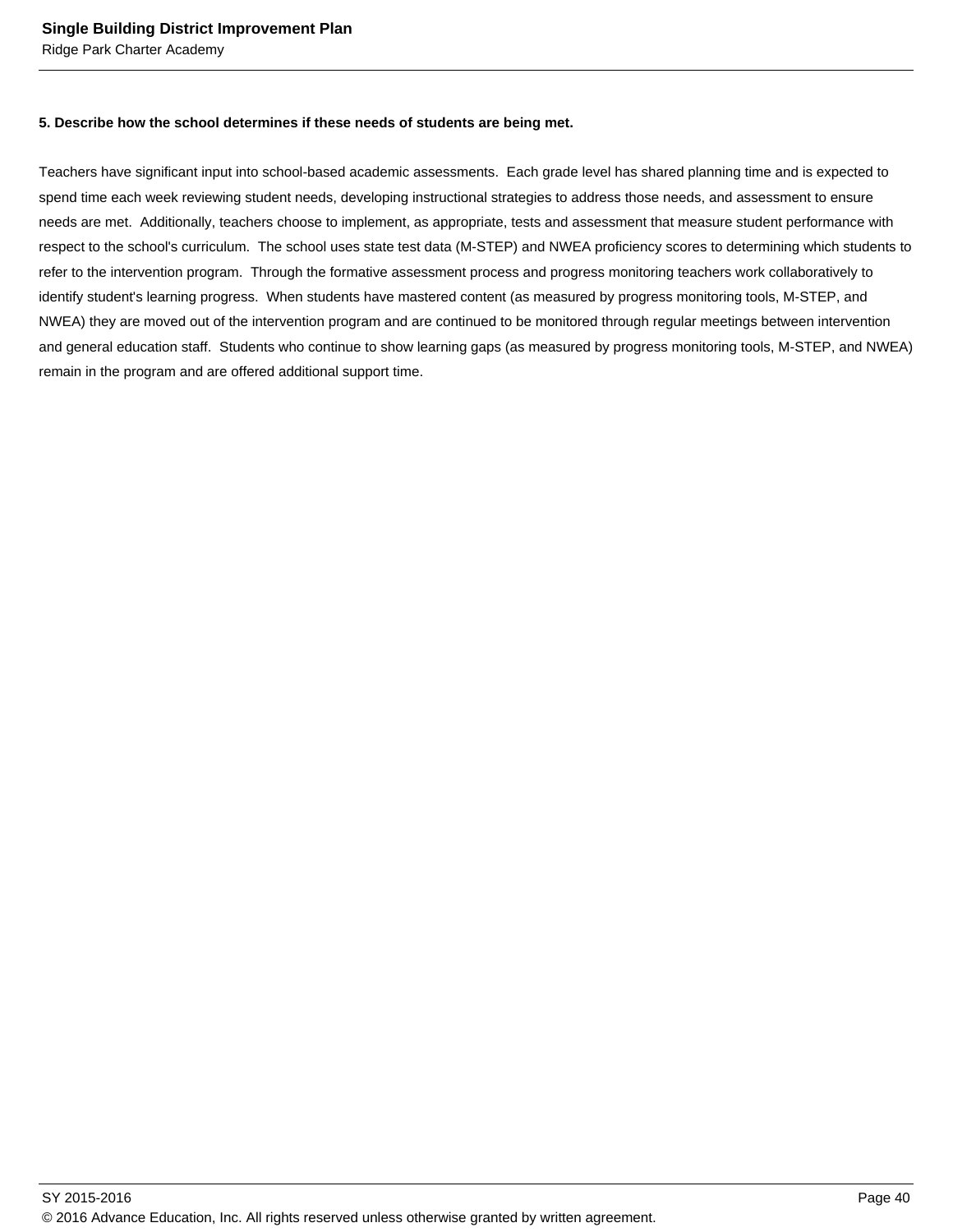**5. Describe how the school determines if these needs of students are being met.**

Teachers have significant input into school-based academic assessments. Each grade level has shared planning time and is expected to spend time each week reviewing student needs, developing instructional strategies to address those needs, and assessment to ensure needs are met. Additionally, teachers choose to implement, as appropriate, tests and assessment that measure student performance with respect to the school's curriculum. The school uses state test data (M-STEP) and NWEA proficiency scores to determining which students to refer to the intervention program. Through the formative assessment process and progress monitoring teachers work collaboratively to identify student's learning progress. When students have mastered content (as measured by progress monitoring tools, M-STEP, and NWEA) they are moved out of the intervention program and are continued to be monitored through regular meetings between intervention and general education staff. Students who continue to show learning gaps (as measured by progress monitoring tools, M-STEP, and NWEA) remain in the program and are offered additional support time.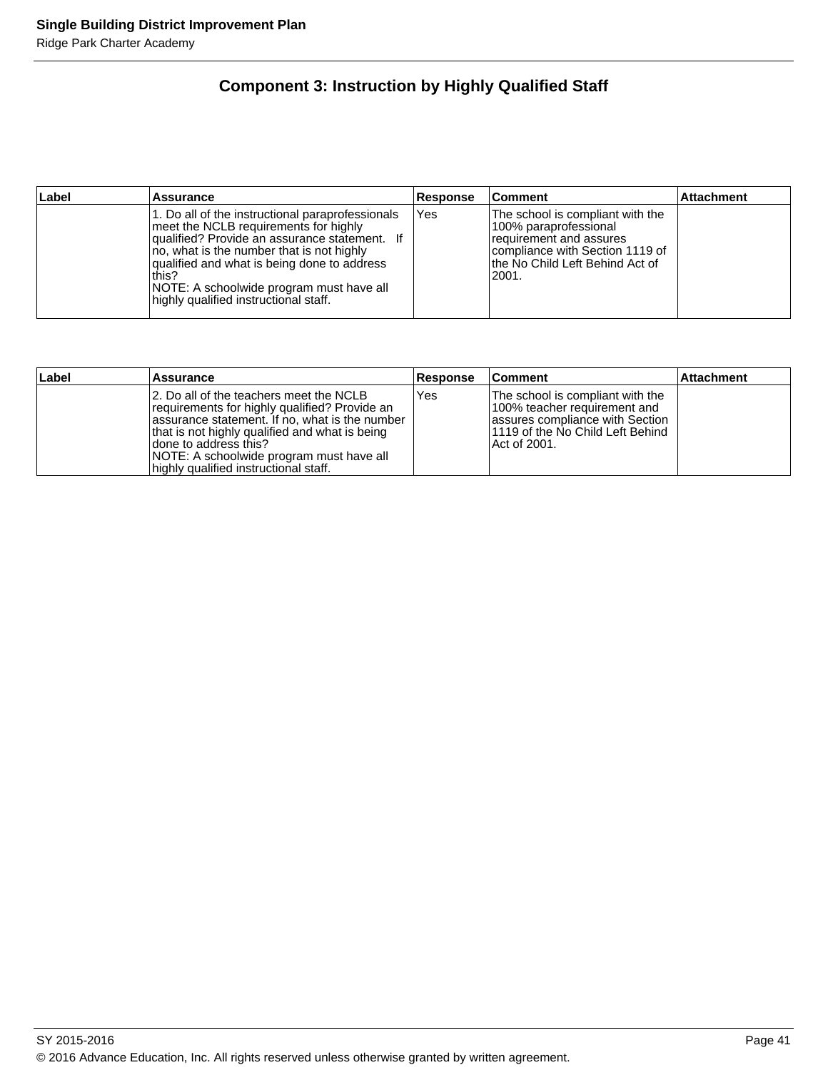## Component 3: Instruction by Highly Qualified Staff

| Label | Assurance | Response | Comment | Attachment |
|---|---|---|---|---|
| | 1. Do all of the instructional paraprofessionals meet the NCLB requirements for highly qualified? Provide an assurance statement. If no, what is the number that is not highly qualified and what is being done to address this?<br>NOTE: A schoolwide program must have all highly qualified instructional staff. | Yes | The school is compliant with the 100% paraprofessional requirement and assures compliance with Section 1119 of the No Child Left Behind Act of 2001. | |

| Label | Assurance | Response | Comment | Attachment |
|---|---|---|---|---|
| | 2. Do all of the teachers meet the NCLB requirements for highly qualified? Provide an assurance statement. If no, what is the number that is not highly qualified and what is being done to address this?<br>NOTE: A schoolwide program must have all highly qualified instructional staff. | Yes | The school is compliant with the 100% teacher requirement and assures compliance with Section 1119 of the No Child Left Behind Act of 2001. | |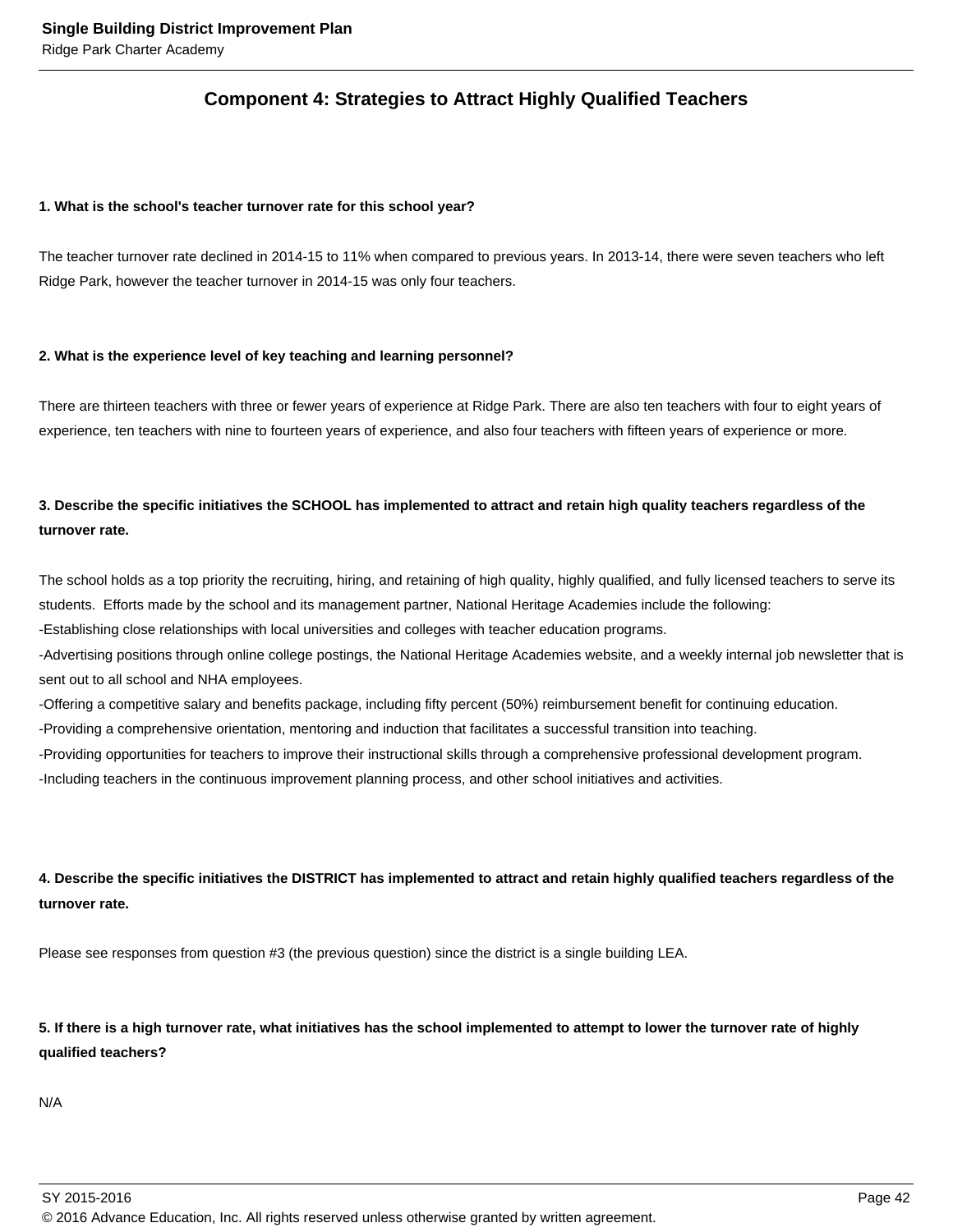## Component 4: Strategies to Attract Highly Qualified Teachers

**1. What is the school's teacher turnover rate for this school year?**

The teacher turnover rate declined in 2014-15 to 11% when compared to previous years. In 2013-14, there were seven teachers who left Ridge Park, however the teacher turnover in 2014-15 was only four teachers.

**2. What is the experience level of key teaching and learning personnel?**

There are thirteen teachers with three or fewer years of experience at Ridge Park. There are also ten teachers with four to eight years of experience, ten teachers with nine to fourteen years of experience, and also four teachers with fifteen years of experience or more.

**3. Describe the specific initiatives the SCHOOL has implemented to attract and retain high quality teachers regardless of the turnover rate.**

The school holds as a top priority the recruiting, hiring, and retaining of high quality, highly qualified, and fully licensed teachers to serve its students. Efforts made by the school and its management partner, National Heritage Academies include the following:
-Establishing close relationships with local universities and colleges with teacher education programs.
-Advertising positions through online college postings, the National Heritage Academies website, and a weekly internal job newsletter that is sent out to all school and NHA employees.
-Offering a competitive salary and benefits package, including fifty percent (50%) reimbursement benefit for continuing education.
-Providing a comprehensive orientation, mentoring and induction that facilitates a successful transition into teaching.
-Providing opportunities for teachers to improve their instructional skills through a comprehensive professional development program.
-Including teachers in the continuous improvement planning process, and other school initiatives and activities.

**4. Describe the specific initiatives the DISTRICT has implemented to attract and retain highly qualified teachers regardless of the turnover rate.**

Please see responses from question #3 (the previous question) since the district is a single building LEA.

**5. If there is a high turnover rate, what initiatives has the school implemented to attempt to lower the turnover rate of highly qualified teachers?**

N/A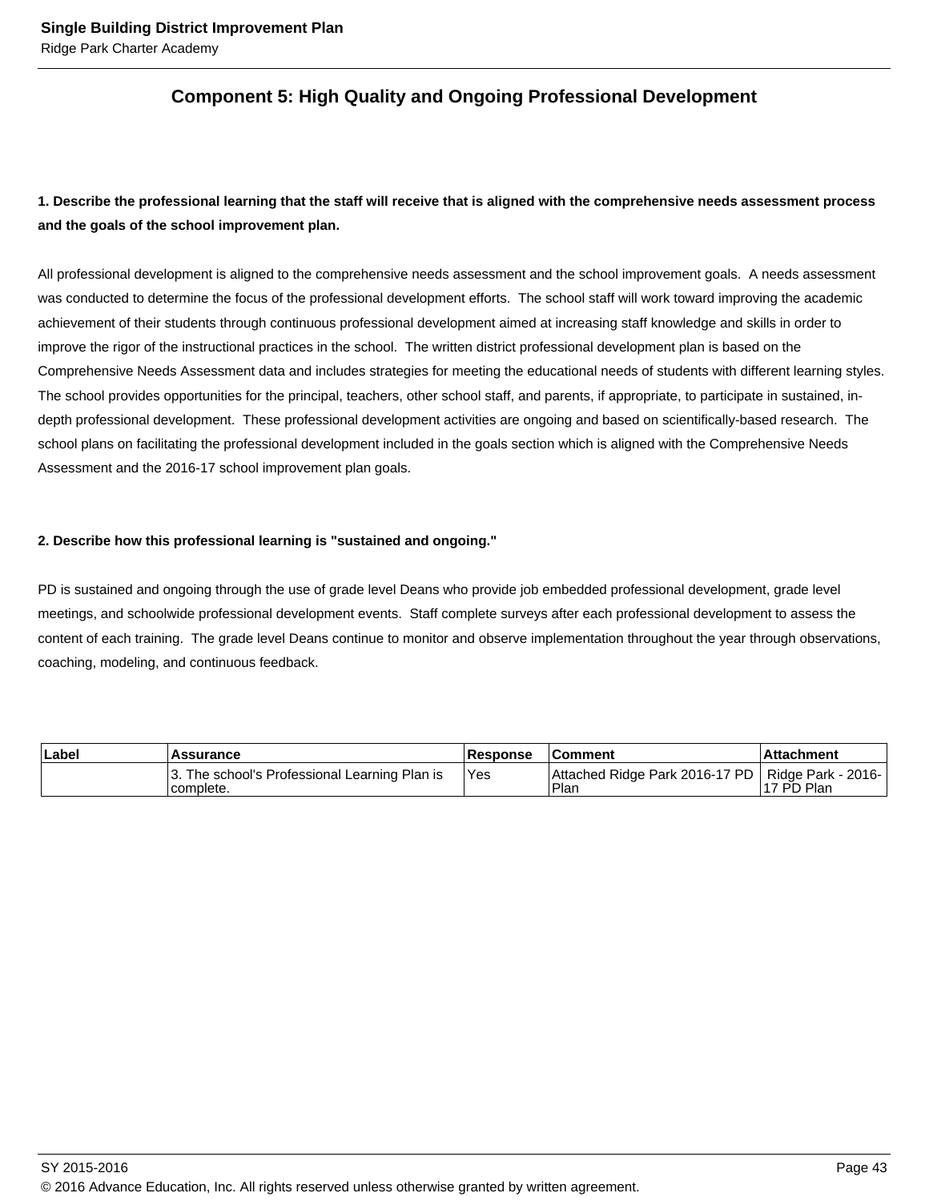## Component 5: High Quality and Ongoing Professional Development

**1. Describe the professional learning that the staff will receive that is aligned with the comprehensive needs assessment process and the goals of the school improvement plan.**

All professional development is aligned to the comprehensive needs assessment and the school improvement goals. A needs assessment was conducted to determine the focus of the professional development efforts. The school staff will work toward improving the academic achievement of their students through continuous professional development aimed at increasing staff knowledge and skills in order to improve the rigor of the instructional practices in the school. The written district professional development plan is based on the Comprehensive Needs Assessment data and includes strategies for meeting the educational needs of students with different learning styles. The school provides opportunities for the principal, teachers, other school staff, and parents, if appropriate, to participate in sustained, in-depth professional development. These professional development activities are ongoing and based on scientifically-based research. The school plans on facilitating the professional development included in the goals section which is aligned with the Comprehensive Needs Assessment and the 2016-17 school improvement plan goals.

**2. Describe how this professional learning is "sustained and ongoing."**

PD is sustained and ongoing through the use of grade level Deans who provide job embedded professional development, grade level meetings, and schoolwide professional development events. Staff complete surveys after each professional development to assess the content of each training. The grade level Deans continue to monitor and observe implementation throughout the year through observations, coaching, modeling, and continuous feedback.

| Label | Assurance | Response | Comment | Attachment |
|---|---|---|---|---|
| | 3. The school's Professional Learning Plan is complete. | Yes | Attached Ridge Park 2016-17 PD Plan | Ridge Park - 2016-17 PD Plan |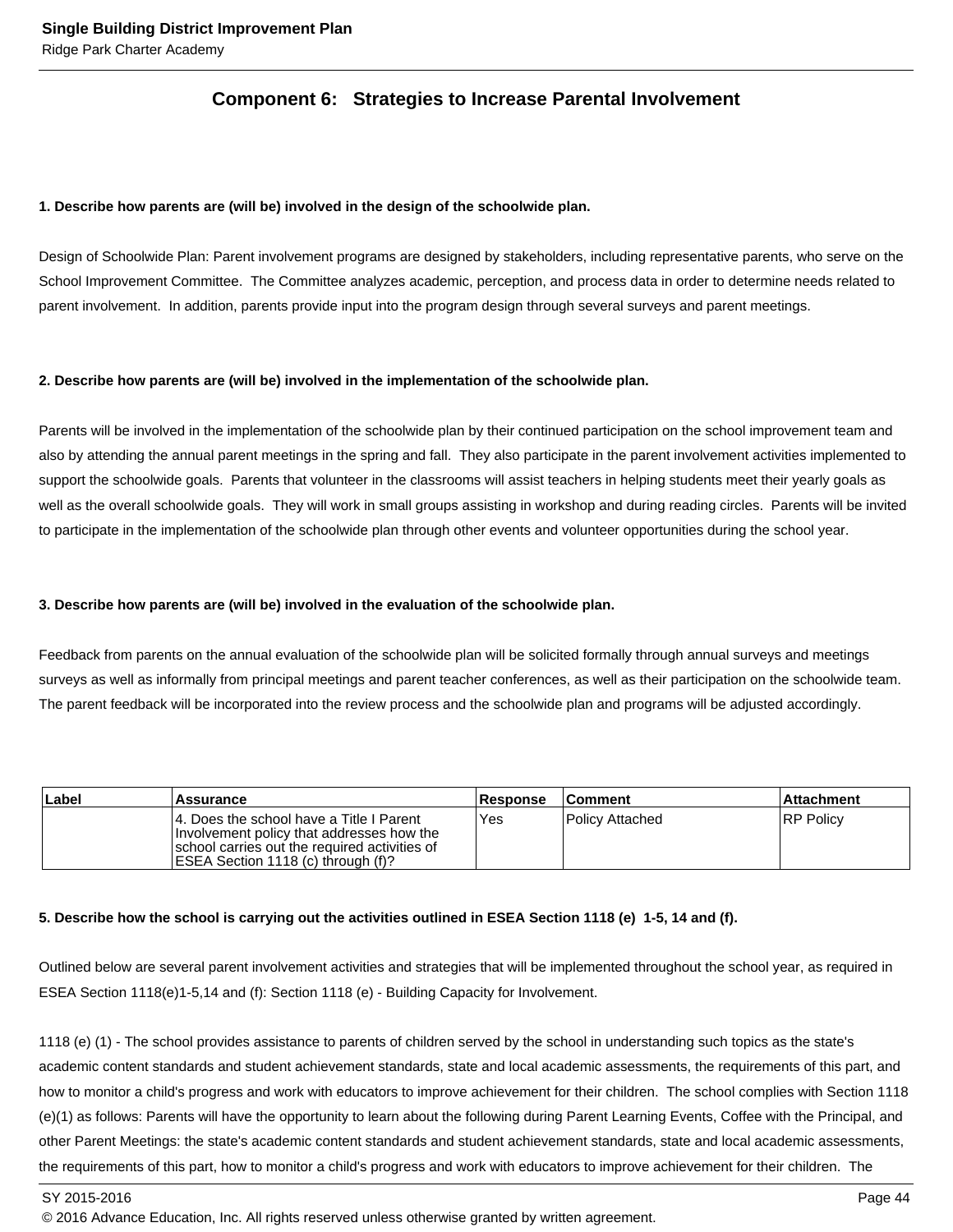## Component 6: Strategies to Increase Parental Involvement

**1. Describe how parents are (will be) involved in the design of the schoolwide plan.**

Design of Schoolwide Plan: Parent involvement programs are designed by stakeholders, including representative parents, who serve on the School Improvement Committee. The Committee analyzes academic, perception, and process data in order to determine needs related to parent involvement. In addition, parents provide input into the program design through several surveys and parent meetings.

**2. Describe how parents are (will be) involved in the implementation of the schoolwide plan.**

Parents will be involved in the implementation of the schoolwide plan by their continued participation on the school improvement team and also by attending the annual parent meetings in the spring and fall. They also participate in the parent involvement activities implemented to support the schoolwide goals. Parents that volunteer in the classrooms will assist teachers in helping students meet their yearly goals as well as the overall schoolwide goals. They will work in small groups assisting in workshop and during reading circles. Parents will be invited to participate in the implementation of the schoolwide plan through other events and volunteer opportunities during the school year.

**3. Describe how parents are (will be) involved in the evaluation of the schoolwide plan.**

Feedback from parents on the annual evaluation of the schoolwide plan will be solicited formally through annual surveys and meetings surveys as well as informally from principal meetings and parent teacher conferences, as well as their participation on the schoolwide team. The parent feedback will be incorporated into the review process and the schoolwide plan and programs will be adjusted accordingly.

| Label | Assurance | Response | Comment | Attachment |
|---|---|---|---|---|
| | 4. Does the school have a Title I Parent Involvement policy that addresses how the school carries out the required activities of ESEA Section 1118 (c) through (f)? | Yes | Policy Attached | RP Policy |

**5. Describe how the school is carrying out the activities outlined in ESEA Section 1118 (e) 1-5, 14 and (f).**

Outlined below are several parent involvement activities and strategies that will be implemented throughout the school year, as required in ESEA Section 1118(e)1-5,14 and (f): Section 1118 (e) - Building Capacity for Involvement.

1118 (e) (1) - The school provides assistance to parents of children served by the school in understanding such topics as the state's academic content standards and student achievement standards, state and local academic assessments, the requirements of this part, and how to monitor a child's progress and work with educators to improve achievement for their children. The school complies with Section 1118 (e)(1) as follows: Parents will have the opportunity to learn about the following during Parent Learning Events, Coffee with the Principal, and other Parent Meetings: the state's academic content standards and student achievement standards, state and local academic assessments, the requirements of this part, how to monitor a child's progress and work with educators to improve achievement for their children. The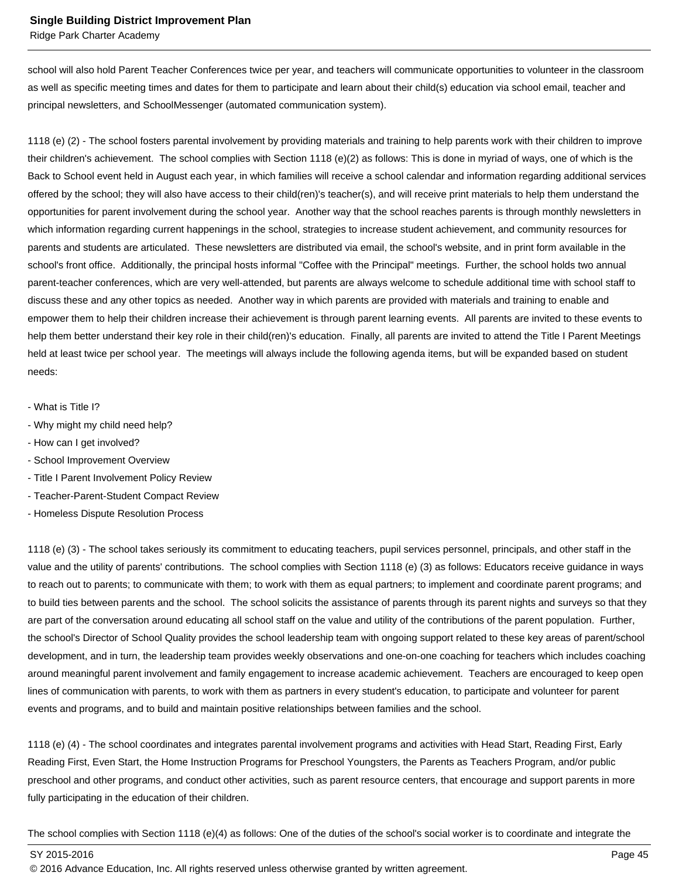school will also hold Parent Teacher Conferences twice per year, and teachers will communicate opportunities to volunteer in the classroom as well as specific meeting times and dates for them to participate and learn about their child(s) education via school email, teacher and principal newsletters, and SchoolMessenger (automated communication system).

1118 (e) (2) - The school fosters parental involvement by providing materials and training to help parents work with their children to improve their children's achievement.  The school complies with Section 1118 (e)(2) as follows: This is done in myriad of ways, one of which is the Back to School event held in August each year, in which families will receive a school calendar and information regarding additional services offered by the school; they will also have access to their child(ren)'s teacher(s), and will receive print materials to help them understand the opportunities for parent involvement during the school year.  Another way that the school reaches parents is through monthly newsletters in which information regarding current happenings in the school, strategies to increase student achievement, and community resources for parents and students are articulated.  These newsletters are distributed via email, the school's website, and in print form available in the school's front office.  Additionally, the principal hosts informal "Coffee with the Principal" meetings.  Further, the school holds two annual parent-teacher conferences, which are very well-attended, but parents are always welcome to schedule additional time with school staff to discuss these and any other topics as needed.  Another way in which parents are provided with materials and training to enable and empower them to help their children increase their achievement is through parent learning events.  All parents are invited to these events to help them better understand their key role in their child(ren)'s education.  Finally, all parents are invited to attend the Title I Parent Meetings held at least twice per school year.  The meetings will always include the following agenda items, but will be expanded based on student needs:

- What is Title I?
- Why might my child need help?
- How can I get involved?
- School Improvement Overview
- Title I Parent Involvement Policy Review
- Teacher-Parent-Student Compact Review
- Homeless Dispute Resolution Process

1118 (e) (3) - The school takes seriously its commitment to educating teachers, pupil services personnel, principals, and other staff in the value and the utility of parents' contributions.  The school complies with Section 1118 (e) (3) as follows: Educators receive guidance in ways to reach out to parents; to communicate with them; to work with them as equal partners; to implement and coordinate parent programs; and to build ties between parents and the school.  The school solicits the assistance of parents through its parent nights and surveys so that they are part of the conversation around educating all school staff on the value and utility of the contributions of the parent population.  Further, the school's Director of School Quality provides the school leadership team with ongoing support related to these key areas of parent/school development, and in turn, the leadership team provides weekly observations and one-on-one coaching for teachers which includes coaching around meaningful parent involvement and family engagement to increase academic achievement.  Teachers are encouraged to keep open lines of communication with parents, to work with them as partners in every student's education, to participate and volunteer for parent events and programs, and to build and maintain positive relationships between families and the school.

1118 (e) (4) - The school coordinates and integrates parental involvement programs and activities with Head Start, Reading First, Early Reading First, Even Start, the Home Instruction Programs for Preschool Youngsters, the Parents as Teachers Program, and/or public preschool and other programs, and conduct other activities, such as parent resource centers, that encourage and support parents in more fully participating in the education of their children.

The school complies with Section 1118 (e)(4) as follows: One of the duties of the school's social worker is to coordinate and integrate the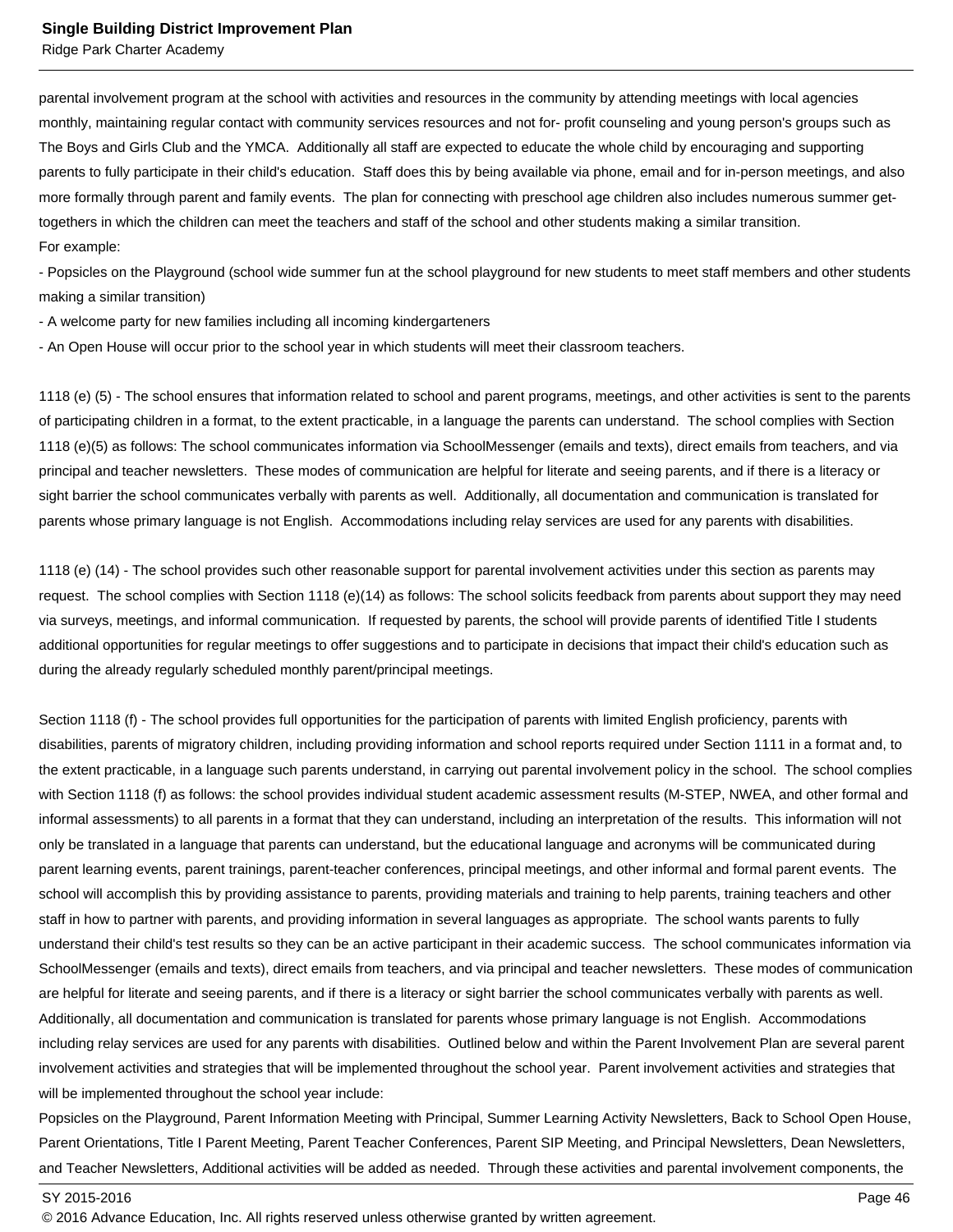parental involvement program at the school with activities and resources in the community by attending meetings with local agencies monthly, maintaining regular contact with community services resources and not for- profit counseling and young person's groups such as The Boys and Girls Club and the YMCA. Additionally all staff are expected to educate the whole child by encouraging and supporting parents to fully participate in their child's education. Staff does this by being available via phone, email and for in-person meetings, and also more formally through parent and family events. The plan for connecting with preschool age children also includes numerous summer get-togethers in which the children can meet the teachers and staff of the school and other students making a similar transition.
For example:
- Popsicles on the Playground (school wide summer fun at the school playground for new students to meet staff members and other students making a similar transition)
- A welcome party for new families including all incoming kindergarteners
- An Open House will occur prior to the school year in which students will meet their classroom teachers.

1118 (e) (5) - The school ensures that information related to school and parent programs, meetings, and other activities is sent to the parents of participating children in a format, to the extent practicable, in a language the parents can understand. The school complies with Section 1118 (e)(5) as follows: The school communicates information via SchoolMessenger (emails and texts), direct emails from teachers, and via principal and teacher newsletters. These modes of communication are helpful for literate and seeing parents, and if there is a literacy or sight barrier the school communicates verbally with parents as well. Additionally, all documentation and communication is translated for parents whose primary language is not English. Accommodations including relay services are used for any parents with disabilities.

1118 (e) (14) - The school provides such other reasonable support for parental involvement activities under this section as parents may request. The school complies with Section 1118 (e)(14) as follows: The school solicits feedback from parents about support they may need via surveys, meetings, and informal communication. If requested by parents, the school will provide parents of identified Title I students additional opportunities for regular meetings to offer suggestions and to participate in decisions that impact their child's education such as during the already regularly scheduled monthly parent/principal meetings.

Section 1118 (f) - The school provides full opportunities for the participation of parents with limited English proficiency, parents with disabilities, parents of migratory children, including providing information and school reports required under Section 1111 in a format and, to the extent practicable, in a language such parents understand, in carrying out parental involvement policy in the school. The school complies with Section 1118 (f) as follows: the school provides individual student academic assessment results (M-STEP, NWEA, and other formal and informal assessments) to all parents in a format that they can understand, including an interpretation of the results. This information will not only be translated in a language that parents can understand, but the educational language and acronyms will be communicated during parent learning events, parent trainings, parent-teacher conferences, principal meetings, and other informal and formal parent events. The school will accomplish this by providing assistance to parents, providing materials and training to help parents, training teachers and other staff in how to partner with parents, and providing information in several languages as appropriate. The school wants parents to fully understand their child's test results so they can be an active participant in their academic success. The school communicates information via SchoolMessenger (emails and texts), direct emails from teachers, and via principal and teacher newsletters. These modes of communication are helpful for literate and seeing parents, and if there is a literacy or sight barrier the school communicates verbally with parents as well. Additionally, all documentation and communication is translated for parents whose primary language is not English. Accommodations including relay services are used for any parents with disabilities. Outlined below and within the Parent Involvement Plan are several parent involvement activities and strategies that will be implemented throughout the school year. Parent involvement activities and strategies that will be implemented throughout the school year include:
Popsicles on the Playground, Parent Information Meeting with Principal, Summer Learning Activity Newsletters, Back to School Open House, Parent Orientations, Title I Parent Meeting, Parent Teacher Conferences, Parent SIP Meeting, and Principal Newsletters, Dean Newsletters, and Teacher Newsletters, Additional activities will be added as needed. Through these activities and parental involvement components, the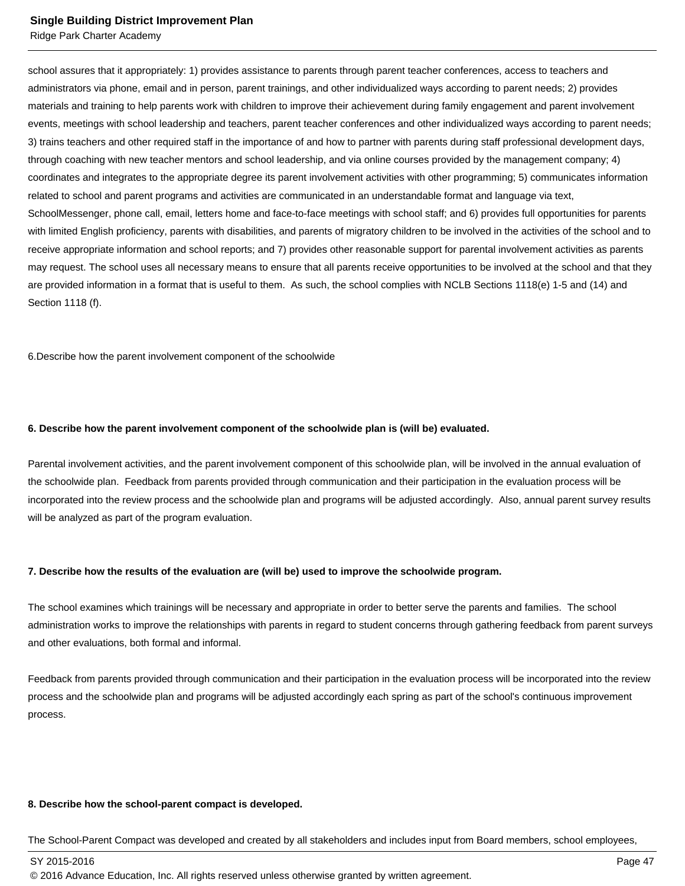school assures that it appropriately: 1) provides assistance to parents through parent teacher conferences, access to teachers and administrators via phone, email and in person, parent trainings, and other individualized ways according to parent needs; 2) provides materials and training to help parents work with children to improve their achievement during family engagement and parent involvement events, meetings with school leadership and teachers, parent teacher conferences and other individualized ways according to parent needs; 3) trains teachers and other required staff in the importance of and how to partner with parents during staff professional development days, through coaching with new teacher mentors and school leadership, and via online courses provided by the management company; 4) coordinates and integrates to the appropriate degree its parent involvement activities with other programming; 5) communicates information related to school and parent programs and activities are communicated in an understandable format and language via text, SchoolMessenger, phone call, email, letters home and face-to-face meetings with school staff; and 6) provides full opportunities for parents with limited English proficiency, parents with disabilities, and parents of migratory children to be involved in the activities of the school and to receive appropriate information and school reports; and 7) provides other reasonable support for parental involvement activities as parents may request. The school uses all necessary means to ensure that all parents receive opportunities to be involved at the school and that they are provided information in a format that is useful to them. As such, the school complies with NCLB Sections 1118(e) 1-5 and (14) and Section 1118 (f).

6.Describe how the parent involvement component of the schoolwide

**6. Describe how the parent involvement component of the schoolwide plan is (will be) evaluated.**

Parental involvement activities, and the parent involvement component of this schoolwide plan, will be involved in the annual evaluation of the schoolwide plan. Feedback from parents provided through communication and their participation in the evaluation process will be incorporated into the review process and the schoolwide plan and programs will be adjusted accordingly. Also, annual parent survey results will be analyzed as part of the program evaluation.

**7. Describe how the results of the evaluation are (will be) used to improve the schoolwide program.**

The school examines which trainings will be necessary and appropriate in order to better serve the parents and families. The school administration works to improve the relationships with parents in regard to student concerns through gathering feedback from parent surveys and other evaluations, both formal and informal.

Feedback from parents provided through communication and their participation in the evaluation process will be incorporated into the review process and the schoolwide plan and programs will be adjusted accordingly each spring as part of the school's continuous improvement process.

**8. Describe how the school-parent compact is developed.**

The School-Parent Compact was developed and created by all stakeholders and includes input from Board members, school employees,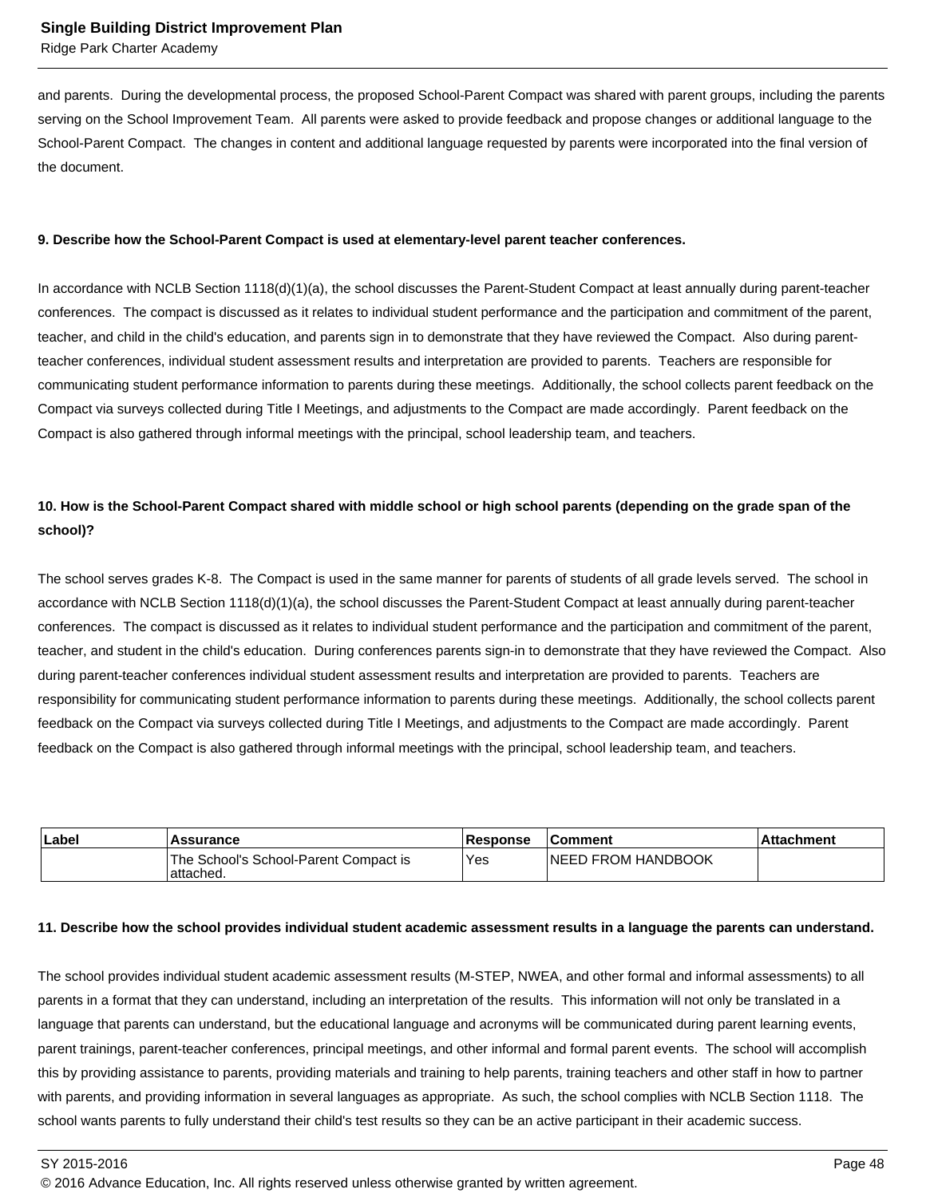and parents.  During the developmental process, the proposed School-Parent Compact was shared with parent groups, including the parents serving on the School Improvement Team.  All parents were asked to provide feedback and propose changes or additional language to the School-Parent Compact.  The changes in content and additional language requested by parents were incorporated into the final version of the document.

**9. Describe how the School-Parent Compact is used at elementary-level parent teacher conferences.**

In accordance with NCLB Section 1118(d)(1)(a), the school discusses the Parent-Student Compact at least annually during parent-teacher conferences.  The compact is discussed as it relates to individual student performance and the participation and commitment of the parent, teacher, and child in the child's education, and parents sign in to demonstrate that they have reviewed the Compact.  Also during parent-teacher conferences, individual student assessment results and interpretation are provided to parents.  Teachers are responsible for communicating student performance information to parents during these meetings.  Additionally, the school collects parent feedback on the Compact via surveys collected during Title I Meetings, and adjustments to the Compact are made accordingly.  Parent feedback on the Compact is also gathered through informal meetings with the principal, school leadership team, and teachers.

**10. How is the School-Parent Compact shared with middle school or high school parents (depending on the grade span of the school)?**

The school serves grades K-8.  The Compact is used in the same manner for parents of students of all grade levels served.  The school in accordance with NCLB Section 1118(d)(1)(a), the school discusses the Parent-Student Compact at least annually during parent-teacher conferences.  The compact is discussed as it relates to individual student performance and the participation and commitment of the parent, teacher, and student in the child's education.  During conferences parents sign-in to demonstrate that they have reviewed the Compact.  Also during parent-teacher conferences individual student assessment results and interpretation are provided to parents.  Teachers are responsibility for communicating student performance information to parents during these meetings.  Additionally, the school collects parent feedback on the Compact via surveys collected during Title I Meetings, and adjustments to the Compact are made accordingly.  Parent feedback on the Compact is also gathered through informal meetings with the principal, school leadership team, and teachers.

| Label | Assurance | Response | Comment | Attachment |
|---|---|---|---|---|
| | The School's School-Parent Compact is attached. | Yes | NEED FROM HANDBOOK | |

**11. Describe how the school provides individual student academic assessment results in a language the parents can understand.**

The school provides individual student academic assessment results (M-STEP, NWEA, and other formal and informal assessments) to all parents in a format that they can understand, including an interpretation of the results.  This information will not only be translated in a language that parents can understand, but the educational language and acronyms will be communicated during parent learning events, parent trainings, parent-teacher conferences, principal meetings, and other informal and formal parent events.  The school will accomplish this by providing assistance to parents, providing materials and training to help parents, training teachers and other staff in how to partner with parents, and providing information in several languages as appropriate.  As such, the school complies with NCLB Section 1118.  The school wants parents to fully understand their child's test results so they can be an active participant in their academic success.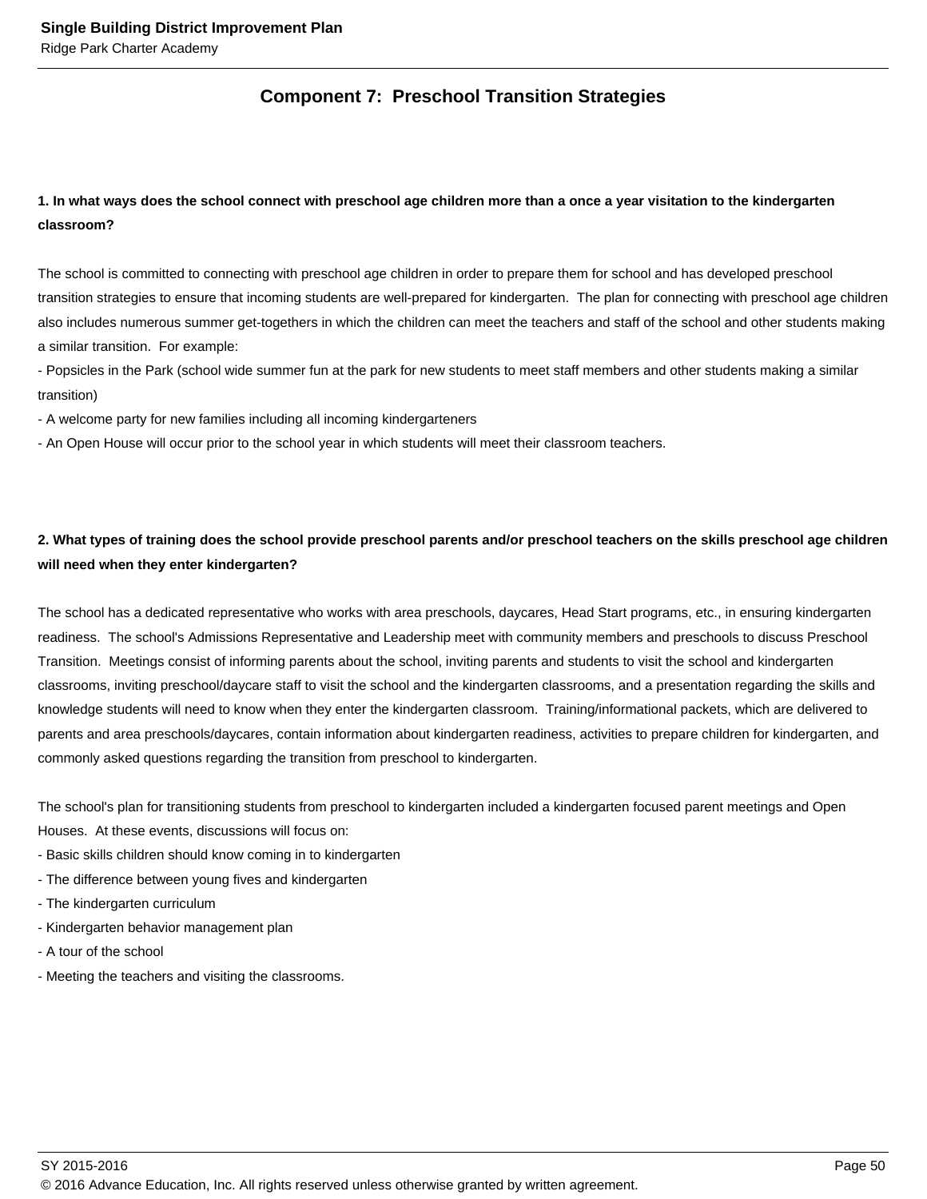## Component 7: Preschool Transition Strategies

**1. In what ways does the school connect with preschool age children more than a once a year visitation to the kindergarten classroom?**

The school is committed to connecting with preschool age children in order to prepare them for school and has developed preschool transition strategies to ensure that incoming students are well-prepared for kindergarten. The plan for connecting with preschool age children also includes numerous summer get-togethers in which the children can meet the teachers and staff of the school and other students making a similar transition. For example:

- Popsicles in the Park (school wide summer fun at the park for new students to meet staff members and other students making a similar transition)
- A welcome party for new families including all incoming kindergarteners
- An Open House will occur prior to the school year in which students will meet their classroom teachers.

**2. What types of training does the school provide preschool parents and/or preschool teachers on the skills preschool age children will need when they enter kindergarten?**

The school has a dedicated representative who works with area preschools, daycares, Head Start programs, etc., in ensuring kindergarten readiness. The school's Admissions Representative and Leadership meet with community members and preschools to discuss Preschool Transition. Meetings consist of informing parents about the school, inviting parents and students to visit the school and kindergarten classrooms, inviting preschool/daycare staff to visit the school and the kindergarten classrooms, and a presentation regarding the skills and knowledge students will need to know when they enter the kindergarten classroom. Training/informational packets, which are delivered to parents and area preschools/daycares, contain information about kindergarten readiness, activities to prepare children for kindergarten, and commonly asked questions regarding the transition from preschool to kindergarten.

The school's plan for transitioning students from preschool to kindergarten included a kindergarten focused parent meetings and Open Houses. At these events, discussions will focus on:

- Basic skills children should know coming in to kindergarten
- The difference between young fives and kindergarten
- The kindergarten curriculum
- Kindergarten behavior management plan
- A tour of the school
- Meeting the teachers and visiting the classrooms.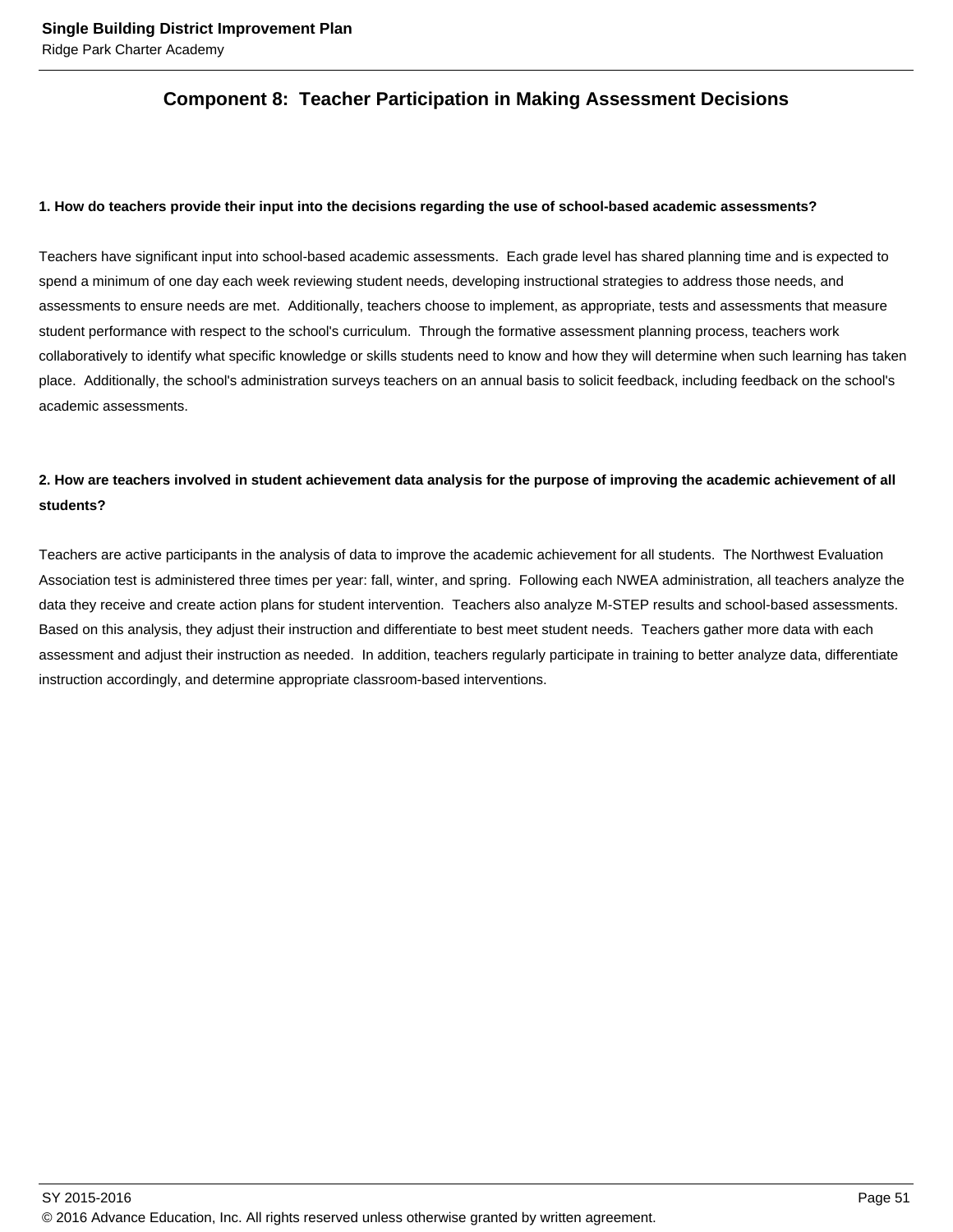## Component 8: Teacher Participation in Making Assessment Decisions

**1. How do teachers provide their input into the decisions regarding the use of school-based academic assessments?**

Teachers have significant input into school-based academic assessments. Each grade level has shared planning time and is expected to spend a minimum of one day each week reviewing student needs, developing instructional strategies to address those needs, and assessments to ensure needs are met. Additionally, teachers choose to implement, as appropriate, tests and assessments that measure student performance with respect to the school's curriculum. Through the formative assessment planning process, teachers work collaboratively to identify what specific knowledge or skills students need to know and how they will determine when such learning has taken place. Additionally, the school's administration surveys teachers on an annual basis to solicit feedback, including feedback on the school's academic assessments.

**2. How are teachers involved in student achievement data analysis for the purpose of improving the academic achievement of all students?**

Teachers are active participants in the analysis of data to improve the academic achievement for all students. The Northwest Evaluation Association test is administered three times per year: fall, winter, and spring. Following each NWEA administration, all teachers analyze the data they receive and create action plans for student intervention. Teachers also analyze M-STEP results and school-based assessments. Based on this analysis, they adjust their instruction and differentiate to best meet student needs. Teachers gather more data with each assessment and adjust their instruction as needed. In addition, teachers regularly participate in training to better analyze data, differentiate instruction accordingly, and determine appropriate classroom-based interventions.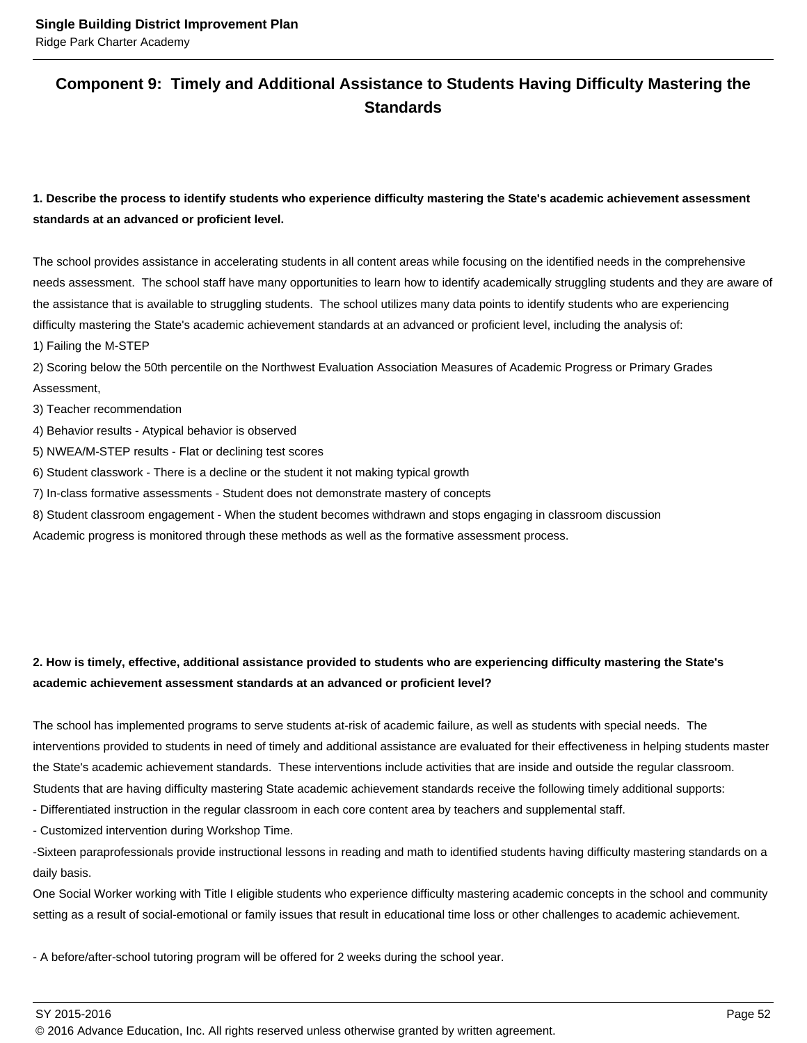## Component 9: Timely and Additional Assistance to Students Having Difficulty Mastering the Standards

**1. Describe the process to identify students who experience difficulty mastering the State's academic achievement assessment standards at an advanced or proficient level.**

The school provides assistance in accelerating students in all content areas while focusing on the identified needs in the comprehensive needs assessment. The school staff have many opportunities to learn how to identify academically struggling students and they are aware of the assistance that is available to struggling students. The school utilizes many data points to identify students who are experiencing difficulty mastering the State's academic achievement standards at an advanced or proficient level, including the analysis of:

1) Failing the M-STEP
2) Scoring below the 50th percentile on the Northwest Evaluation Association Measures of Academic Progress or Primary Grades Assessment,
3) Teacher recommendation
4) Behavior results - Atypical behavior is observed
5) NWEA/M-STEP results - Flat or declining test scores
6) Student classwork - There is a decline or the student it not making typical growth
7) In-class formative assessments - Student does not demonstrate mastery of concepts
8) Student classroom engagement - When the student becomes withdrawn and stops engaging in classroom discussion

Academic progress is monitored through these methods as well as the formative assessment process.

**2. How is timely, effective, additional assistance provided to students who are experiencing difficulty mastering the State's academic achievement assessment standards at an advanced or proficient level?**

The school has implemented programs to serve students at-risk of academic failure, as well as students with special needs. The interventions provided to students in need of timely and additional assistance are evaluated for their effectiveness in helping students master the State's academic achievement standards. These interventions include activities that are inside and outside the regular classroom. Students that are having difficulty mastering State academic achievement standards receive the following timely additional supports:

- Differentiated instruction in the regular classroom in each core content area by teachers and supplemental staff.
- Customized intervention during Workshop Time.
- Sixteen paraprofessionals provide instructional lessons in reading and math to identified students having difficulty mastering standards on a daily basis.

One Social Worker working with Title I eligible students who experience difficulty mastering academic concepts in the school and community setting as a result of social-emotional or family issues that result in educational time loss or other challenges to academic achievement.

- A before/after-school tutoring program will be offered for 2 weeks during the school year.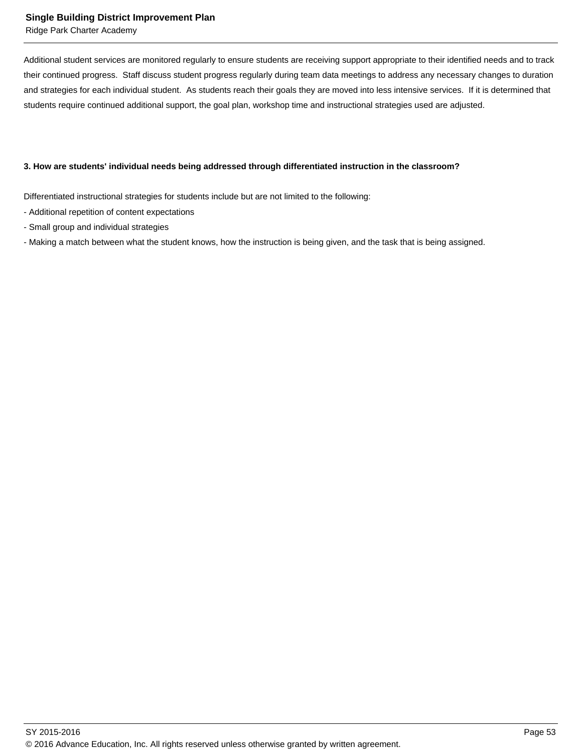Additional student services are monitored regularly to ensure students are receiving support appropriate to their identified needs and to track their continued progress.  Staff discuss student progress regularly during team data meetings to address any necessary changes to duration and strategies for each individual student.  As students reach their goals they are moved into less intensive services.  If it is determined that students require continued additional support, the goal plan, workshop time and instructional strategies used are adjusted.

**3. How are students' individual needs being addressed through differentiated instruction in the classroom?**

Differentiated instructional strategies for students include but are not limited to the following:
- Additional repetition of content expectations
- Small group and individual strategies
- Making a match between what the student knows, how the instruction is being given, and the task that is being assigned.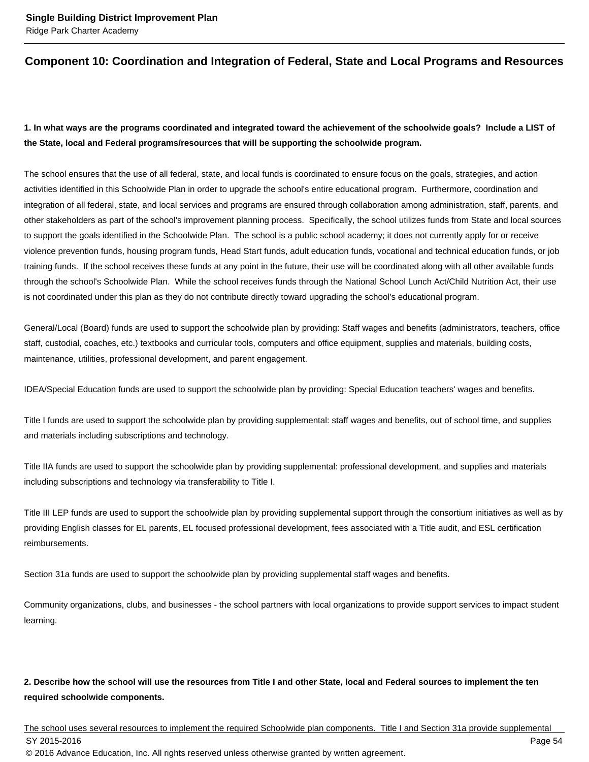## Component 10: Coordination and Integration of Federal, State and Local Programs and Resources

**1. In what ways are the programs coordinated and integrated toward the achievement of the schoolwide goals? Include a LIST of the State, local and Federal programs/resources that will be supporting the schoolwide program.**

The school ensures that the use of all federal, state, and local funds is coordinated to ensure focus on the goals, strategies, and action activities identified in this Schoolwide Plan in order to upgrade the school's entire educational program. Furthermore, coordination and integration of all federal, state, and local services and programs are ensured through collaboration among administration, staff, parents, and other stakeholders as part of the school's improvement planning process. Specifically, the school utilizes funds from State and local sources to support the goals identified in the Schoolwide Plan. The school is a public school academy; it does not currently apply for or receive violence prevention funds, housing program funds, Head Start funds, adult education funds, vocational and technical education funds, or job training funds. If the school receives these funds at any point in the future, their use will be coordinated along with all other available funds through the school's Schoolwide Plan. While the school receives funds through the National School Lunch Act/Child Nutrition Act, their use is not coordinated under this plan as they do not contribute directly toward upgrading the school's educational program.

General/Local (Board) funds are used to support the schoolwide plan by providing: Staff wages and benefits (administrators, teachers, office staff, custodial, coaches, etc.) textbooks and curricular tools, computers and office equipment, supplies and materials, building costs, maintenance, utilities, professional development, and parent engagement.

IDEA/Special Education funds are used to support the schoolwide plan by providing: Special Education teachers' wages and benefits.

Title I funds are used to support the schoolwide plan by providing supplemental: staff wages and benefits, out of school time, and supplies and materials including subscriptions and technology.

Title IIA funds are used to support the schoolwide plan by providing supplemental: professional development, and supplies and materials including subscriptions and technology via transferability to Title I.

Title III LEP funds are used to support the schoolwide plan by providing supplemental support through the consortium initiatives as well as by providing English classes for EL parents, EL focused professional development, fees associated with a Title audit, and ESL certification reimbursements.

Section 31a funds are used to support the schoolwide plan by providing supplemental staff wages and benefits.

Community organizations, clubs, and businesses - the school partners with local organizations to provide support services to impact student learning.

**2. Describe how the school will use the resources from Title I and other State, local and Federal sources to implement the ten required schoolwide components.**

The school uses several resources to implement the required Schoolwide plan components. Title I and Section 31a provide supplemental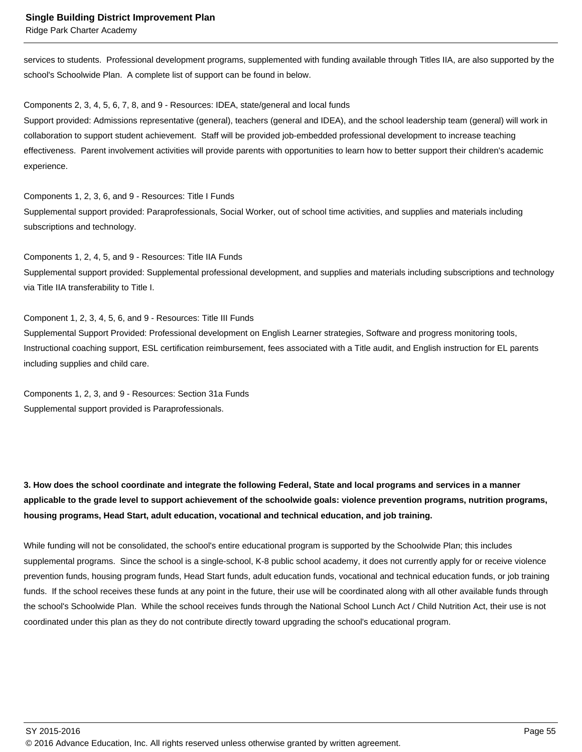services to students. Professional development programs, supplemented with funding available through Titles IIA, are also supported by the school's Schoolwide Plan. A complete list of support can be found in below.

Components 2, 3, 4, 5, 6, 7, 8, and 9 - Resources: IDEA, state/general and local funds
Support provided: Admissions representative (general), teachers (general and IDEA), and the school leadership team (general) will work in collaboration to support student achievement. Staff will be provided job-embedded professional development to increase teaching effectiveness. Parent involvement activities will provide parents with opportunities to learn how to better support their children's academic experience.

Components 1, 2, 3, 6, and 9 - Resources: Title I Funds
Supplemental support provided: Paraprofessionals, Social Worker, out of school time activities, and supplies and materials including subscriptions and technology.

Components 1, 2, 4, 5, and 9 - Resources: Title IIA Funds
Supplemental support provided: Supplemental professional development, and supplies and materials including subscriptions and technology via Title IIA transferability to Title I.

Component 1, 2, 3, 4, 5, 6, and 9 - Resources: Title III Funds
Supplemental Support Provided: Professional development on English Learner strategies, Software and progress monitoring tools, Instructional coaching support, ESL certification reimbursement, fees associated with a Title audit, and English instruction for EL parents including supplies and child care.

Components 1, 2, 3, and 9 - Resources: Section 31a Funds
Supplemental support provided is Paraprofessionals.

**3. How does the school coordinate and integrate the following Federal, State and local programs and services in a manner applicable to the grade level to support achievement of the schoolwide goals: violence prevention programs, nutrition programs, housing programs, Head Start, adult education, vocational and technical education, and job training.**

While funding will not be consolidated, the school's entire educational program is supported by the Schoolwide Plan; this includes supplemental programs. Since the school is a single-school, K-8 public school academy, it does not currently apply for or receive violence prevention funds, housing program funds, Head Start funds, adult education funds, vocational and technical education funds, or job training funds. If the school receives these funds at any point in the future, their use will be coordinated along with all other available funds through the school's Schoolwide Plan. While the school receives funds through the National School Lunch Act / Child Nutrition Act, their use is not coordinated under this plan as they do not contribute directly toward upgrading the school's educational program.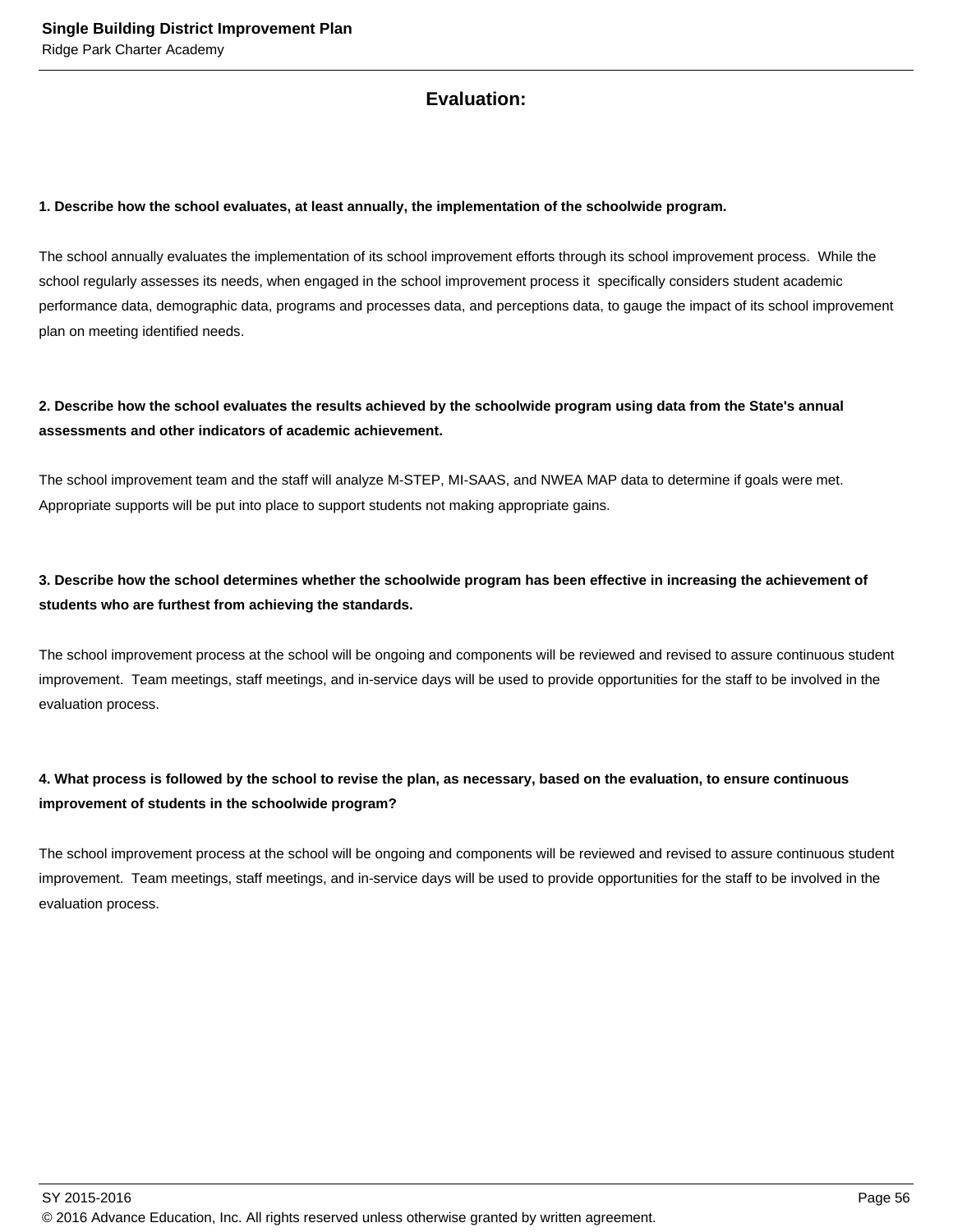## Evaluation:

**1. Describe how the school evaluates, at least annually, the implementation of the schoolwide program.**

The school annually evaluates the implementation of its school improvement efforts through its school improvement process. While the school regularly assesses its needs, when engaged in the school improvement process it specifically considers student academic performance data, demographic data, programs and processes data, and perceptions data, to gauge the impact of its school improvement plan on meeting identified needs.

**2. Describe how the school evaluates the results achieved by the schoolwide program using data from the State's annual assessments and other indicators of academic achievement.**

The school improvement team and the staff will analyze M-STEP, MI-SAAS, and NWEA MAP data to determine if goals were met. Appropriate supports will be put into place to support students not making appropriate gains.

**3. Describe how the school determines whether the schoolwide program has been effective in increasing the achievement of students who are furthest from achieving the standards.**

The school improvement process at the school will be ongoing and components will be reviewed and revised to assure continuous student improvement. Team meetings, staff meetings, and in-service days will be used to provide opportunities for the staff to be involved in the evaluation process.

**4. What process is followed by the school to revise the plan, as necessary, based on the evaluation, to ensure continuous improvement of students in the schoolwide program?**

The school improvement process at the school will be ongoing and components will be reviewed and revised to assure continuous student improvement. Team meetings, staff meetings, and in-service days will be used to provide opportunities for the staff to be involved in the evaluation process.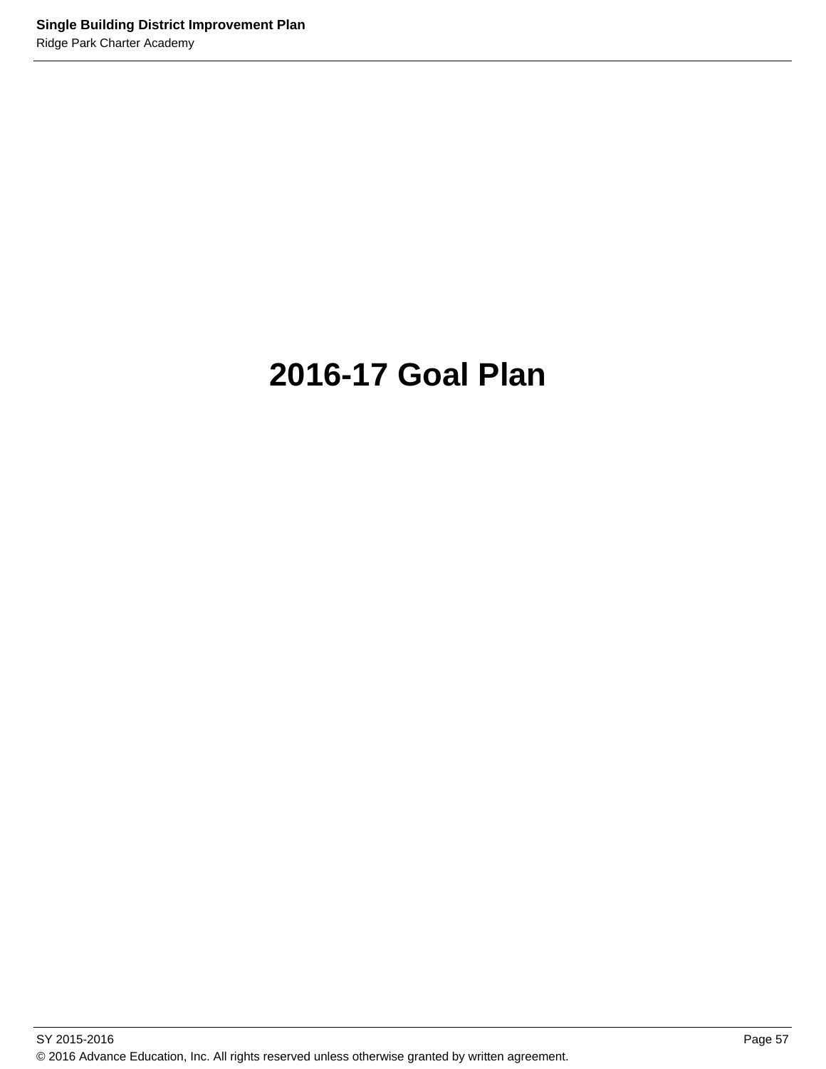# 2016-17 Goal Plan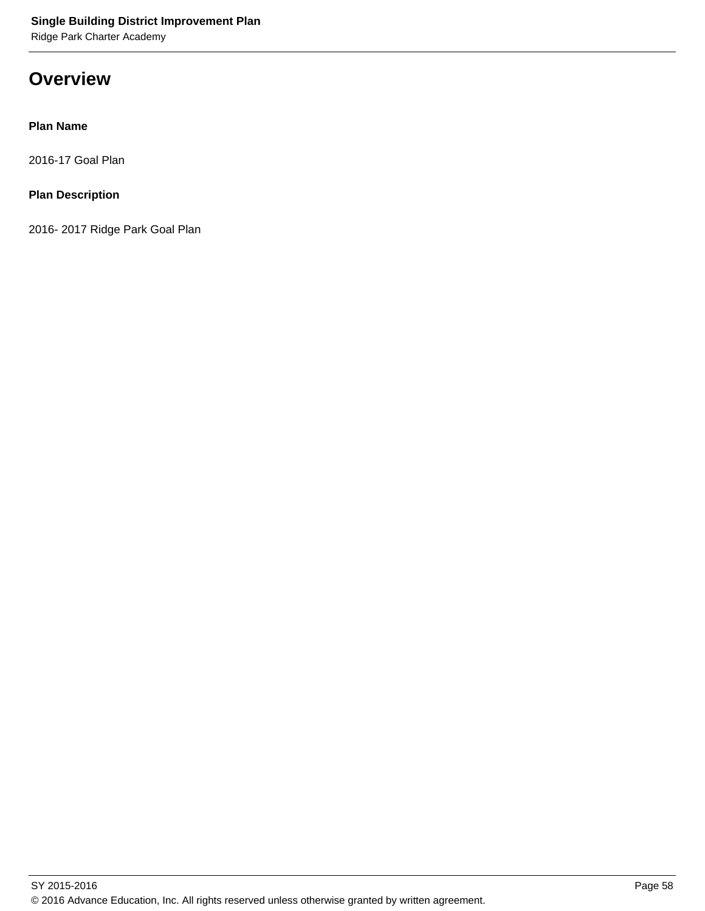# Overview

**Plan Name**

2016-17 Goal Plan

**Plan Description**

2016- 2017 Ridge Park Goal Plan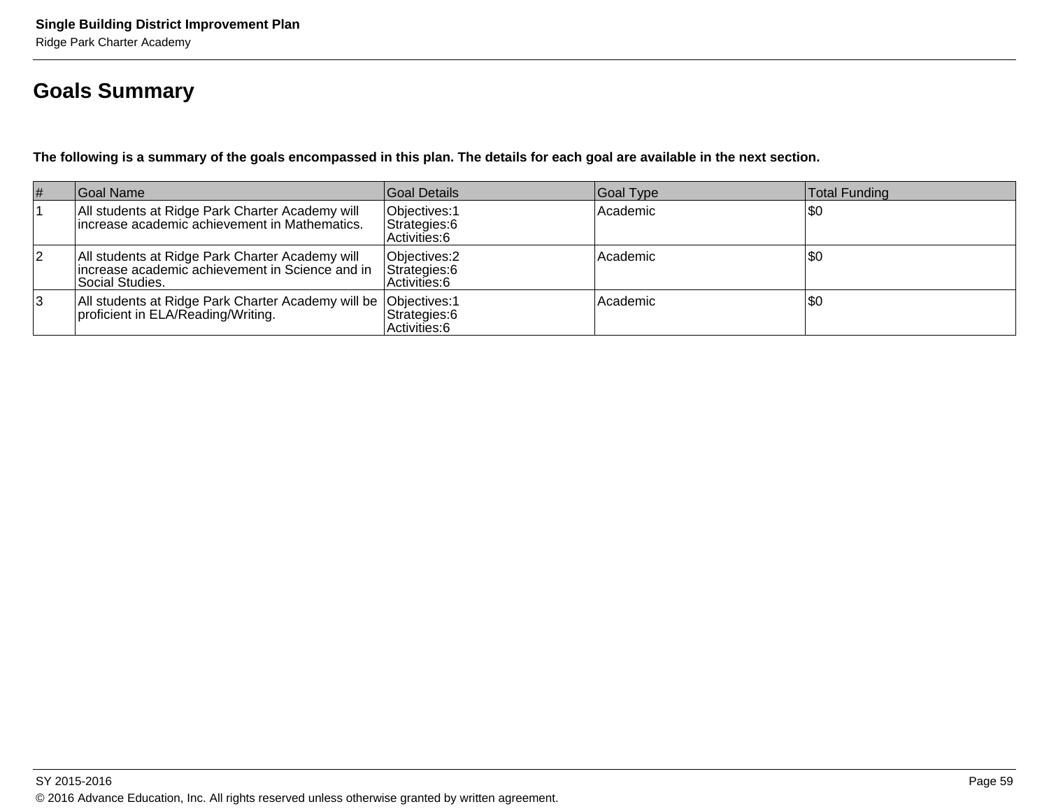## Goals Summary

**The following is a summary of the goals encompassed in this plan. The details for each goal are available in the next section.**

| # | Goal Name | Goal Details | Goal Type | Total Funding |
|---|---|---|---|---|
| 1 | All students at Ridge Park Charter Academy will increase academic achievement in Mathematics. | Objectives:1<br>Strategies:6<br>Activities:6 | Academic | $0 |
| 2 | All students at Ridge Park Charter Academy will increase academic achievement in Science and in Social Studies. | Objectives:2<br>Strategies:6<br>Activities:6 | Academic | $0 |
| 3 | All students at Ridge Park Charter Academy will be proficient in ELA/Reading/Writing. | Objectives:1<br>Strategies:6<br>Activities:6 | Academic | $0 |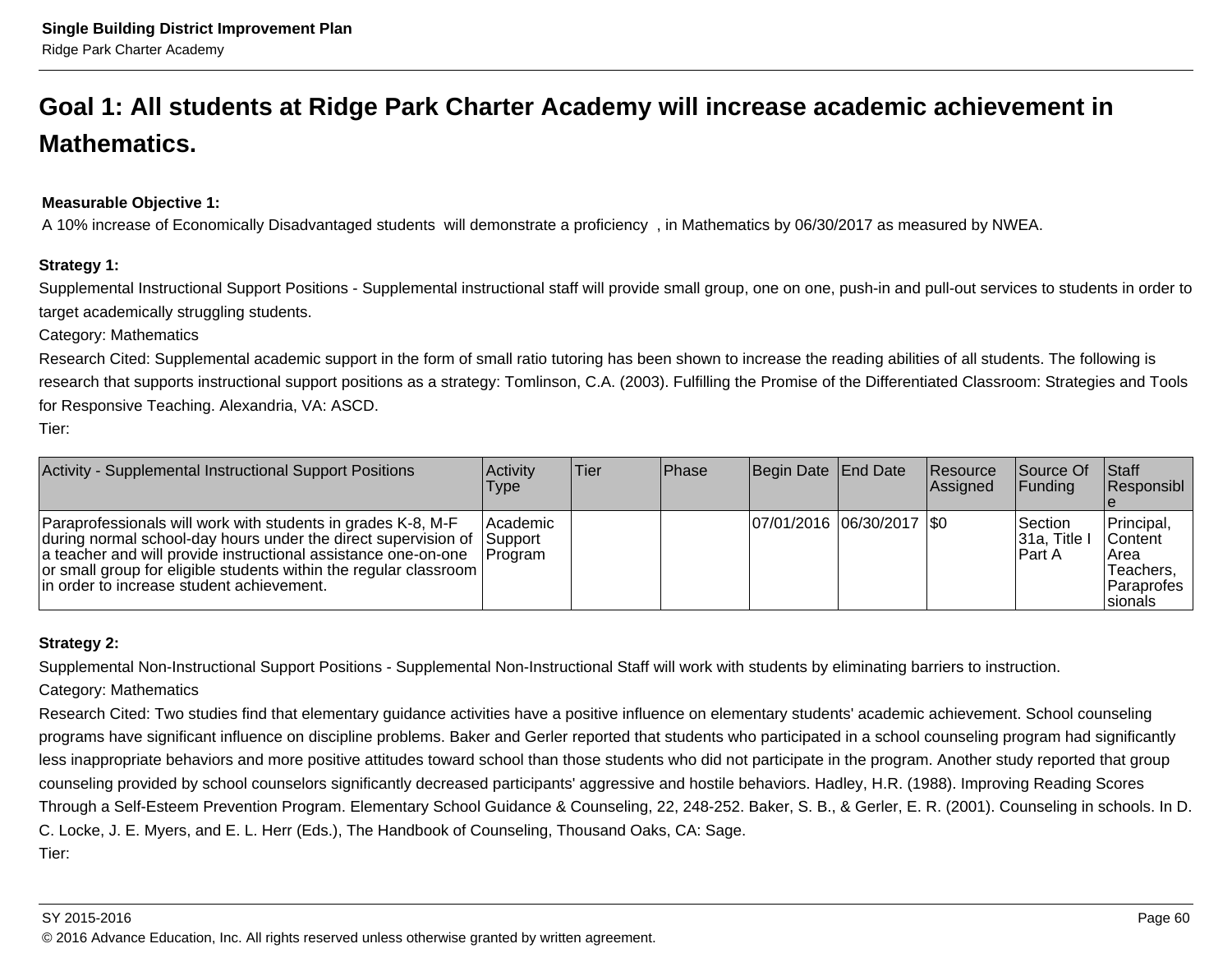# Goal 1: All students at Ridge Park Charter Academy will increase academic achievement in Mathematics.

**Measurable Objective 1:**
A 10% increase of Economically Disadvantaged students will demonstrate a proficiency , in Mathematics by 06/30/2017 as measured by NWEA.

**Strategy 1:**
Supplemental Instructional Support Positions - Supplemental instructional staff will provide small group, one on one, push-in and pull-out services to students in order to target academically struggling students.
Category: Mathematics
Research Cited: Supplemental academic support in the form of small ratio tutoring has been shown to increase the reading abilities of all students. The following is research that supports instructional support positions as a strategy: Tomlinson, C.A. (2003). Fulfilling the Promise of the Differentiated Classroom: Strategies and Tools for Responsive Teaching. Alexandria, VA: ASCD.
Tier:

| Activity - Supplemental Instructional Support Positions | Activity Type | Tier | Phase | Begin Date | End Date | Resource Assigned | Source Of Funding | Staff Responsible |
|---|---|---|---|---|---|---|---|---|
| Paraprofessionals will work with students in grades K-8, M-F during normal school-day hours under the direct supervision of a teacher and will provide instructional assistance one-on-one or small group for eligible students within the regular classroom in order to increase student achievement. | Academic Support Program | | | 07/01/2016 | 06/30/2017 | $0 | Section 31a, Title I Part A | Principal, Content Area Teachers, Paraprofessionals |

**Strategy 2:**
Supplemental Non-Instructional Support Positions - Supplemental Non-Instructional Staff will work with students by eliminating barriers to instruction.
Category: Mathematics
Research Cited: Two studies find that elementary guidance activities have a positive influence on elementary students' academic achievement. School counseling programs have significant influence on discipline problems. Baker and Gerler reported that students who participated in a school counseling program had significantly less inappropriate behaviors and more positive attitudes toward school than those students who did not participate in the program. Another study reported that group counseling provided by school counselors significantly decreased participants' aggressive and hostile behaviors. Hadley, H.R. (1988). Improving Reading Scores Through a Self-Esteem Prevention Program. Elementary School Guidance & Counseling, 22, 248-252. Baker, S. B., & Gerler, E. R. (2001). Counseling in schools. In D. C. Locke, J. E. Myers, and E. L. Herr (Eds.), The Handbook of Counseling, Thousand Oaks, CA: Sage.
Tier: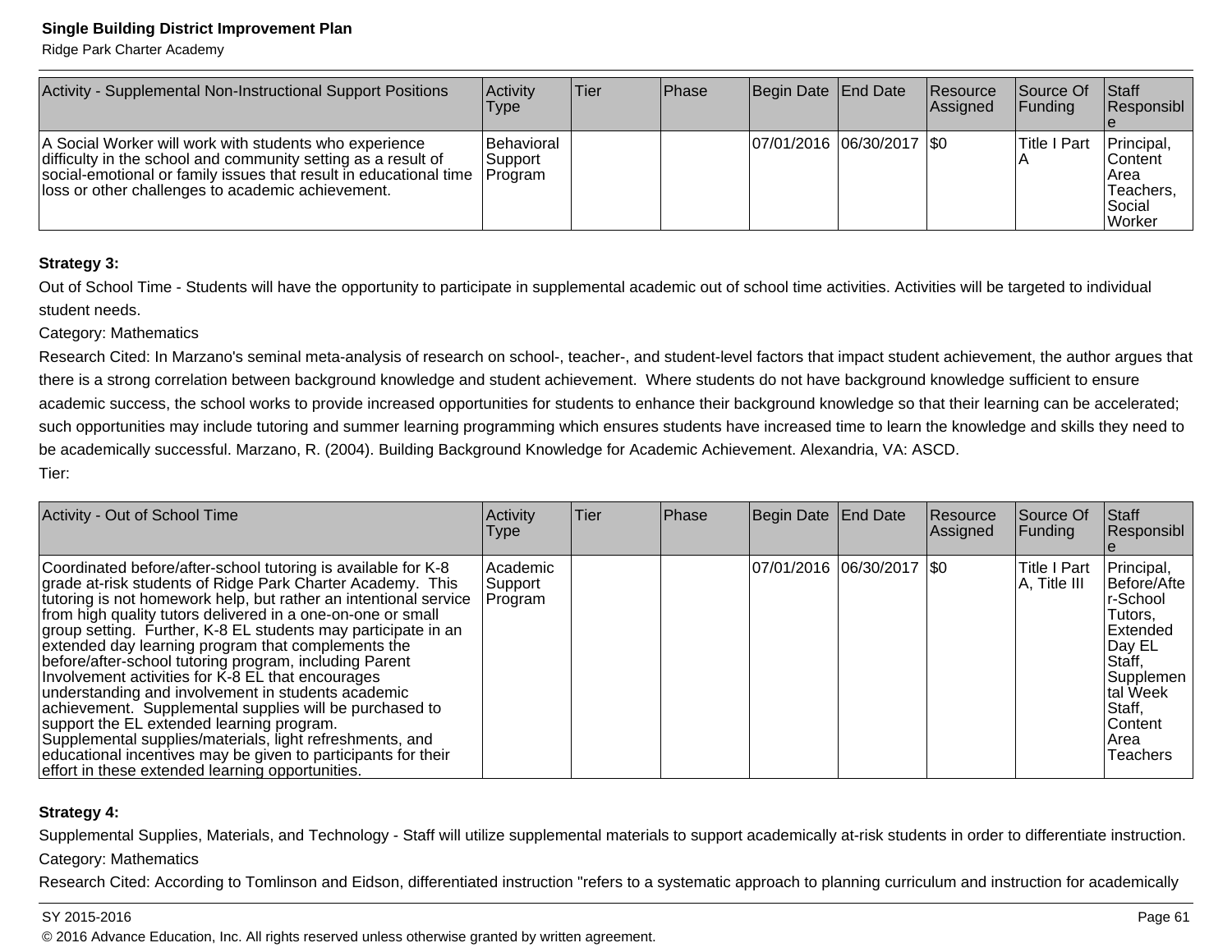| Activity - Supplemental Non-Instructional Support Positions | Activity Type | Tier | Phase | Begin Date | End Date | Resource Assigned | Source Of Funding | Staff Responsible |
|---|---|---|---|---|---|---|---|---|
| A Social Worker will work with students who experience difficulty in the school and community setting as a result of social-emotional or family issues that result in educational time loss or other challenges to academic achievement. | Behavioral Support Program | | | 07/01/2016 | 06/30/2017 | $0 | Title I Part A | Principal, Content Area Teachers, Social Worker |

**Strategy 3:**

Out of School Time - Students will have the opportunity to participate in supplemental academic out of school time activities. Activities will be targeted to individual student needs.

Category: Mathematics

Research Cited: In Marzano's seminal meta-analysis of research on school-, teacher-, and student-level factors that impact student achievement, the author argues that there is a strong correlation between background knowledge and student achievement. Where students do not have background knowledge sufficient to ensure academic success, the school works to provide increased opportunities for students to enhance their background knowledge so that their learning can be accelerated; such opportunities may include tutoring and summer learning programming which ensures students have increased time to learn the knowledge and skills they need to be academically successful. Marzano, R. (2004). Building Background Knowledge for Academic Achievement. Alexandria, VA: ASCD.

Tier:

| Activity - Out of School Time | Activity Type | Tier | Phase | Begin Date | End Date | Resource Assigned | Source Of Funding | Staff Responsible |
|---|---|---|---|---|---|---|---|---|
| Coordinated before/after-school tutoring is available for K-8 grade at-risk students of Ridge Park Charter Academy. This tutoring is not homework help, but rather an intentional service from high quality tutors delivered in a one-on-one or small group setting. Further, K-8 EL students may participate in an extended day learning program that complements the before/after-school tutoring program, including Parent Involvement activities for K-8 EL that encourages understanding and involvement in students academic achievement. Supplemental supplies will be purchased to support the EL extended learning program. Supplemental supplies/materials, light refreshments, and educational incentives may be given to participants for their effort in these extended learning opportunities. | Academic Support Program | | | 07/01/2016 | 06/30/2017 | $0 | Title I Part A, Title III | Principal, Before/After-School Tutors, Extended Day EL Staff, Supplemental Week Staff, Content Area Teachers |

**Strategy 4:**

Supplemental Supplies, Materials, and Technology - Staff will utilize supplemental materials to support academically at-risk students in order to differentiate instruction.

Category: Mathematics

Research Cited: According to Tomlinson and Eidson, differentiated instruction "refers to a systematic approach to planning curriculum and instruction for academically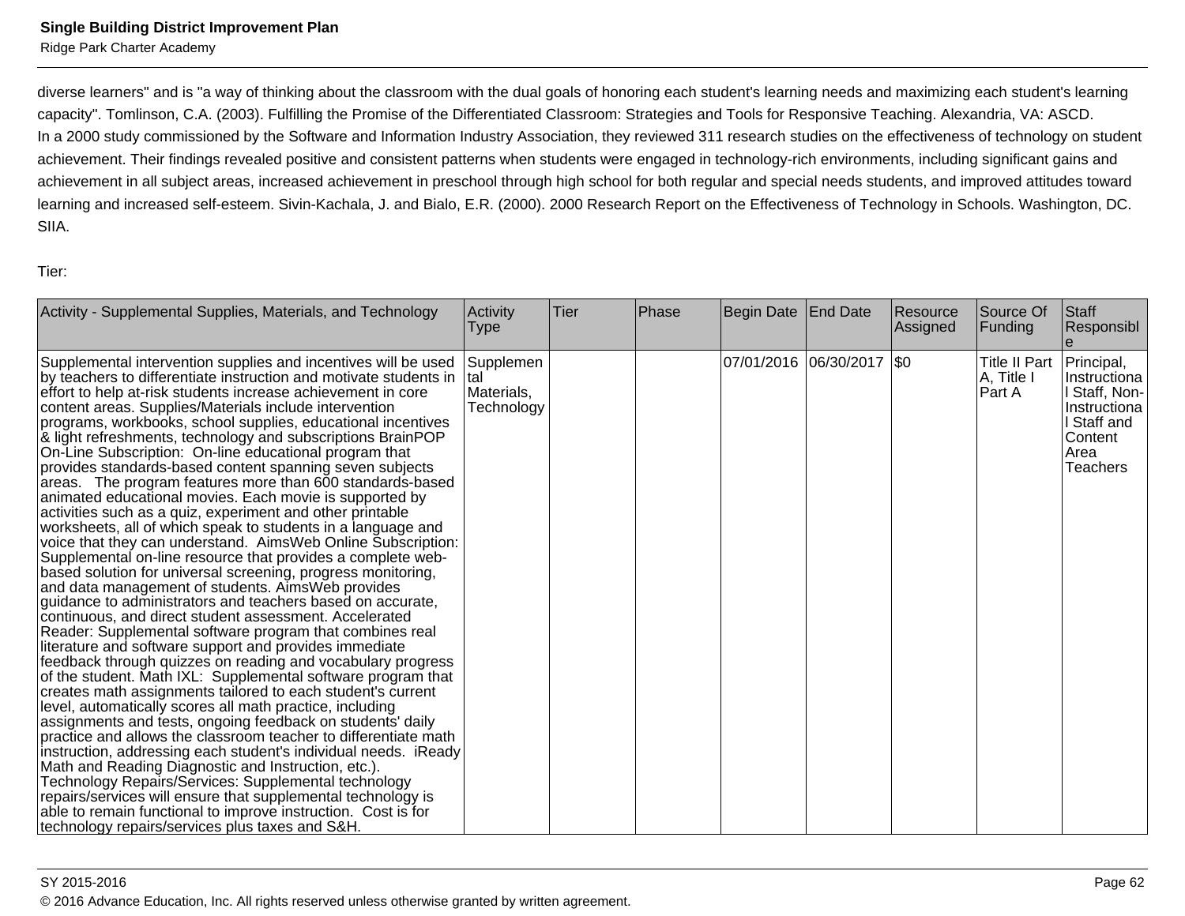diverse learners" and is "a way of thinking about the classroom with the dual goals of honoring each student's learning needs and maximizing each student's learning capacity". Tomlinson, C.A. (2003). Fulfilling the Promise of the Differentiated Classroom: Strategies and Tools for Responsive Teaching. Alexandria, VA: ASCD.
In a 2000 study commissioned by the Software and Information Industry Association, they reviewed 311 research studies on the effectiveness of technology on student achievement. Their findings revealed positive and consistent patterns when students were engaged in technology-rich environments, including significant gains and achievement in all subject areas, increased achievement in preschool through high school for both regular and special needs students, and improved attitudes toward learning and increased self-esteem. Sivin-Kachala, J. and Bialo, E.R. (2000). 2000 Research Report on the Effectiveness of Technology in Schools. Washington, DC. SIIA.

Tier:

| Activity - Supplemental Supplies, Materials, and Technology | Activity Type | Tier | Phase | Begin Date | End Date | Resource Assigned | Source Of Funding | Staff Responsible |
|---|---|---|---|---|---|---|---|---|
| Supplemental intervention supplies and incentives will be used by teachers to differentiate instruction and motivate students in effort to help at-risk students increase achievement in core content areas. Supplies/Materials include intervention programs, workbooks, school supplies, educational incentives & light refreshments, technology and subscriptions BrainPOP On-Line Subscription: On-line educational program that provides standards-based content spanning seven subjects areas. The program features more than 600 standards-based animated educational movies. Each movie is supported by activities such as a quiz, experiment and other printable worksheets, all of which speak to students in a language and voice that they can understand. AimsWeb Online Subscription: Supplemental on-line resource that provides a complete web-based solution for universal screening, progress monitoring, and data management of students. AimsWeb provides guidance to administrators and teachers based on accurate, continuous, and direct student assessment. Accelerated Reader: Supplemental software program that combines real literature and software support and provides immediate feedback through quizzes on reading and vocabulary progress of the student. Math IXL: Supplemental software program that creates math assignments tailored to each student's current level, automatically scores all math practice, including assignments and tests, ongoing feedback on students' daily practice and allows the classroom teacher to differentiate math instruction, addressing each student's individual needs. iReady Math and Reading Diagnostic and Instruction, etc.). Technology Repairs/Services: Supplemental technology repairs/services will ensure that supplemental technology is able to remain functional to improve instruction. Cost is for technology repairs/services plus taxes and S&H. | Supplemental Materials, Technology | | | 07/01/2016 | 06/30/2017 | $0 | Title II Part A, Title I Part A | Principal, Instructional Staff, Non-Instructional Staff and Content Area Teachers |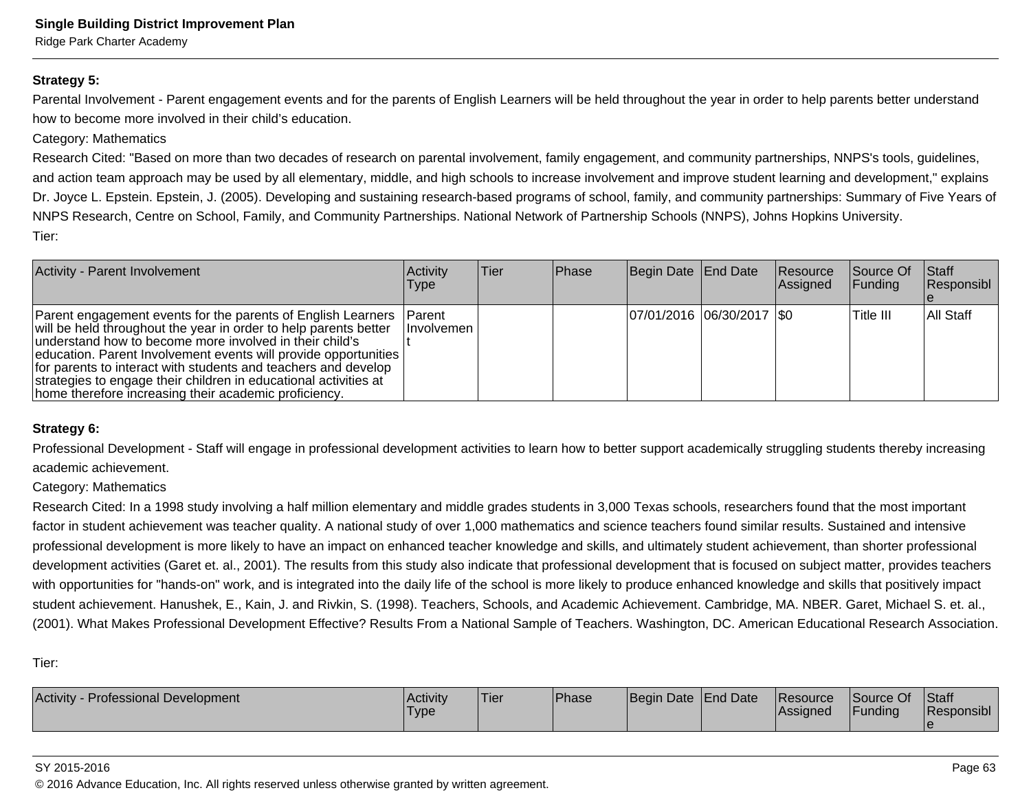**Strategy 5:**

Parental Involvement - Parent engagement events and for the parents of English Learners will be held throughout the year in order to help parents better understand how to become more involved in their child's education.

Category: Mathematics

Research Cited: "Based on more than two decades of research on parental involvement, family engagement, and community partnerships, NNPS's tools, guidelines, and action team approach may be used by all elementary, middle, and high schools to increase involvement and improve student learning and development," explains Dr. Joyce L. Epstein. Epstein, J. (2005). Developing and sustaining research-based programs of school, family, and community partnerships: Summary of Five Years of NNPS Research, Centre on School, Family, and Community Partnerships. National Network of Partnership Schools (NNPS), Johns Hopkins University.

Tier:

| Activity - Parent Involvement | Activity Type | Tier | Phase | Begin Date | End Date | Resource Assigned | Source Of Funding | Staff Responsible |
|---|---|---|---|---|---|---|---|---|
| Parent engagement events for the parents of English Learners will be held throughout the year in order to help parents better understand how to become more involved in their child's education. Parent Involvement events will provide opportunities for parents to interact with students and teachers and develop strategies to engage their children in educational activities at home therefore increasing their academic proficiency. | Parent Involvement | | | 07/01/2016 | 06/30/2017 | $0 | Title III | All Staff |

**Strategy 6:**

Professional Development - Staff will engage in professional development activities to learn how to better support academically struggling students thereby increasing academic achievement.

Category: Mathematics

Research Cited: In a 1998 study involving a half million elementary and middle grades students in 3,000 Texas schools, researchers found that the most important factor in student achievement was teacher quality. A national study of over 1,000 mathematics and science teachers found similar results. Sustained and intensive professional development is more likely to have an impact on enhanced teacher knowledge and skills, and ultimately student achievement, than shorter professional development activities (Garet et. al., 2001). The results from this study also indicate that professional development that is focused on subject matter, provides teachers with opportunities for "hands-on" work, and is integrated into the daily life of the school is more likely to produce enhanced knowledge and skills that positively impact student achievement. Hanushek, E., Kain, J. and Rivkin, S. (1998). Teachers, Schools, and Academic Achievement. Cambridge, MA. NBER. Garet, Michael S. et. al., (2001). What Makes Professional Development Effective? Results From a National Sample of Teachers. Washington, DC. American Educational Research Association.

Tier:

| Activity - Professional Development | Activity Type | Tier | Phase | Begin Date | End Date | Resource Assigned | Source Of Funding | Staff Responsible |
|---|---|---|---|---|---|---|---|---|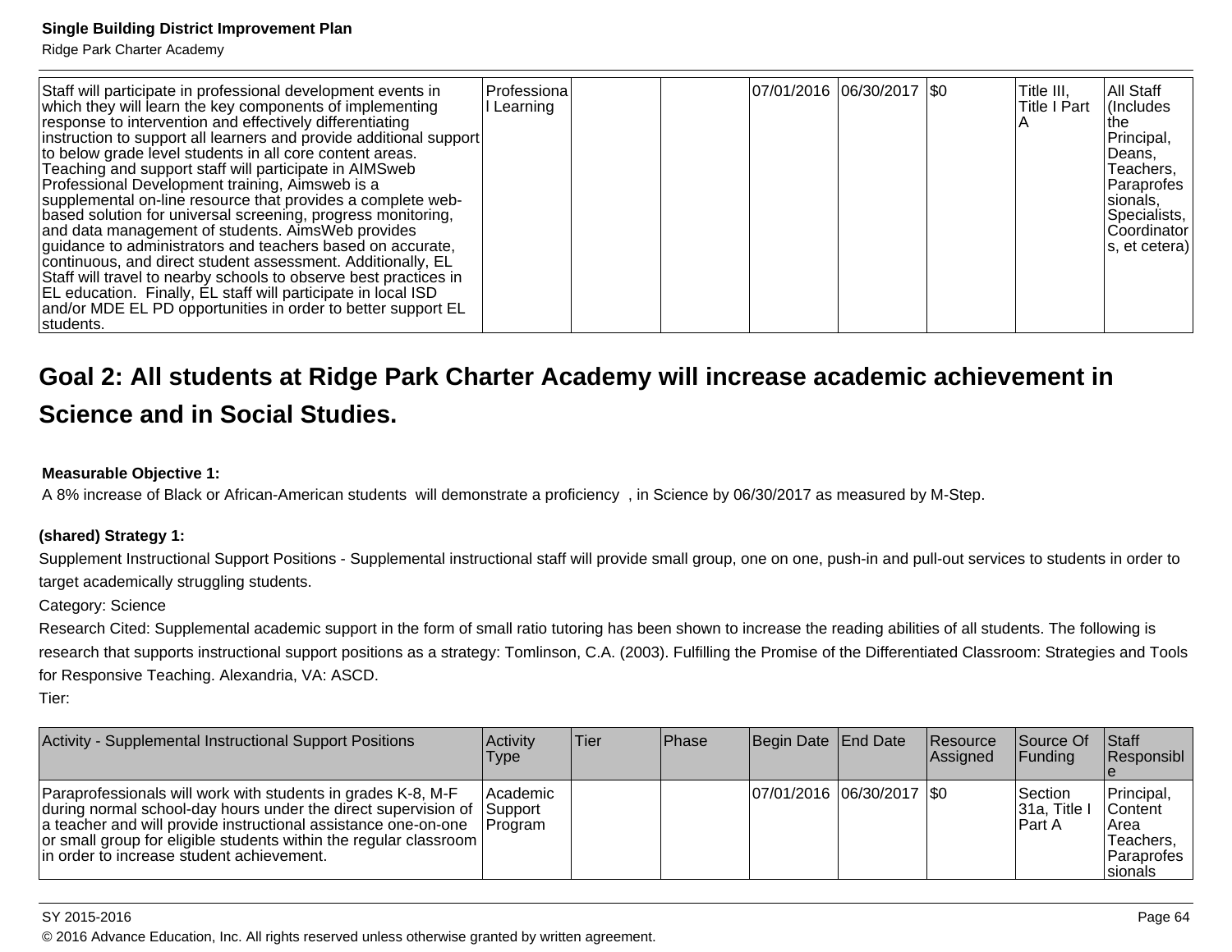| Staff will participate in professional development events in which they will learn the key components of implementing response to intervention and effectively differentiating instruction to support all learners and provide additional support to below grade level students in all core content areas. Teaching and support staff will participate in AIMSweb Professional Development training, Aimsweb is a supplemental on-line resource that provides a complete web-based solution for universal screening, progress monitoring, and data management of students. AimsWeb provides guidance to administrators and teachers based on accurate, continuous, and direct student assessment. Additionally, EL Staff will travel to nearby schools to observe best practices in EL education. Finally, EL staff will participate in local ISD and/or MDE EL PD opportunities in order to better support EL students. | Professional Learning | | | 07/01/2016 | 06/30/2017 | $0 | Title III, Title I Part A | All Staff (Includes the Principal, Deans, Teachers, Paraprofessionals, Specialists, Coordinators, et cetera) |
|---|---|---|---|---|---|---|---|---|

## Goal 2: All students at Ridge Park Charter Academy will increase academic achievement in Science and in Social Studies.

**Measurable Objective 1:**

A 8% increase of Black or African-American students will demonstrate a proficiency , in Science by 06/30/2017 as measured by M-Step.

**(shared) Strategy 1:**

Supplement Instructional Support Positions - Supplemental instructional staff will provide small group, one on one, push-in and pull-out services to students in order to target academically struggling students.

Category: Science

Research Cited: Supplemental academic support in the form of small ratio tutoring has been shown to increase the reading abilities of all students. The following is research that supports instructional support positions as a strategy: Tomlinson, C.A. (2003). Fulfilling the Promise of the Differentiated Classroom: Strategies and Tools for Responsive Teaching. Alexandria, VA: ASCD.

Tier:

| Activity - Supplemental Instructional Support Positions | Activity Type | Tier | Phase | Begin Date | End Date | Resource Assigned | Source Of Funding | Staff Responsible |
|---|---|---|---|---|---|---|---|---|
| Paraprofessionals will work with students in grades K-8, M-F during normal school-day hours under the direct supervision of a teacher and will provide instructional assistance one-on-one or small group for eligible students within the regular classroom in order to increase student achievement. | Academic Support Program | | | 07/01/2016 | 06/30/2017 | $0 | Section 31a, Title I Part A | Principal, Content Area Teachers, Paraprofessionals |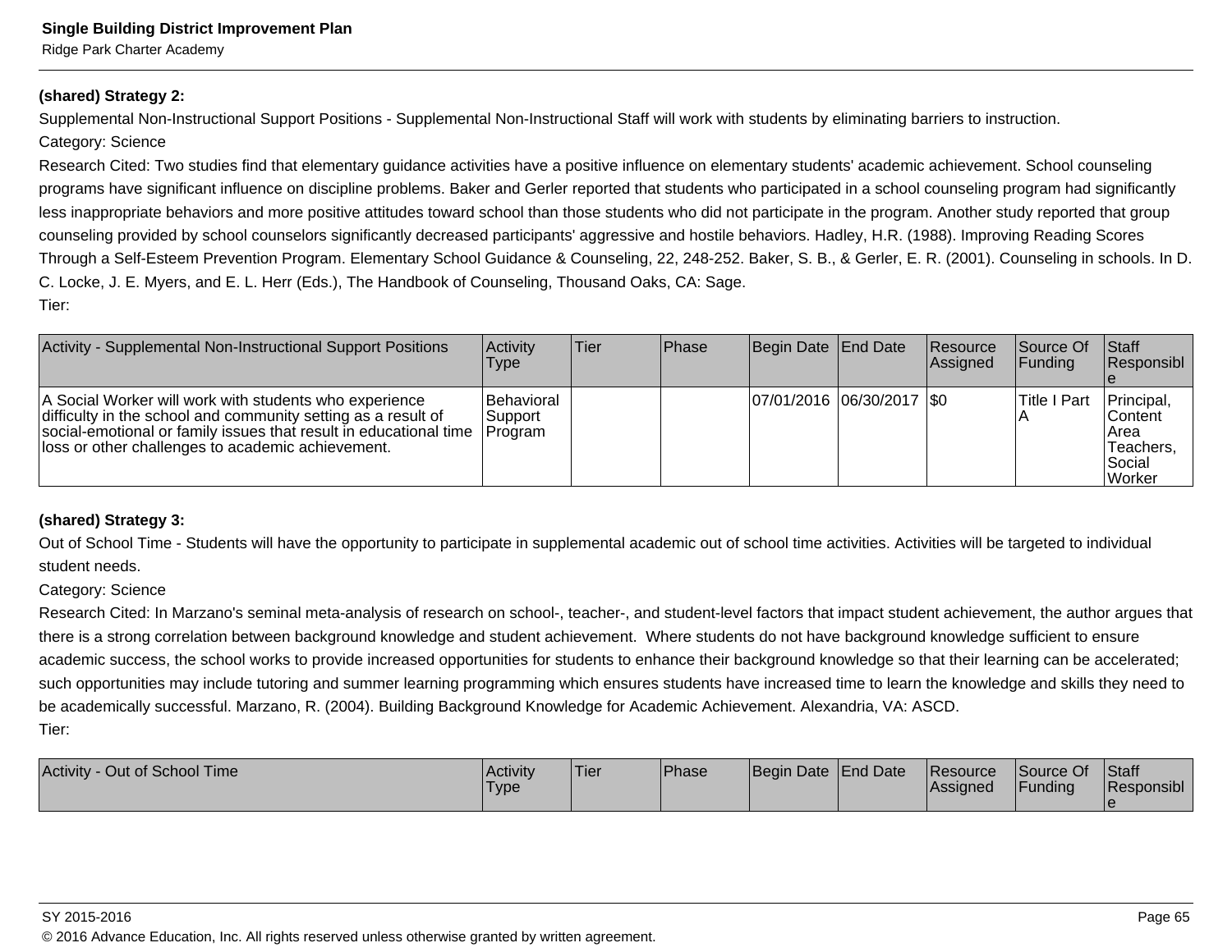**(shared) Strategy 2:**

Supplemental Non-Instructional Support Positions - Supplemental Non-Instructional Staff will work with students by eliminating barriers to instruction.

Category: Science

Research Cited: Two studies find that elementary guidance activities have a positive influence on elementary students' academic achievement. School counseling programs have significant influence on discipline problems. Baker and Gerler reported that students who participated in a school counseling program had significantly less inappropriate behaviors and more positive attitudes toward school than those students who did not participate in the program. Another study reported that group counseling provided by school counselors significantly decreased participants' aggressive and hostile behaviors. Hadley, H.R. (1988). Improving Reading Scores Through a Self-Esteem Prevention Program. Elementary School Guidance & Counseling, 22, 248-252. Baker, S. B., & Gerler, E. R. (2001). Counseling in schools. In D. C. Locke, J. E. Myers, and E. L. Herr (Eds.), The Handbook of Counseling, Thousand Oaks, CA: Sage.

Tier:

| Activity - Supplemental Non-Instructional Support Positions | Activity Type | Tier | Phase | Begin Date | End Date | Resource Assigned | Source Of Funding | Staff Responsible |
|---|---|---|---|---|---|---|---|---|
| A Social Worker will work with students who experience difficulty in the school and community setting as a result of social-emotional or family issues that result in educational time loss or other challenges to academic achievement. | Behavioral Support Program | | | 07/01/2016 | 06/30/2017 | $0 | Title I Part A | Principal, Content Area Teachers, Social Worker |

**(shared) Strategy 3:**

Out of School Time - Students will have the opportunity to participate in supplemental academic out of school time activities. Activities will be targeted to individual student needs.

Category: Science

Research Cited: In Marzano's seminal meta-analysis of research on school-, teacher-, and student-level factors that impact student achievement, the author argues that there is a strong correlation between background knowledge and student achievement. Where students do not have background knowledge sufficient to ensure academic success, the school works to provide increased opportunities for students to enhance their background knowledge so that their learning can be accelerated; such opportunities may include tutoring and summer learning programming which ensures students have increased time to learn the knowledge and skills they need to be academically successful. Marzano, R. (2004). Building Background Knowledge for Academic Achievement. Alexandria, VA: ASCD.

Tier:

| Activity - Out of School Time | Activity Type | Tier | Phase | Begin Date | End Date | Resource Assigned | Source Of Funding | Staff Responsible |
|---|---|---|---|---|---|---|---|---|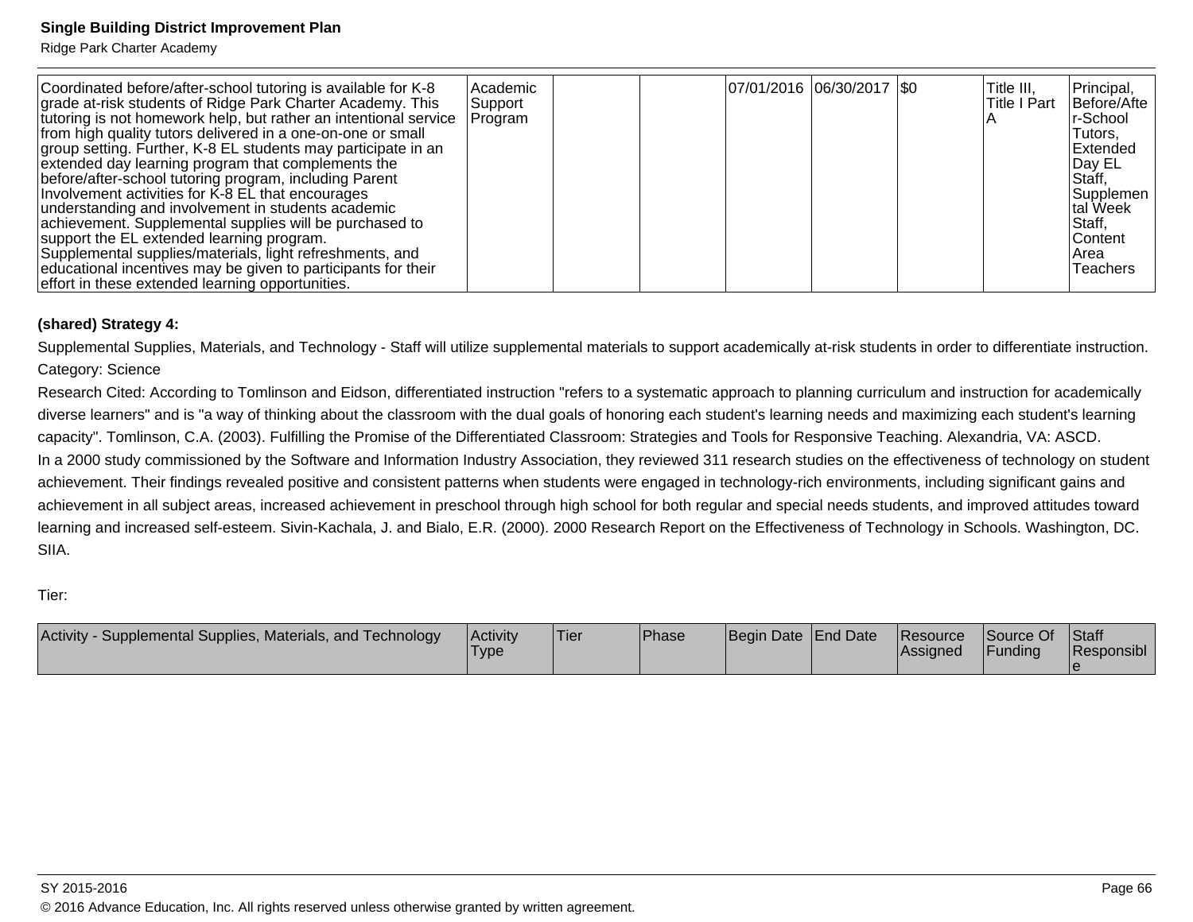| Coordinated before/after-school tutoring is available for K-8 grade at-risk students of Ridge Park Charter Academy. This tutoring is not homework help, but rather an intentional service from high quality tutors delivered in a one-on-one or small group setting. Further, K-8 EL students may participate in an extended day learning program that complements the before/after-school tutoring program, including Parent Involvement activities for K-8 EL that encourages understanding and involvement in students academic achievement. Supplemental supplies will be purchased to support the EL extended learning program. Supplemental supplies/materials, light refreshments, and educational incentives may be given to participants for their effort in these extended learning opportunities. | Academic Support Program | | | 07/01/2016 | 06/30/2017 | $0 | Title III, Title I Part A | Principal, Before/After-School Tutors, Extended Day EL Staff, Supplemental Week Staff, Content Area Teachers |
|---|---|---|---|---|---|---|---|---|

**(shared) Strategy 4:**

Supplemental Supplies, Materials, and Technology - Staff will utilize supplemental materials to support academically at-risk students in order to differentiate instruction.

Category: Science

Research Cited: According to Tomlinson and Eidson, differentiated instruction "refers to a systematic approach to planning curriculum and instruction for academically diverse learners" and is "a way of thinking about the classroom with the dual goals of honoring each student's learning needs and maximizing each student's learning capacity". Tomlinson, C.A. (2003). Fulfilling the Promise of the Differentiated Classroom: Strategies and Tools for Responsive Teaching. Alexandria, VA: ASCD.

In a 2000 study commissioned by the Software and Information Industry Association, they reviewed 311 research studies on the effectiveness of technology on student achievement. Their findings revealed positive and consistent patterns when students were engaged in technology-rich environments, including significant gains and achievement in all subject areas, increased achievement in preschool through high school for both regular and special needs students, and improved attitudes toward learning and increased self-esteem. Sivin-Kachala, J. and Bialo, E.R. (2000). 2000 Research Report on the Effectiveness of Technology in Schools. Washington, DC. SIIA.

Tier:

| Activity - Supplemental Supplies, Materials, and Technology | Activity Type | Tier | Phase | Begin Date | End Date | Resource Assigned | Source Of Funding | Staff Responsible |
|---|---|---|---|---|---|---|---|---|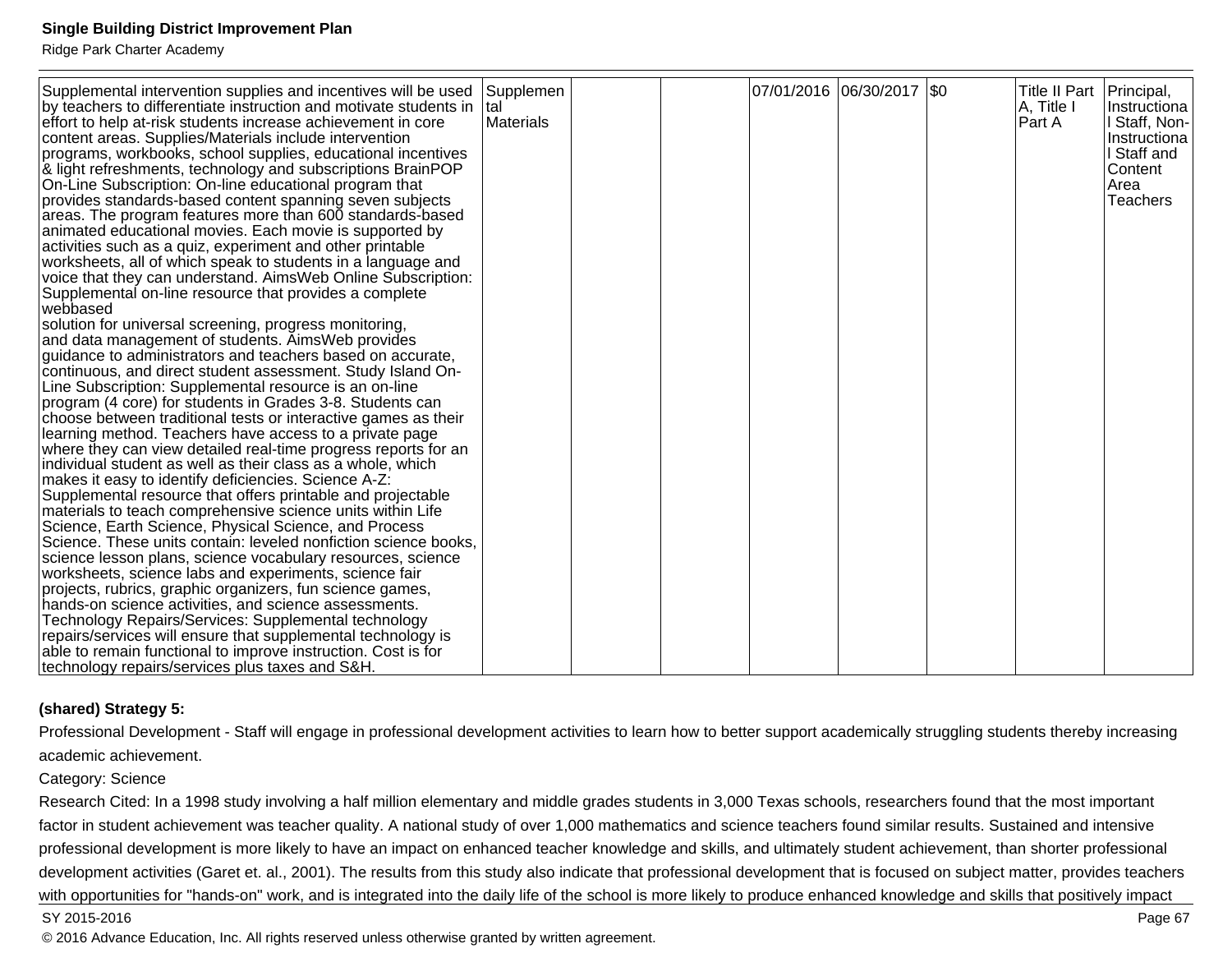| | | | | | | | | |
|---|---|---|---|---|---|---|---|---|
| Supplemental intervention supplies and incentives will be used by teachers to differentiate instruction and motivate students in effort to help at-risk students increase achievement in core content areas. Supplies/Materials include intervention programs, workbooks, school supplies, educational incentives & light refreshments, technology and subscriptions BrainPOP On-Line Subscription: On-line educational program that provides standards-based content spanning seven subjects areas. The program features more than 600 standards-based animated educational movies. Each movie is supported by activities such as a quiz, experiment and other printable worksheets, all of which speak to students in a language and voice that they can understand. AimsWeb Online Subscription: Supplemental on-line resource that provides a complete webbased solution for universal screening, progress monitoring, and data management of students. AimsWeb provides guidance to administrators and teachers based on accurate, continuous, and direct student assessment. Study Island On-Line Subscription: Supplemental resource is an on-line program (4 core) for students in Grades 3-8. Students can choose between traditional tests or interactive games as their learning method. Teachers have access to a private page where they can view detailed real-time progress reports for an individual student as well as their class as a whole, which makes it easy to identify deficiencies. Science A-Z: Supplemental resource that offers printable and projectable materials to teach comprehensive science units within Life Science, Earth Science, Physical Science, and Process Science. These units contain: leveled nonfiction science books, science lesson plans, science vocabulary resources, science worksheets, science labs and experiments, science fair projects, rubrics, graphic organizers, fun science games, hands-on science activities, and science assessments. Technology Repairs/Services: Supplemental technology repairs/services will ensure that supplemental technology is able to remain functional to improve instruction. Cost is for technology repairs/services plus taxes and S&H. | Supplemental Materials | | | 07/01/2016 | 06/30/2017 | $0 | Title II Part A, Title I Part A | Principal, Instructional Staff, Non-Instructional Staff and Content Area Teachers |

**(shared) Strategy 5:**

Professional Development - Staff will engage in professional development activities to learn how to better support academically struggling students thereby increasing academic achievement.

Category: Science

Research Cited: In a 1998 study involving a half million elementary and middle grades students in 3,000 Texas schools, researchers found that the most important factor in student achievement was teacher quality. A national study of over 1,000 mathematics and science teachers found similar results. Sustained and intensive professional development is more likely to have an impact on enhanced teacher knowledge and skills, and ultimately student achievement, than shorter professional development activities (Garet et. al., 2001). The results from this study also indicate that professional development that is focused on subject matter, provides teachers with opportunities for "hands-on" work, and is integrated into the daily life of the school is more likely to produce enhanced knowledge and skills that positively impact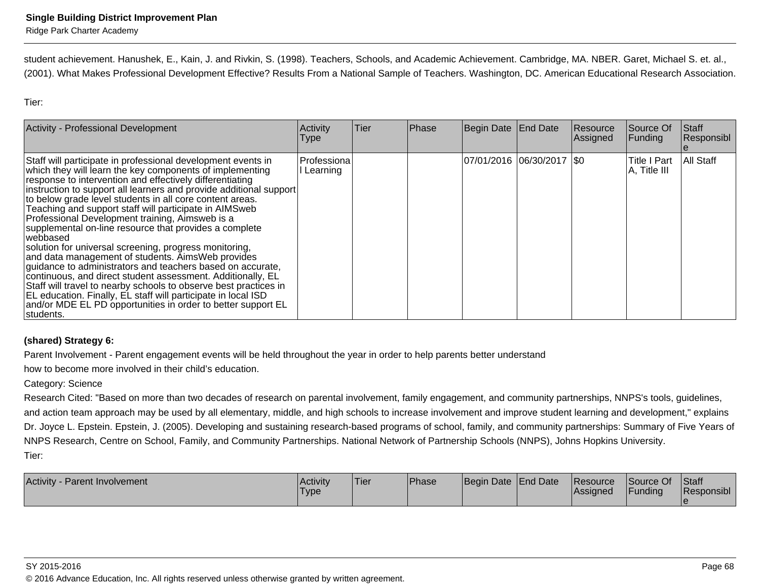student achievement. Hanushek, E., Kain, J. and Rivkin, S. (1998). Teachers, Schools, and Academic Achievement. Cambridge, MA. NBER. Garet, Michael S. et. al., (2001). What Makes Professional Development Effective? Results From a National Sample of Teachers. Washington, DC. American Educational Research Association.

Tier:

| Activity - Professional Development | Activity Type | Tier | Phase | Begin Date | End Date | Resource Assigned | Source Of Funding | Staff Responsible |
|---|---|---|---|---|---|---|---|---|
| Staff will participate in professional development events in which they will learn the key components of implementing response to intervention and effectively differentiating instruction to support all learners and provide additional support to below grade level students in all core content areas. Teaching and support staff will participate in AIMSweb Professional Development training, Aimsweb is a supplemental on-line resource that provides a complete webbased solution for universal screening, progress monitoring, and data management of students. AimsWeb provides guidance to administrators and teachers based on accurate, continuous, and direct student assessment. Additionally, EL Staff will travel to nearby schools to observe best practices in EL education. Finally, EL staff will participate in local ISD and/or MDE EL PD opportunities in order to better support EL students. | Professional Learning | | | 07/01/2016 | 06/30/2017 | $0 | Title I Part A, Title III | All Staff |

**(shared) Strategy 6:**

Parent Involvement - Parent engagement events will be held throughout the year in order to help parents better understand how to become more involved in their child's education.

Category: Science

Research Cited: "Based on more than two decades of research on parental involvement, family engagement, and community partnerships, NNPS's tools, guidelines, and action team approach may be used by all elementary, middle, and high schools to increase involvement and improve student learning and development," explains Dr. Joyce L. Epstein. Epstein, J. (2005). Developing and sustaining research-based programs of school, family, and community partnerships: Summary of Five Years of NNPS Research, Centre on School, Family, and Community Partnerships. National Network of Partnership Schools (NNPS), Johns Hopkins University.

Tier:

| Activity - Parent Involvement | Activity Type | Tier | Phase | Begin Date | End Date | Resource Assigned | Source Of Funding | Staff Responsible |
|---|---|---|---|---|---|---|---|---|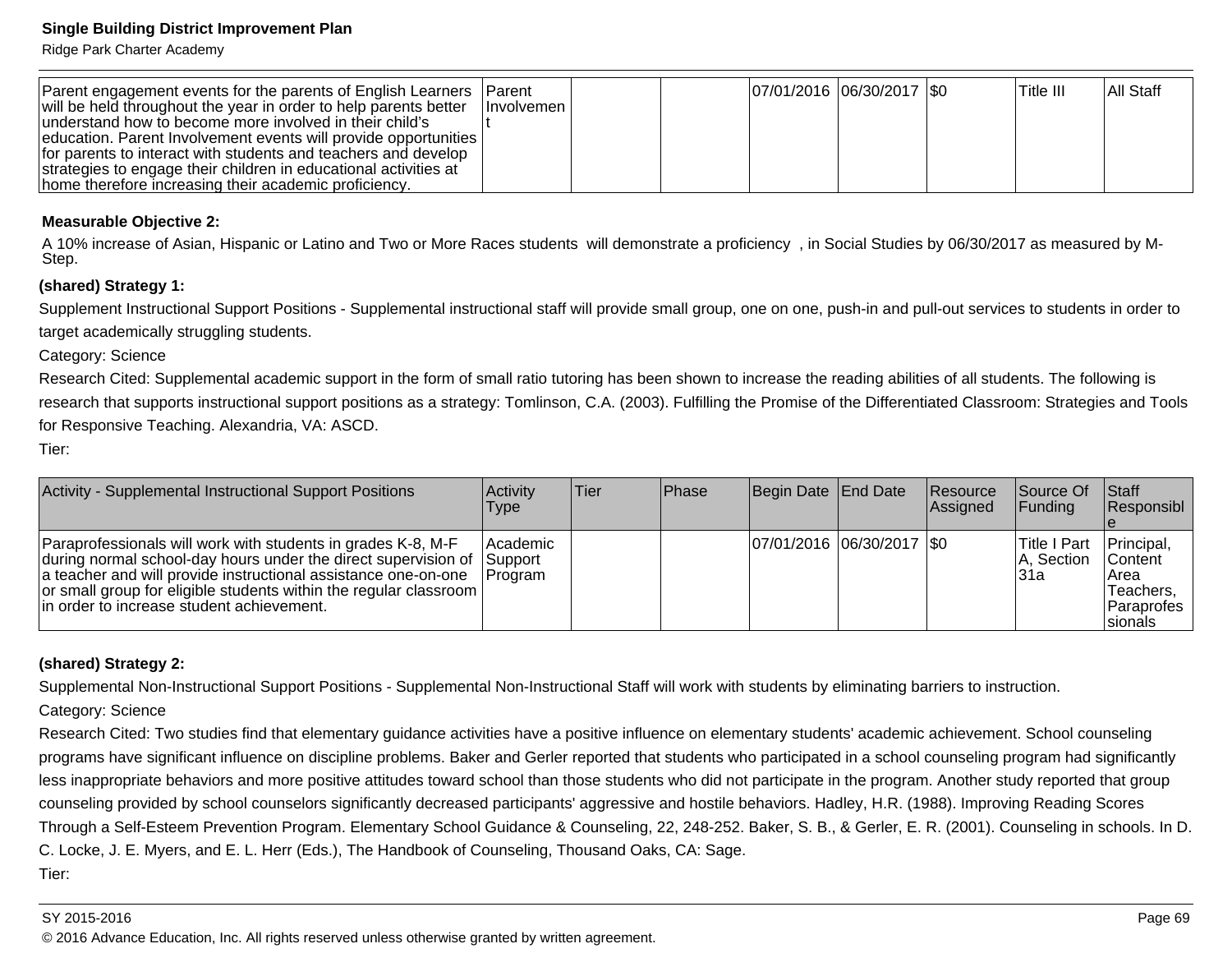| Parent engagement events for the parents of English Learners will be held throughout the year in order to help parents better understand how to become more involved in their child's education. Parent Involvement events will provide opportunities for parents to interact with students and teachers and develop strategies to engage their children in educational activities at home therefore increasing their academic proficiency. | Parent Involvement | | | 07/01/2016 | 06/30/2017 | $0 | Title III | All Staff |
|---|---|---|---|---|---|---|---|---|

**Measurable Objective 2:**

A 10% increase of Asian, Hispanic or Latino and Two or More Races students will demonstrate a proficiency , in Social Studies by 06/30/2017 as measured by M-Step.

**(shared) Strategy 1:**

Supplement Instructional Support Positions - Supplemental instructional staff will provide small group, one on one, push-in and pull-out services to students in order to target academically struggling students.

Category: Science

Research Cited: Supplemental academic support in the form of small ratio tutoring has been shown to increase the reading abilities of all students. The following is research that supports instructional support positions as a strategy: Tomlinson, C.A. (2003). Fulfilling the Promise of the Differentiated Classroom: Strategies and Tools for Responsive Teaching. Alexandria, VA: ASCD.

Tier:

| Activity - Supplemental Instructional Support Positions | Activity Type | Tier | Phase | Begin Date | End Date | Resource Assigned | Source Of Funding | Staff Responsible |
|---|---|---|---|---|---|---|---|---|
| Paraprofessionals will work with students in grades K-8, M-F during normal school-day hours under the direct supervision of a teacher and will provide instructional assistance one-on-one or small group for eligible students within the regular classroom in order to increase student achievement. | Academic Support Program | | | 07/01/2016 | 06/30/2017 | $0 | Title I Part A, Section 31a | Principal, Content Area Teachers, Paraprofessionals |

**(shared) Strategy 2:**

Supplemental Non-Instructional Support Positions - Supplemental Non-Instructional Staff will work with students by eliminating barriers to instruction.

Category: Science

Research Cited: Two studies find that elementary guidance activities have a positive influence on elementary students' academic achievement. School counseling programs have significant influence on discipline problems. Baker and Gerler reported that students who participated in a school counseling program had significantly less inappropriate behaviors and more positive attitudes toward school than those students who did not participate in the program. Another study reported that group counseling provided by school counselors significantly decreased participants' aggressive and hostile behaviors. Hadley, H.R. (1988). Improving Reading Scores Through a Self-Esteem Prevention Program. Elementary School Guidance & Counseling, 22, 248-252. Baker, S. B., & Gerler, E. R. (2001). Counseling in schools. In D. C. Locke, J. E. Myers, and E. L. Herr (Eds.), The Handbook of Counseling, Thousand Oaks, CA: Sage.

Tier: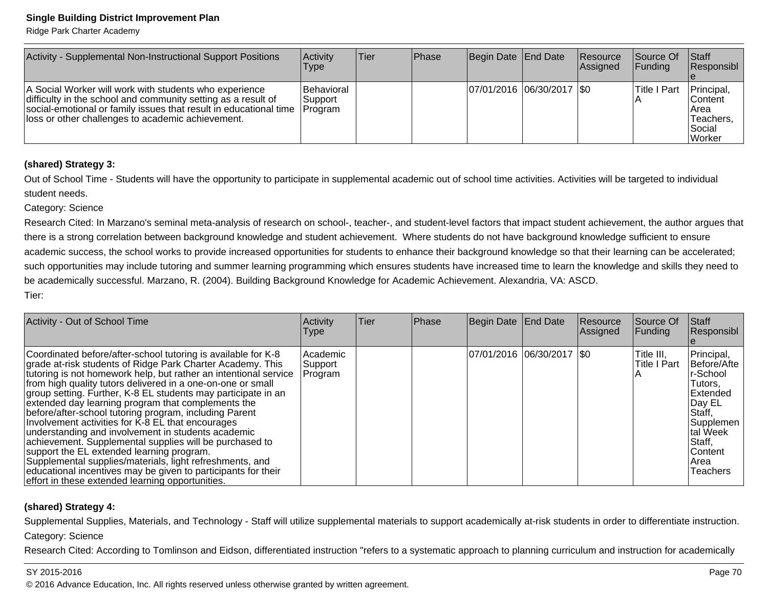| Activity - Supplemental Non-Instructional Support Positions | Activity Type | Tier | Phase | Begin Date | End Date | Resource Assigned | Source Of Funding | Staff Responsible |
|---|---|---|---|---|---|---|---|---|
| A Social Worker will work with students who experience difficulty in the school and community setting as a result of social-emotional or family issues that result in educational time loss or other challenges to academic achievement. | Behavioral Support Program | | | 07/01/2016 | 06/30/2017 | $0 | Title I Part A | Principal, Content Area Teachers, Social Worker |

**(shared) Strategy 3:**

Out of School Time - Students will have the opportunity to participate in supplemental academic out of school time activities. Activities will be targeted to individual student needs.

Category: Science

Research Cited: In Marzano's seminal meta-analysis of research on school-, teacher-, and student-level factors that impact student achievement, the author argues that there is a strong correlation between background knowledge and student achievement. Where students do not have background knowledge sufficient to ensure academic success, the school works to provide increased opportunities for students to enhance their background knowledge so that their learning can be accelerated; such opportunities may include tutoring and summer learning programming which ensures students have increased time to learn the knowledge and skills they need to be academically successful. Marzano, R. (2004). Building Background Knowledge for Academic Achievement. Alexandria, VA: ASCD.

Tier:

| Activity - Out of School Time | Activity Type | Tier | Phase | Begin Date | End Date | Resource Assigned | Source Of Funding | Staff Responsible |
|---|---|---|---|---|---|---|---|---|
| Coordinated before/after-school tutoring is available for K-8 grade at-risk students of Ridge Park Charter Academy. This tutoring is not homework help, but rather an intentional service from high quality tutors delivered in a one-on-one or small group setting. Further, K-8 EL students may participate in an extended day learning program that complements the before/after-school tutoring program, including Parent Involvement activities for K-8 EL that encourages understanding and involvement in students academic achievement. Supplemental supplies will be purchased to support the EL extended learning program. Supplemental supplies/materials, light refreshments, and educational incentives may be given to participants for their effort in these extended learning opportunities. | Academic Support Program | | | 07/01/2016 | 06/30/2017 | $0 | Title III, Title I Part A | Principal, Before/After-School Tutors, Extended Day EL Staff, Supplemental Week Staff, Content Area Teachers |

**(shared) Strategy 4:**

Supplemental Supplies, Materials, and Technology - Staff will utilize supplemental materials to support academically at-risk students in order to differentiate instruction.

Category: Science

Research Cited: According to Tomlinson and Eidson, differentiated instruction "refers to a systematic approach to planning curriculum and instruction for academically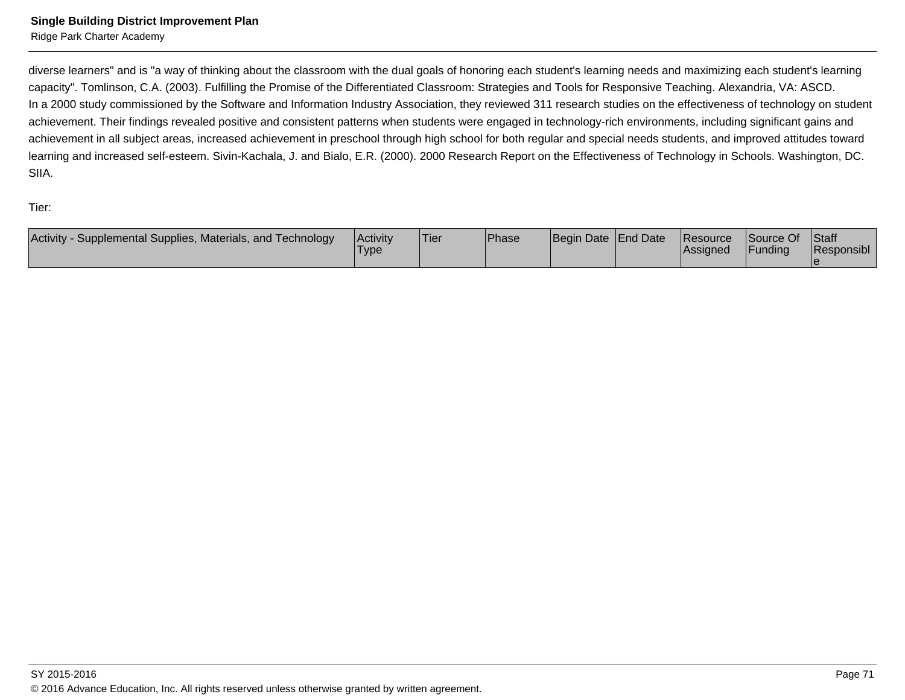diverse learners" and is "a way of thinking about the classroom with the dual goals of honoring each student's learning needs and maximizing each student's learning capacity". Tomlinson, C.A. (2003). Fulfilling the Promise of the Differentiated Classroom: Strategies and Tools for Responsive Teaching. Alexandria, VA: ASCD.
In a 2000 study commissioned by the Software and Information Industry Association, they reviewed 311 research studies on the effectiveness of technology on student achievement. Their findings revealed positive and consistent patterns when students were engaged in technology-rich environments, including significant gains and achievement in all subject areas, increased achievement in preschool through high school for both regular and special needs students, and improved attitudes toward learning and increased self-esteem. Sivin-Kachala, J. and Bialo, E.R. (2000). 2000 Research Report on the Effectiveness of Technology in Schools. Washington, DC. SIIA.

Tier:

| Activity - Supplemental Supplies, Materials, and Technology | Activity Type | Tier | Phase | Begin Date | End Date | Resource Assigned | Source Of Funding | Staff Responsible |
|---|---|---|---|---|---|---|---|---|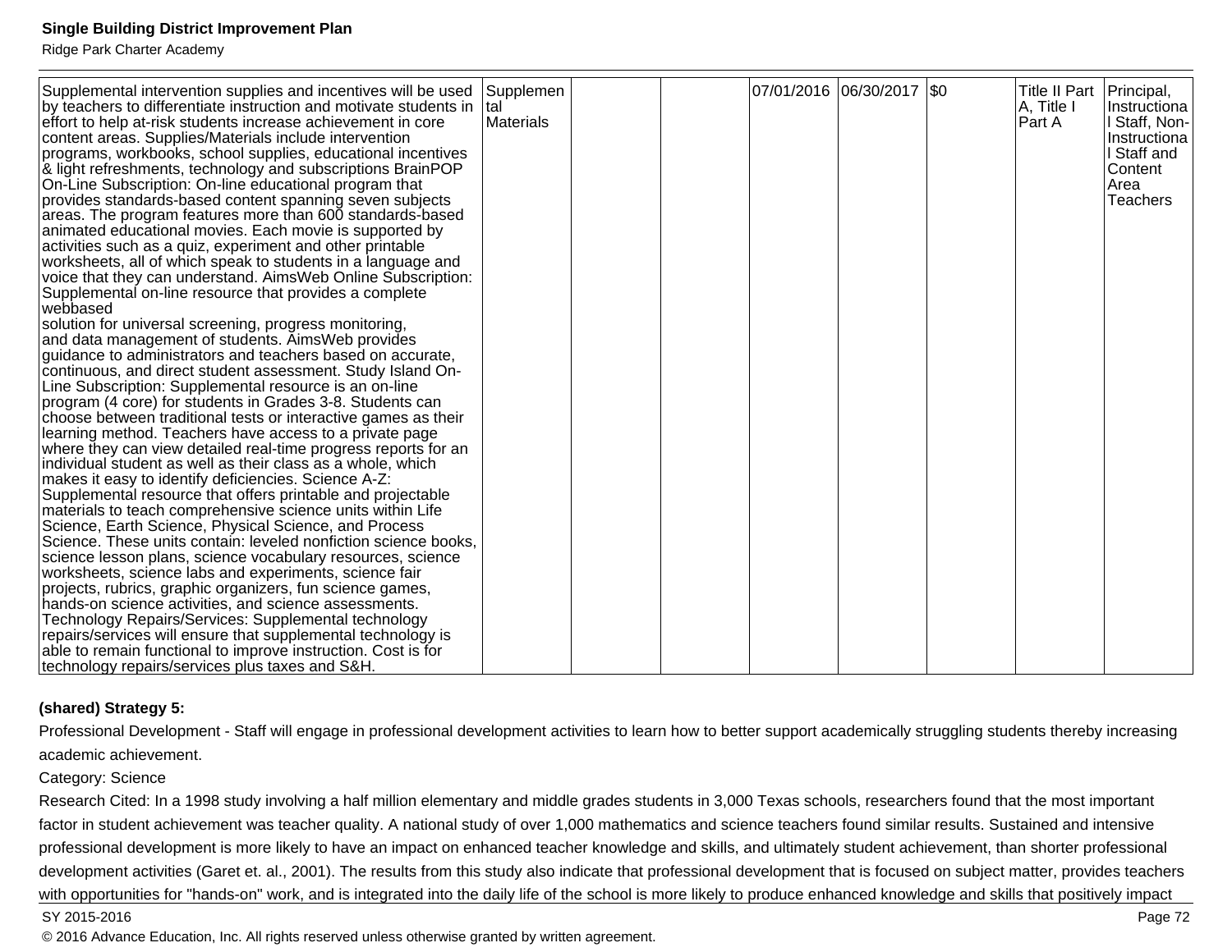| | | | | | | | | |
|---|---|---|---|---|---|---|---|---|
| Supplemental intervention supplies and incentives will be used by teachers to differentiate instruction and motivate students in effort to help at-risk students increase achievement in core content areas. Supplies/Materials include intervention programs, workbooks, school supplies, educational incentives & light refreshments, technology and subscriptions BrainPOP On-Line Subscription: On-line educational program that provides standards-based content spanning seven subjects areas. The program features more than 600 standards-based animated educational movies. Each movie is supported by activities such as a quiz, experiment and other printable worksheets, all of which speak to students in a language and voice that they can understand. AimsWeb Online Subscription: Supplemental on-line resource that provides a complete webbased solution for universal screening, progress monitoring, and data management of students. AimsWeb provides guidance to administrators and teachers based on accurate, continuous, and direct student assessment. Study Island On-Line Subscription: Supplemental resource is an on-line program (4 core) for students in Grades 3-8. Students can choose between traditional tests or interactive games as their learning method. Teachers have access to a private page where they can view detailed real-time progress reports for an individual student as well as their class as a whole, which makes it easy to identify deficiencies. Science A-Z: Supplemental resource that offers printable and projectable materials to teach comprehensive science units within Life Science, Earth Science, Physical Science, and Process Science. These units contain: leveled nonfiction science books, science lesson plans, science vocabulary resources, science worksheets, science labs and experiments, science fair projects, rubrics, graphic organizers, fun science games, hands-on science activities, and science assessments. Technology Repairs/Services: Supplemental technology repairs/services will ensure that supplemental technology is able to remain functional to improve instruction. Cost is for technology repairs/services plus taxes and S&H. | Supplemental Materials | | | 07/01/2016 | 06/30/2017 | $0 | Title II Part A, Title I Part A | Principal, Instructional Staff, Non-Instructional Staff and Content Area Teachers |

**(shared) Strategy 5:**

Professional Development - Staff will engage in professional development activities to learn how to better support academically struggling students thereby increasing academic achievement.

Category: Science

Research Cited: In a 1998 study involving a half million elementary and middle grades students in 3,000 Texas schools, researchers found that the most important factor in student achievement was teacher quality. A national study of over 1,000 mathematics and science teachers found similar results. Sustained and intensive professional development is more likely to have an impact on enhanced teacher knowledge and skills, and ultimately student achievement, than shorter professional development activities (Garet et. al., 2001). The results from this study also indicate that professional development that is focused on subject matter, provides teachers with opportunities for "hands-on" work, and is integrated into the daily life of the school is more likely to produce enhanced knowledge and skills that positively impact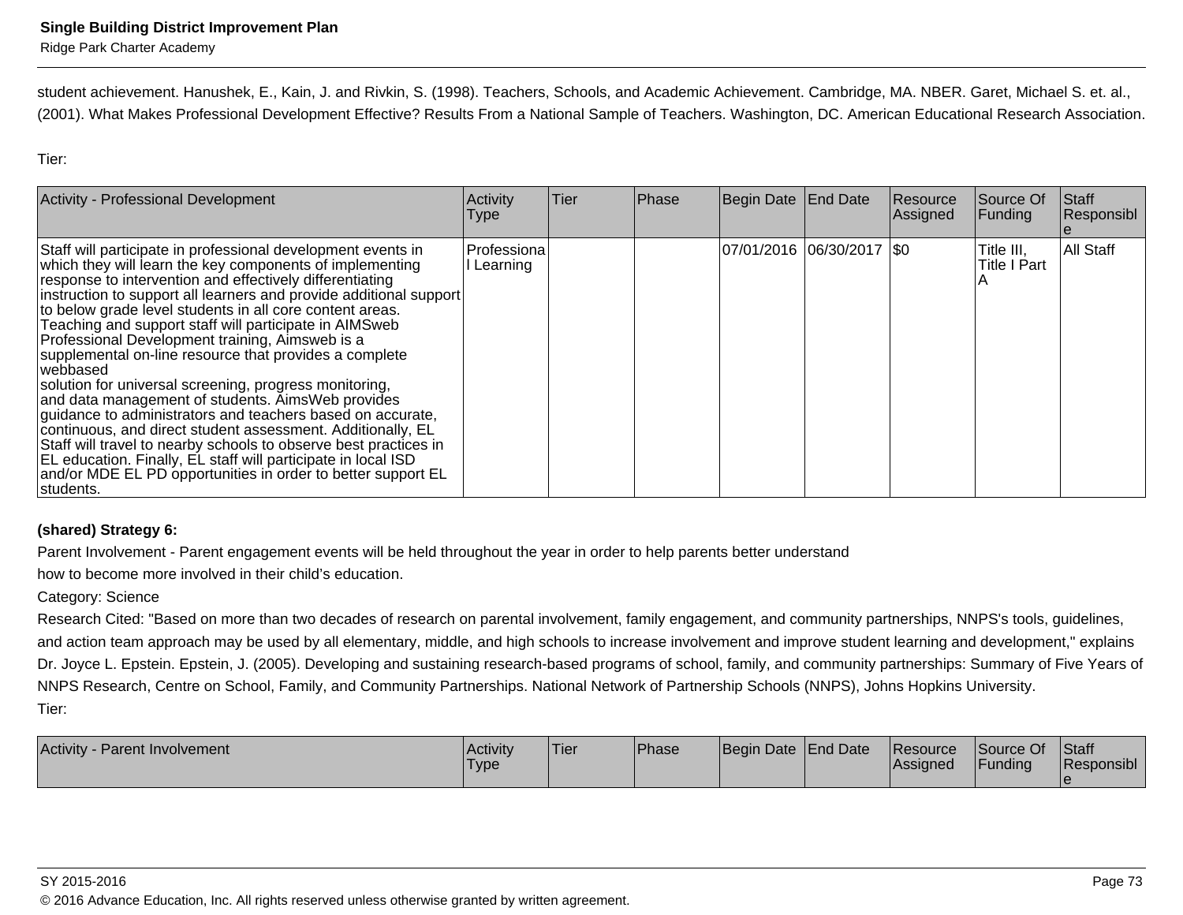student achievement. Hanushek, E., Kain, J. and Rivkin, S. (1998). Teachers, Schools, and Academic Achievement. Cambridge, MA. NBER. Garet, Michael S. et. al., (2001). What Makes Professional Development Effective? Results From a National Sample of Teachers. Washington, DC. American Educational Research Association.

Tier:

| Activity - Professional Development | Activity Type | Tier | Phase | Begin Date | End Date | Resource Assigned | Source Of Funding | Staff Responsible |
|---|---|---|---|---|---|---|---|---|
| Staff will participate in professional development events in which they will learn the key components of implementing response to intervention and effectively differentiating instruction to support all learners and provide additional support to below grade level students in all core content areas. Teaching and support staff will participate in AIMSweb Professional Development training, Aimsweb is a supplemental on-line resource that provides a complete webbased solution for universal screening, progress monitoring, and data management of students. AimsWeb provides guidance to administrators and teachers based on accurate, continuous, and direct student assessment. Additionally, EL Staff will travel to nearby schools to observe best practices in EL education. Finally, EL staff will participate in local ISD and/or MDE EL PD opportunities in order to better support EL students. | Professional Learning | | | 07/01/2016 | 06/30/2017 | $0 | Title III, Title I Part A | All Staff |

**(shared) Strategy 6:**

Parent Involvement - Parent engagement events will be held throughout the year in order to help parents better understand how to become more involved in their child's education.

Category: Science

Research Cited: "Based on more than two decades of research on parental involvement, family engagement, and community partnerships, NNPS's tools, guidelines, and action team approach may be used by all elementary, middle, and high schools to increase involvement and improve student learning and development," explains Dr. Joyce L. Epstein. Epstein, J. (2005). Developing and sustaining research-based programs of school, family, and community partnerships: Summary of Five Years of NNPS Research, Centre on School, Family, and Community Partnerships. National Network of Partnership Schools (NNPS), Johns Hopkins University.

Tier:

| Activity - Parent Involvement | Activity Type | Tier | Phase | Begin Date | End Date | Resource Assigned | Source Of Funding | Staff Responsible |
|---|---|---|---|---|---|---|---|---|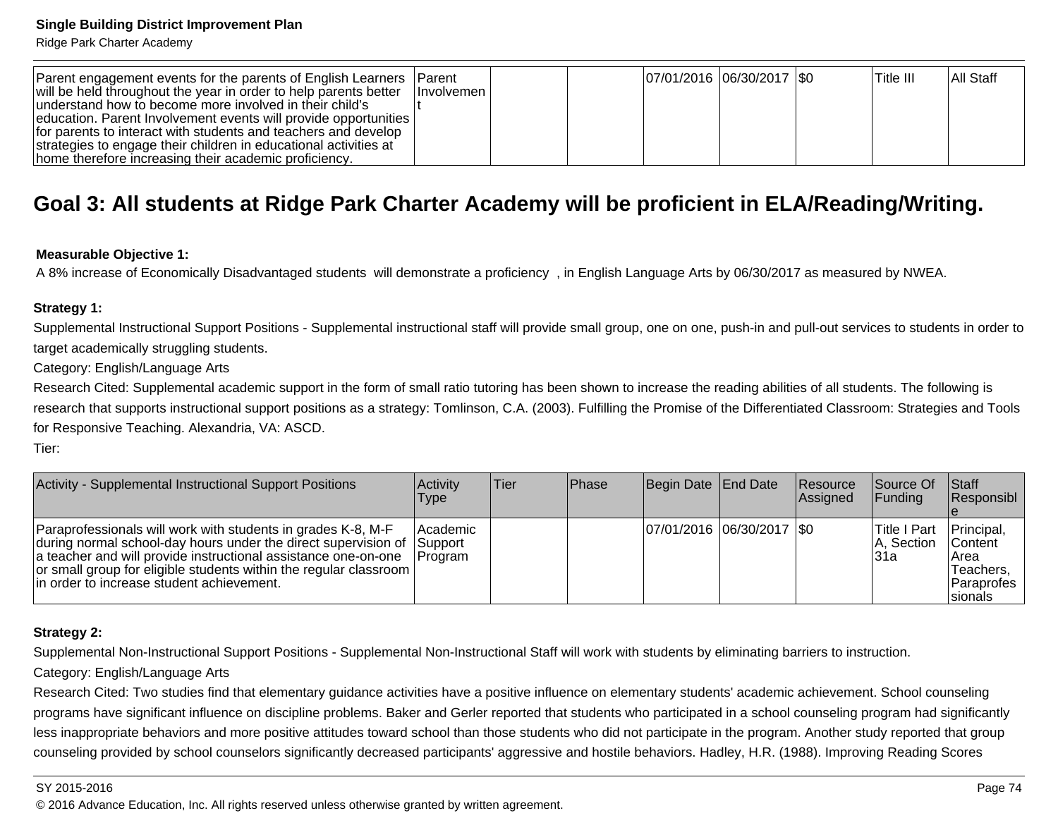| Parent engagement events for the parents of English Learners will be held throughout the year in order to help parents better understand how to become more involved in their child's education. Parent Involvement events will provide opportunities for parents to interact with students and teachers and develop strategies to engage their children in educational activities at home therefore increasing their academic proficiency. | Parent Involvement | | | 07/01/2016 | 06/30/2017 | $0 | Title III | All Staff |
|---|---|---|---|---|---|---|---|---|

## Goal 3: All students at Ridge Park Charter Academy will be proficient in ELA/Reading/Writing.

**Measurable Objective 1:**

A 8% increase of Economically Disadvantaged students will demonstrate a proficiency , in English Language Arts by 06/30/2017 as measured by NWEA.

**Strategy 1:**

Supplemental Instructional Support Positions - Supplemental instructional staff will provide small group, one on one, push-in and pull-out services to students in order to target academically struggling students.

Category: English/Language Arts

Research Cited: Supplemental academic support in the form of small ratio tutoring has been shown to increase the reading abilities of all students. The following is research that supports instructional support positions as a strategy: Tomlinson, C.A. (2003). Fulfilling the Promise of the Differentiated Classroom: Strategies and Tools for Responsive Teaching. Alexandria, VA: ASCD.

Tier:

| Activity - Supplemental Instructional Support Positions | Activity Type | Tier | Phase | Begin Date | End Date | Resource Assigned | Source Of Funding | Staff Responsible |
|---|---|---|---|---|---|---|---|---|
| Paraprofessionals will work with students in grades K-8, M-F during normal school-day hours under the direct supervision of a teacher and will provide instructional assistance one-on-one or small group for eligible students within the regular classroom in order to increase student achievement. | Academic Support Program | | | 07/01/2016 | 06/30/2017 | $0 | Title I Part A, Section 31a | Principal, Content Area Teachers, Paraprofessionals |

**Strategy 2:**

Supplemental Non-Instructional Support Positions - Supplemental Non-Instructional Staff will work with students by eliminating barriers to instruction.

Category: English/Language Arts

Research Cited: Two studies find that elementary guidance activities have a positive influence on elementary students' academic achievement. School counseling programs have significant influence on discipline problems. Baker and Gerler reported that students who participated in a school counseling program had significantly less inappropriate behaviors and more positive attitudes toward school than those students who did not participate in the program. Another study reported that group counseling provided by school counselors significantly decreased participants' aggressive and hostile behaviors. Hadley, H.R. (1988). Improving Reading Scores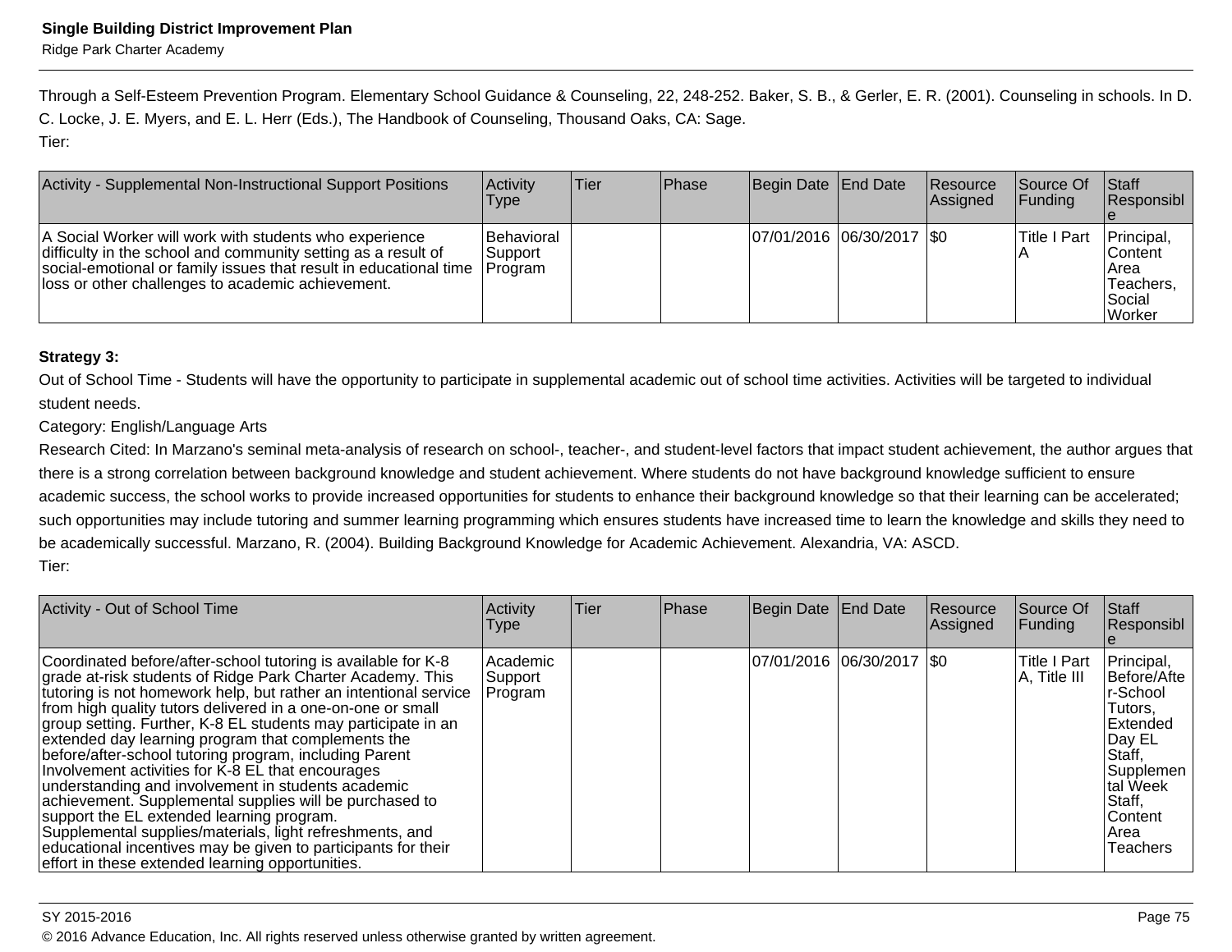Through a Self-Esteem Prevention Program. Elementary School Guidance & Counseling, 22, 248-252. Baker, S. B., & Gerler, E. R. (2001). Counseling in schools. In D. C. Locke, J. E. Myers, and E. L. Herr (Eds.), The Handbook of Counseling, Thousand Oaks, CA: Sage.
Tier:

| Activity - Supplemental Non-Instructional Support Positions | Activity Type | Tier | Phase | Begin Date | End Date | Resource Assigned | Source Of Funding | Staff Responsible |
|---|---|---|---|---|---|---|---|---|
| A Social Worker will work with students who experience difficulty in the school and community setting as a result of social-emotional or family issues that result in educational time loss or other challenges to academic achievement. | Behavioral Support Program | | | 07/01/2016 | 06/30/2017 | $0 | Title I Part A | Principal, Content Area Teachers, Social Worker |

**Strategy 3:**

Out of School Time - Students will have the opportunity to participate in supplemental academic out of school time activities. Activities will be targeted to individual student needs.

Category: English/Language Arts

Research Cited: In Marzano's seminal meta-analysis of research on school-, teacher-, and student-level factors that impact student achievement, the author argues that there is a strong correlation between background knowledge and student achievement. Where students do not have background knowledge sufficient to ensure academic success, the school works to provide increased opportunities for students to enhance their background knowledge so that their learning can be accelerated; such opportunities may include tutoring and summer learning programming which ensures students have increased time to learn the knowledge and skills they need to be academically successful. Marzano, R. (2004). Building Background Knowledge for Academic Achievement. Alexandria, VA: ASCD.

Tier:

| Activity - Out of School Time | Activity Type | Tier | Phase | Begin Date | End Date | Resource Assigned | Source Of Funding | Staff Responsible |
|---|---|---|---|---|---|---|---|---|
| Coordinated before/after-school tutoring is available for K-8 grade at-risk students of Ridge Park Charter Academy. This tutoring is not homework help, but rather an intentional service from high quality tutors delivered in a one-on-one or small group setting. Further, K-8 EL students may participate in an extended day learning program that complements the before/after-school tutoring program, including Parent Involvement activities for K-8 EL that encourages understanding and involvement in students academic achievement. Supplemental supplies will be purchased to support the EL extended learning program. Supplemental supplies/materials, light refreshments, and educational incentives may be given to participants for their effort in these extended learning opportunities. | Academic Support Program | | | 07/01/2016 | 06/30/2017 | $0 | Title I Part A, Title III | Principal, Before/After-School Tutors, Extended Day EL Staff, Supplemental Week Staff, Content Area Teachers |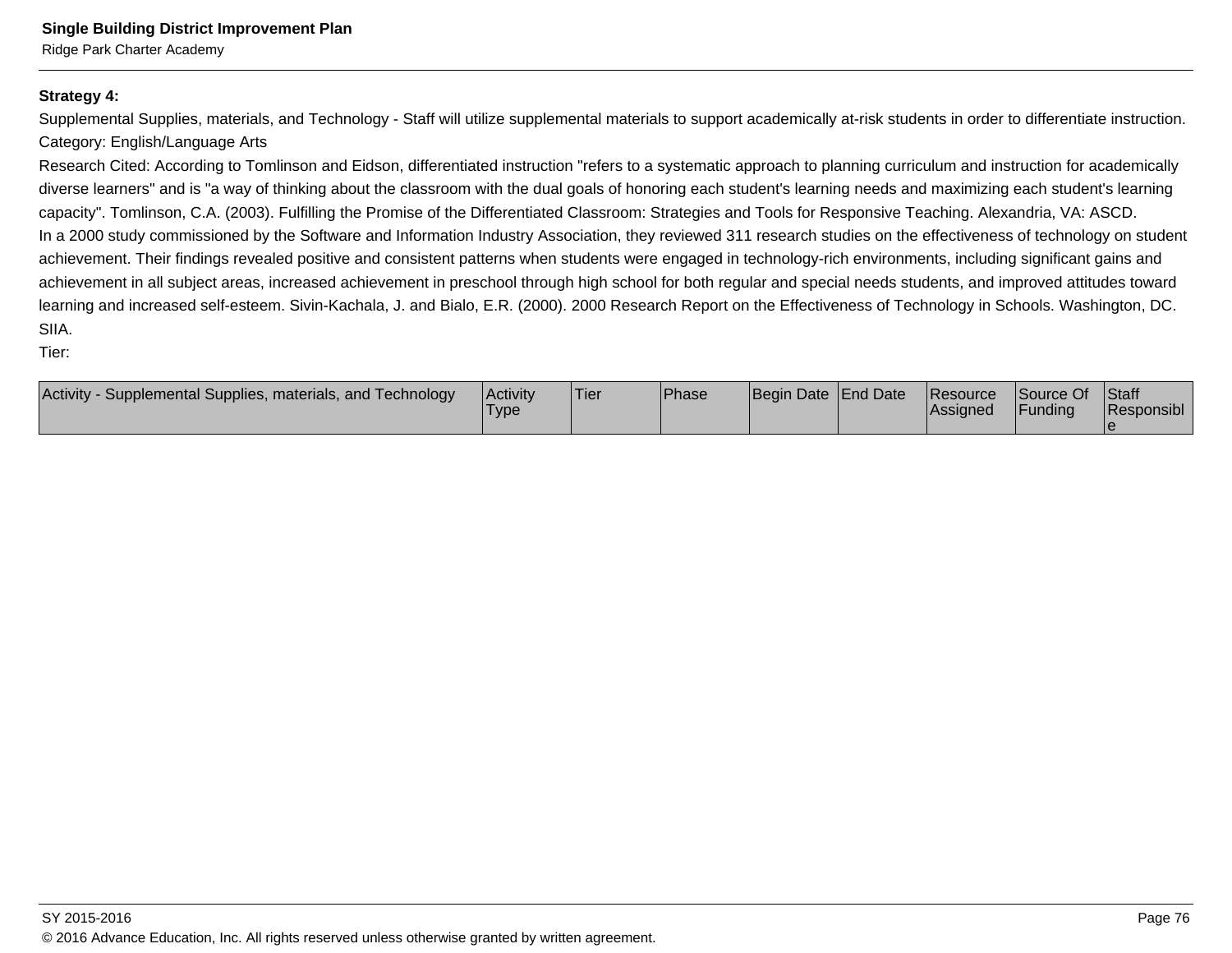**Strategy 4:**

Supplemental Supplies, materials, and Technology - Staff will utilize supplemental materials to support academically at-risk students in order to differentiate instruction.

Category: English/Language Arts

Research Cited: According to Tomlinson and Eidson, differentiated instruction "refers to a systematic approach to planning curriculum and instruction for academically diverse learners" and is "a way of thinking about the classroom with the dual goals of honoring each student's learning needs and maximizing each student's learning capacity". Tomlinson, C.A. (2003). Fulfilling the Promise of the Differentiated Classroom: Strategies and Tools for Responsive Teaching. Alexandria, VA: ASCD.

In a 2000 study commissioned by the Software and Information Industry Association, they reviewed 311 research studies on the effectiveness of technology on student achievement. Their findings revealed positive and consistent patterns when students were engaged in technology-rich environments, including significant gains and achievement in all subject areas, increased achievement in preschool through high school for both regular and special needs students, and improved attitudes toward learning and increased self-esteem. Sivin-Kachala, J. and Bialo, E.R. (2000). 2000 Research Report on the Effectiveness of Technology in Schools. Washington, DC. SIIA.

Tier:

| Activity - Supplemental Supplies, materials, and Technology | Activity Type | Tier | Phase | Begin Date | End Date | Resource Assigned | Source Of Funding | Staff Responsible |
|---|---|---|---|---|---|---|---|---|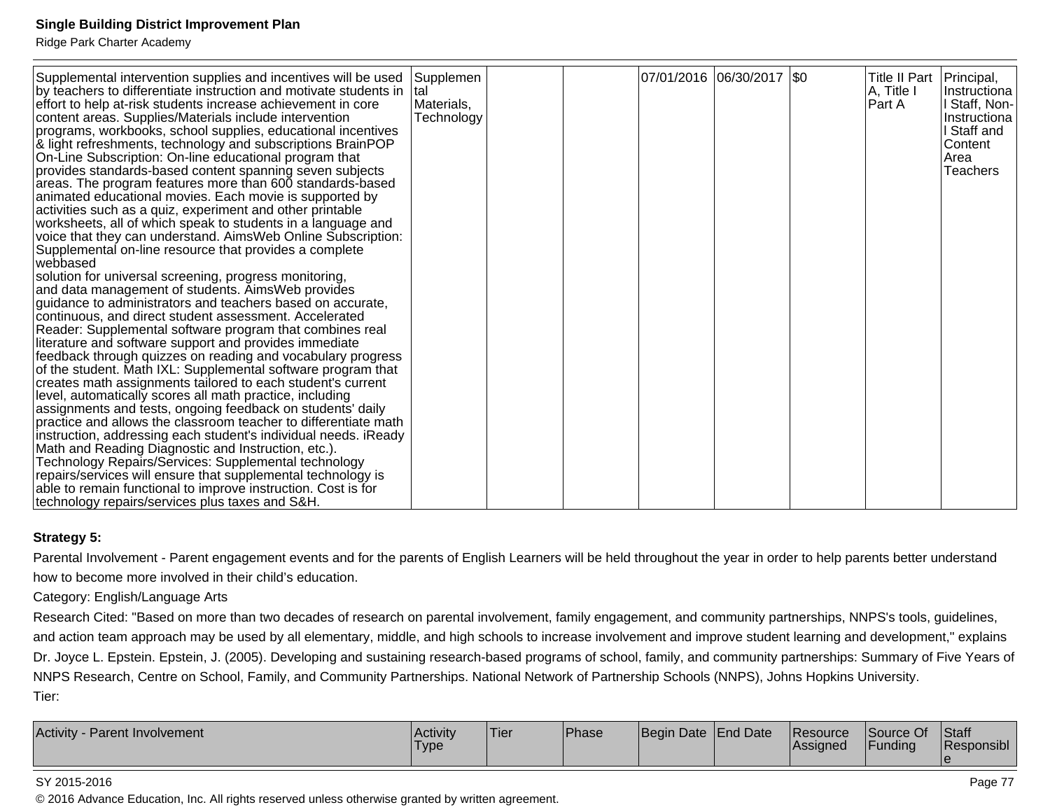| | | | | | | | | |
|---|---|---|---|---|---|---|---|---|
| Supplemental intervention supplies and incentives will be used by teachers to differentiate instruction and motivate students in effort to help at-risk students increase achievement in core content areas. Supplies/Materials include intervention programs, workbooks, school supplies, educational incentives & light refreshments, technology and subscriptions BrainPOP On-Line Subscription: On-line educational program that provides standards-based content spanning seven subjects areas. The program features more than 600 standards-based animated educational movies. Each movie is supported by activities such as a quiz, experiment and other printable worksheets, all of which speak to students in a language and voice that they can understand. AimsWeb Online Subscription: Supplemental on-line resource that provides a complete webbased solution for universal screening, progress monitoring, and data management of students. AimsWeb provides guidance to administrators and teachers based on accurate, continuous, and direct student assessment. Accelerated Reader: Supplemental software program that combines real literature and software support and provides immediate feedback through quizzes on reading and vocabulary progress of the student. Math IXL: Supplemental software program that creates math assignments tailored to each student's current level, automatically scores all math practice, including assignments and tests, ongoing feedback on students' daily practice and allows the classroom teacher to differentiate math instruction, addressing each student's individual needs. iReady Math and Reading Diagnostic and Instruction, etc.). Technology Repairs/Services: Supplemental technology repairs/services will ensure that supplemental technology is able to remain functional to improve instruction. Cost is for technology repairs/services plus taxes and S&H. | Supplemental Materials, Technology | | | 07/01/2016 | 06/30/2017 | $0 | Title II Part A, Title I Part A | Principal, Instructional Staff, Non-Instructional Staff and Content Area Teachers |

**Strategy 5:**

Parental Involvement - Parent engagement events and for the parents of English Learners will be held throughout the year in order to help parents better understand how to become more involved in their child's education.

Category: English/Language Arts

Research Cited: "Based on more than two decades of research on parental involvement, family engagement, and community partnerships, NNPS's tools, guidelines, and action team approach may be used by all elementary, middle, and high schools to increase involvement and improve student learning and development," explains Dr. Joyce L. Epstein. Epstein, J. (2005). Developing and sustaining research-based programs of school, family, and community partnerships: Summary of Five Years of NNPS Research, Centre on School, Family, and Community Partnerships. National Network of Partnership Schools (NNPS), Johns Hopkins University.

Tier:

| Activity - Parent Involvement | Activity Type | Tier | Phase | Begin Date | End Date | Resource Assigned | Source Of Funding | Staff Responsible |
|---|---|---|---|---|---|---|---|---|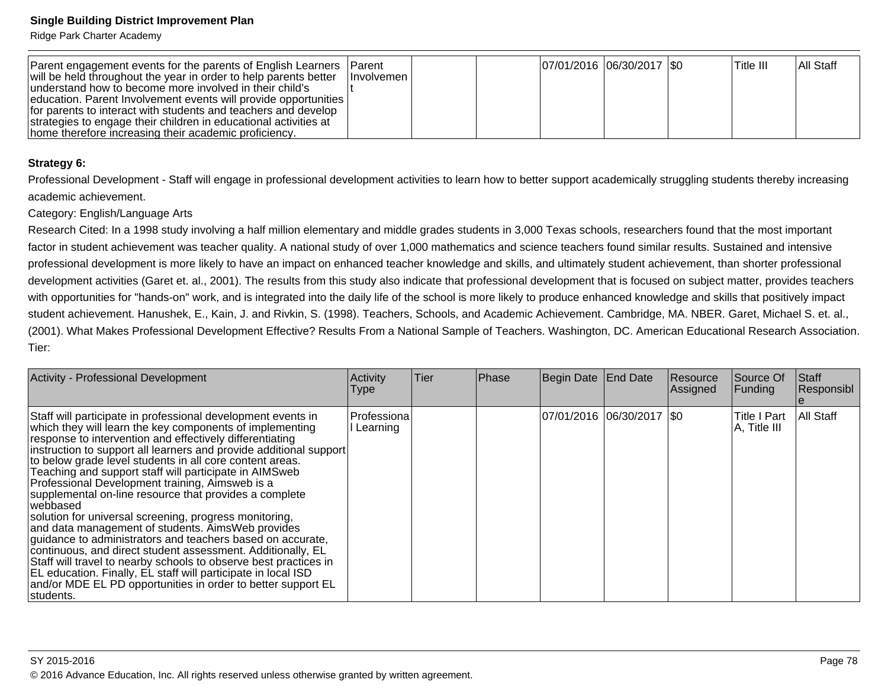| | | | | | | | | |
|---|---|---|---|---|---|---|---|---|
| Parent engagement events for the parents of English Learners will be held throughout the year in order to help parents better understand how to become more involved in their child's education. Parent Involvement events will provide opportunities for parents to interact with students and teachers and develop strategies to engage their children in educational activities at home therefore increasing their academic proficiency. | Parent Involvement | | | 07/01/2016 | 06/30/2017 | $0 | Title III | All Staff |

**Strategy 6:**

Professional Development - Staff will engage in professional development activities to learn how to better support academically struggling students thereby increasing academic achievement.

Category: English/Language Arts

Research Cited: In a 1998 study involving a half million elementary and middle grades students in 3,000 Texas schools, researchers found that the most important factor in student achievement was teacher quality. A national study of over 1,000 mathematics and science teachers found similar results. Sustained and intensive professional development is more likely to have an impact on enhanced teacher knowledge and skills, and ultimately student achievement, than shorter professional development activities (Garet et. al., 2001). The results from this study also indicate that professional development that is focused on subject matter, provides teachers with opportunities for "hands-on" work, and is integrated into the daily life of the school is more likely to produce enhanced knowledge and skills that positively impact student achievement. Hanushek, E., Kain, J. and Rivkin, S. (1998). Teachers, Schools, and Academic Achievement. Cambridge, MA. NBER. Garet, Michael S. et. al., (2001). What Makes Professional Development Effective? Results From a National Sample of Teachers. Washington, DC. American Educational Research Association.

Tier:

| Activity - Professional Development | Activity Type | Tier | Phase | Begin Date | End Date | Resource Assigned | Source Of Funding | Staff Responsible |
|---|---|---|---|---|---|---|---|---|
| Staff will participate in professional development events in which they will learn the key components of implementing response to intervention and effectively differentiating instruction to support all learners and provide additional support to below grade level students in all core content areas. Teaching and support staff will participate in AIMSweb Professional Development training, Aimsweb is a supplemental on-line resource that provides a complete webbased solution for universal screening, progress monitoring, and data management of students. AimsWeb provides guidance to administrators and teachers based on accurate, continuous, and direct student assessment. Additionally, EL Staff will travel to nearby schools to observe best practices in EL education. Finally, EL staff will participate in local ISD and/or MDE EL PD opportunities in order to better support EL students. | Professional Learning | | | 07/01/2016 | 06/30/2017 | $0 | Title I Part A, Title III | All Staff |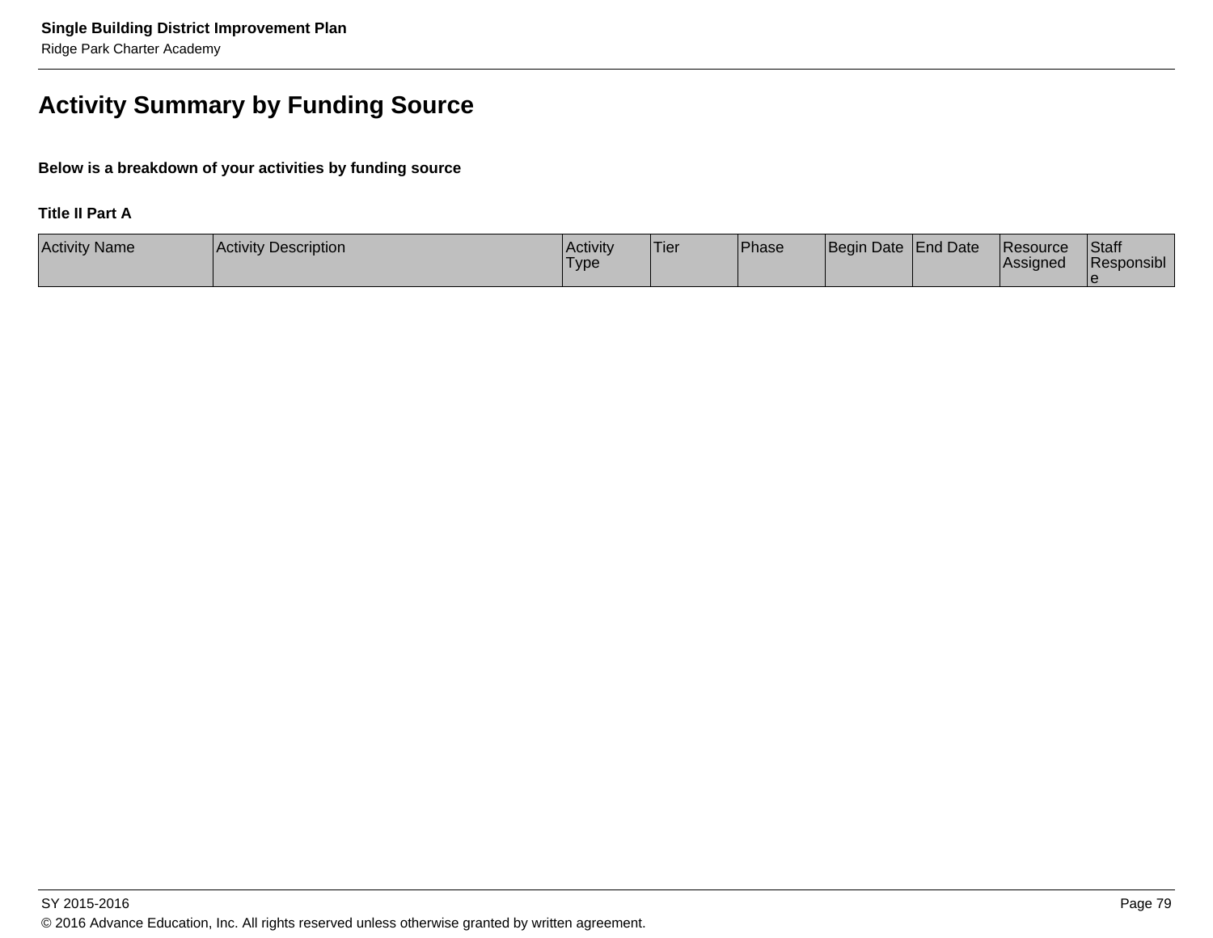## Activity Summary by Funding Source

**Below is a breakdown of your activities by funding source**

**Title II Part A**

| Activity Name | Activity Description | Activity Type | Tier | Phase | Begin Date | End Date | Resource Assigned | Staff Responsible |
|---|---|---|---|---|---|---|---|---|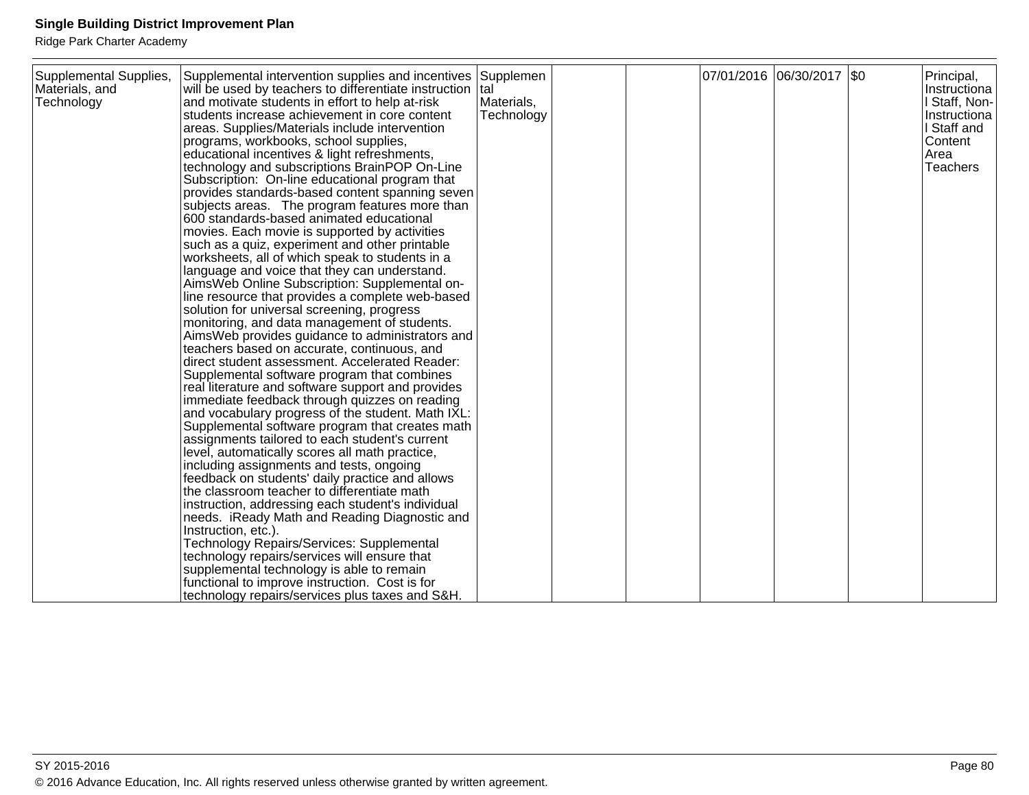| Supplemental Supplies, Materials, and Technology | Supplemental intervention supplies and incentives will be used by teachers to differentiate instruction and motivate students in effort to help at-risk students increase achievement in core content areas. Supplies/Materials include intervention programs, workbooks, school supplies, educational incentives & light refreshments, technology and subscriptions BrainPOP On-Line Subscription: On-line educational program that provides standards-based content spanning seven subjects areas. The program features more than 600 standards-based animated educational movies. Each movie is supported by activities such as a quiz, experiment and other printable worksheets, all of which speak to students in a language and voice that they can understand. AimsWeb Online Subscription: Supplemental on-line resource that provides a complete web-based solution for universal screening, progress monitoring, and data management of students. AimsWeb provides guidance to administrators and teachers based on accurate, continuous, and direct student assessment. Accelerated Reader: Supplemental software program that combines real literature and software support and provides immediate feedback through quizzes on reading and vocabulary progress of the student. Math IXL: Supplemental software program that creates math assignments tailored to each student's current level, automatically scores all math practice, including assignments and tests, ongoing feedback on students' daily practice and allows the classroom teacher to differentiate math instruction, addressing each student's individual needs. iReady Math and Reading Diagnostic and Instruction, etc.).<br>Technology Repairs/Services: Supplemental technology repairs/services will ensure that supplemental technology is able to remain functional to improve instruction. Cost is for technology repairs/services plus taxes and S&H. | Supplemental Materials, Technology | | | 07/01/2016 | 06/30/2017 | $0 | Principal, Instructional Staff, Non-Instructional Staff and Content Area Teachers |
|---|---|---|---|---|---|---|---|---|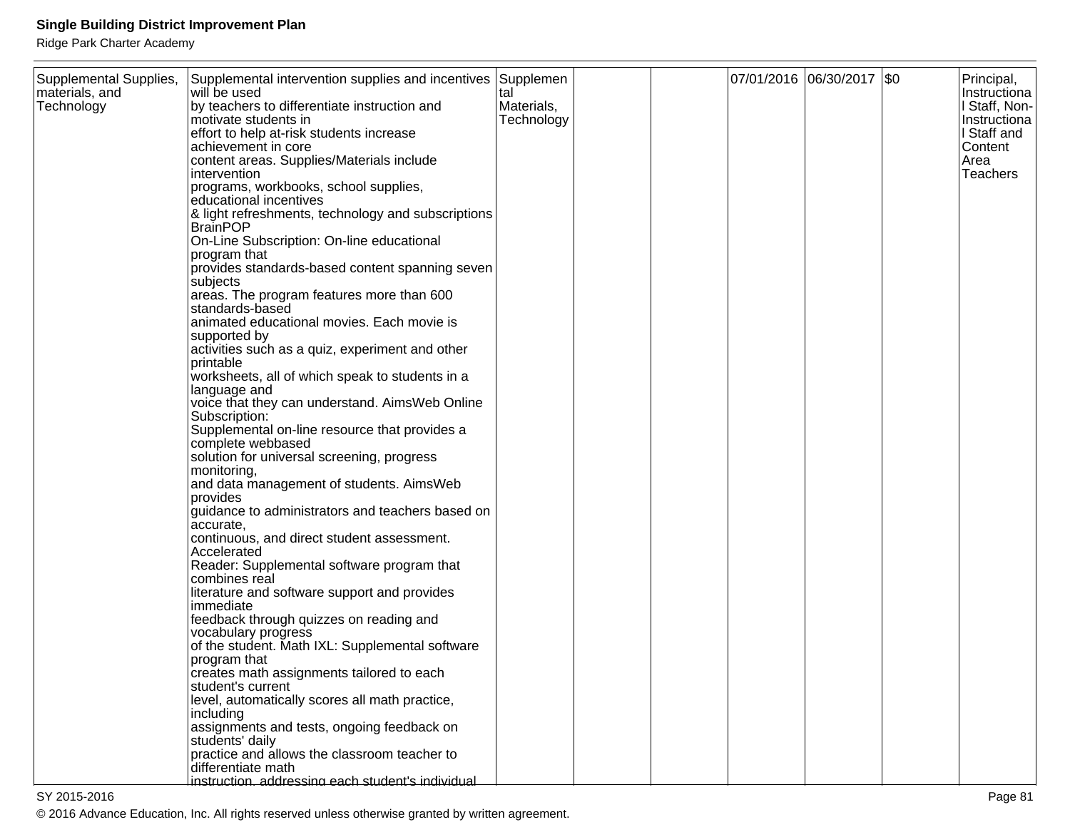| | | | | | | | | |
|---|---|---|---|---|---|---|---|---|
| Supplemental Supplies, materials, and Technology | Supplemental intervention supplies and incentives will be used by teachers to differentiate instruction and motivate students in effort to help at-risk students increase achievement in core content areas. Supplies/Materials include intervention programs, workbooks, school supplies, educational incentives & light refreshments, technology and subscriptions BrainPOP On-Line Subscription: On-line educational program that provides standards-based content spanning seven subjects areas. The program features more than 600 standards-based animated educational movies. Each movie is supported by activities such as a quiz, experiment and other printable worksheets, all of which speak to students in a language and voice that they can understand. AimsWeb Online Subscription: Supplemental on-line resource that provides a complete webbased solution for universal screening, progress monitoring, and data management of students. AimsWeb provides guidance to administrators and teachers based on accurate, continuous, and direct student assessment. Accelerated Reader: Supplemental software program that combines real literature and software support and provides immediate feedback through quizzes on reading and vocabulary progress of the student. Math IXL: Supplemental software program that creates math assignments tailored to each student's current level, automatically scores all math practice, including assignments and tests, ongoing feedback on students' daily practice and allows the classroom teacher to differentiate math instruction, addressing each student's individual | Supplemental Materials, Technology | | | 07/01/2016 | 06/30/2017 | $0 | Principal, Instructional Staff, Non-Instructional Staff and Content Area Teachers |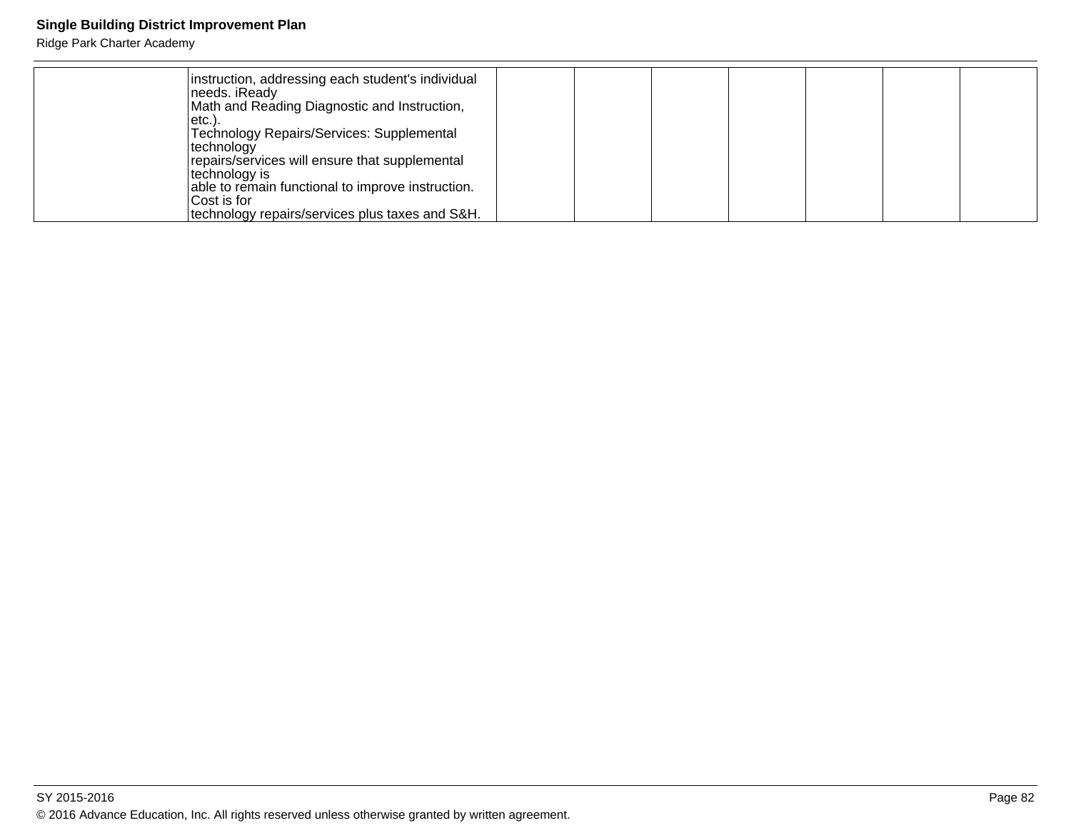| | | | | | | | | |
|---|---|---|---|---|---|---|---|---|
| | instruction, addressing each student's individual needs. iReady Math and Reading Diagnostic and Instruction, etc.). Technology Repairs/Services: Supplemental technology repairs/services will ensure that supplemental technology is able to remain functional to improve instruction. Cost is for technology repairs/services plus taxes and S&H. | | | | | | | |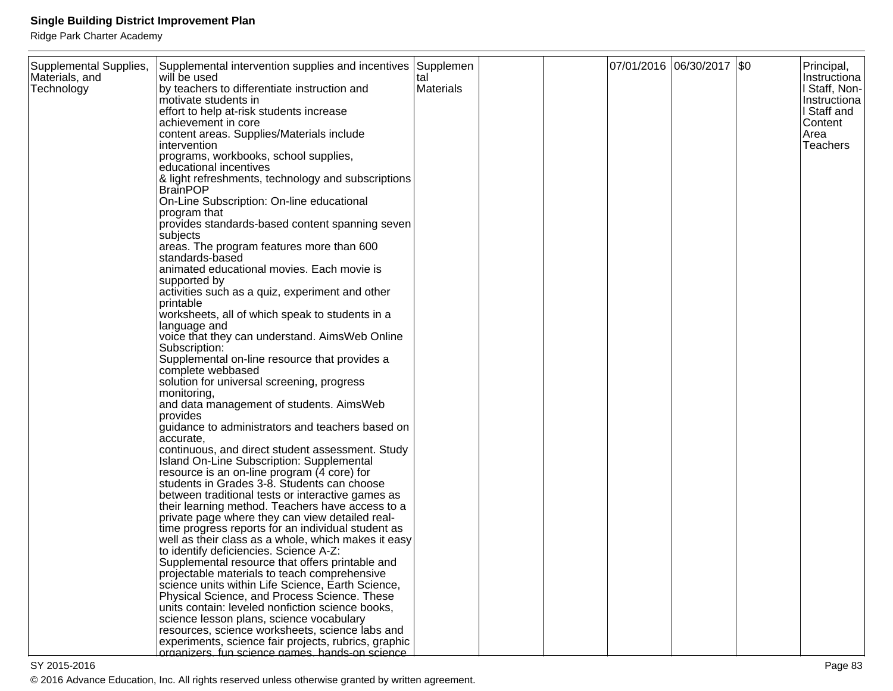| Supplemental Supplies, Materials, and Technology | Supplemental intervention supplies and incentives will be used by teachers to differentiate instruction and motivate students in effort to help at-risk students increase achievement in core content areas. Supplies/Materials include intervention programs, workbooks, school supplies, educational incentives & light refreshments, technology and subscriptions BrainPOP On-Line Subscription: On-line educational program that provides standards-based content spanning seven subjects areas. The program features more than 600 standards-based animated educational movies. Each movie is supported by activities such as a quiz, experiment and other printable worksheets, all of which speak to students in a language and voice that they can understand. AimsWeb Online Subscription: Supplemental on-line resource that provides a complete webbased solution for universal screening, progress monitoring, and data management of students. AimsWeb provides guidance to administrators and teachers based on accurate, continuous, and direct student assessment. Study Island On-Line Subscription: Supplemental resource is an on-line program (4 core) for students in Grades 3-8. Students can choose between traditional tests or interactive games as their learning method. Teachers have access to a private page where they can view detailed real-time progress reports for an individual student as well as their class as a whole, which makes it easy to identify deficiencies. Science A-Z: Supplemental resource that offers printable and projectable materials to teach comprehensive science units within Life Science, Earth Science, Physical Science, and Process Science. These units contain: leveled nonfiction science books, science lesson plans, science vocabulary resources, science worksheets, science labs and experiments, science fair projects, rubrics, graphic organizers, fun science games, hands-on science | Supplemental Materials | | | 07/01/2016 | 06/30/2017 | $0 | Principal, Instructional Staff, Non-Instructional Staff and Content Area Teachers |
|---|---|---|---|---|---|---|---|---|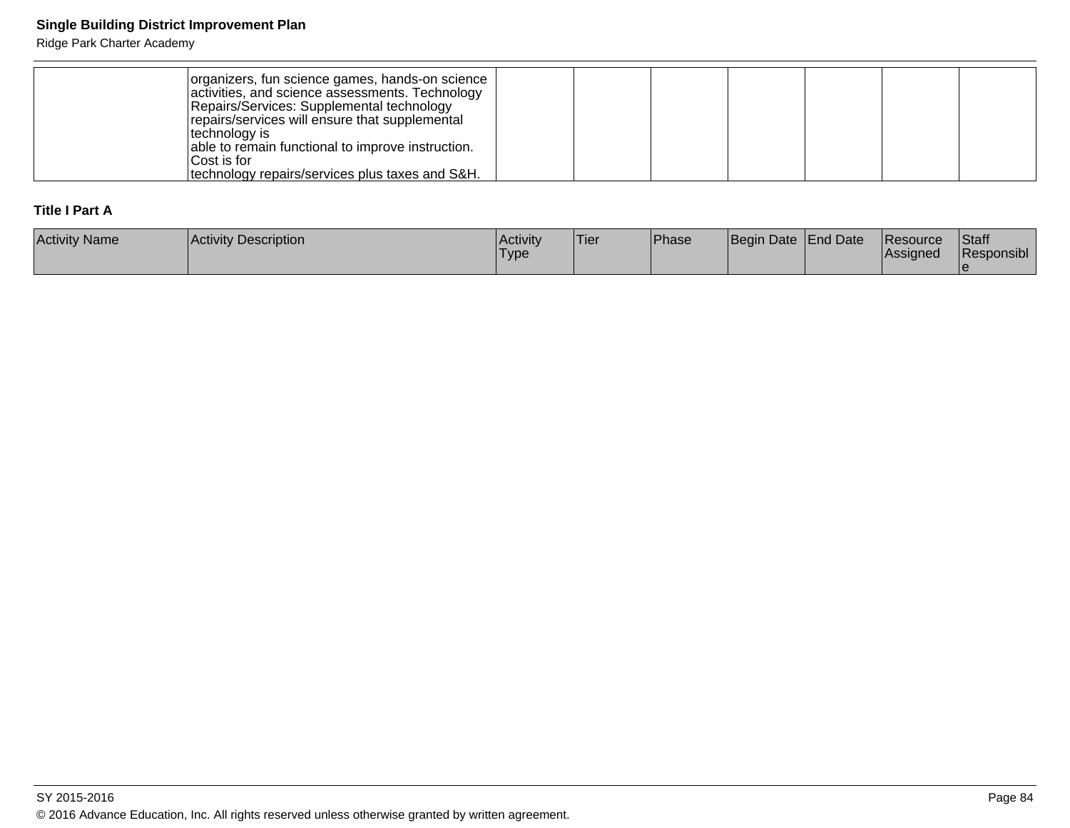| | organizers, fun science games, hands-on science activities, and science assessments. Technology Repairs/Services: Supplemental technology repairs/services will ensure that supplemental technology is able to remain functional to improve instruction. Cost is for technology repairs/services plus taxes and S&H. | | | | | | | |
|---|---|---|---|---|---|---|---|---|

**Title I Part A**

| Activity Name | Activity Description | Activity Type | Tier | Phase | Begin Date | End Date | Resource Assigned | Staff Responsible |
|---|---|---|---|---|---|---|---|---|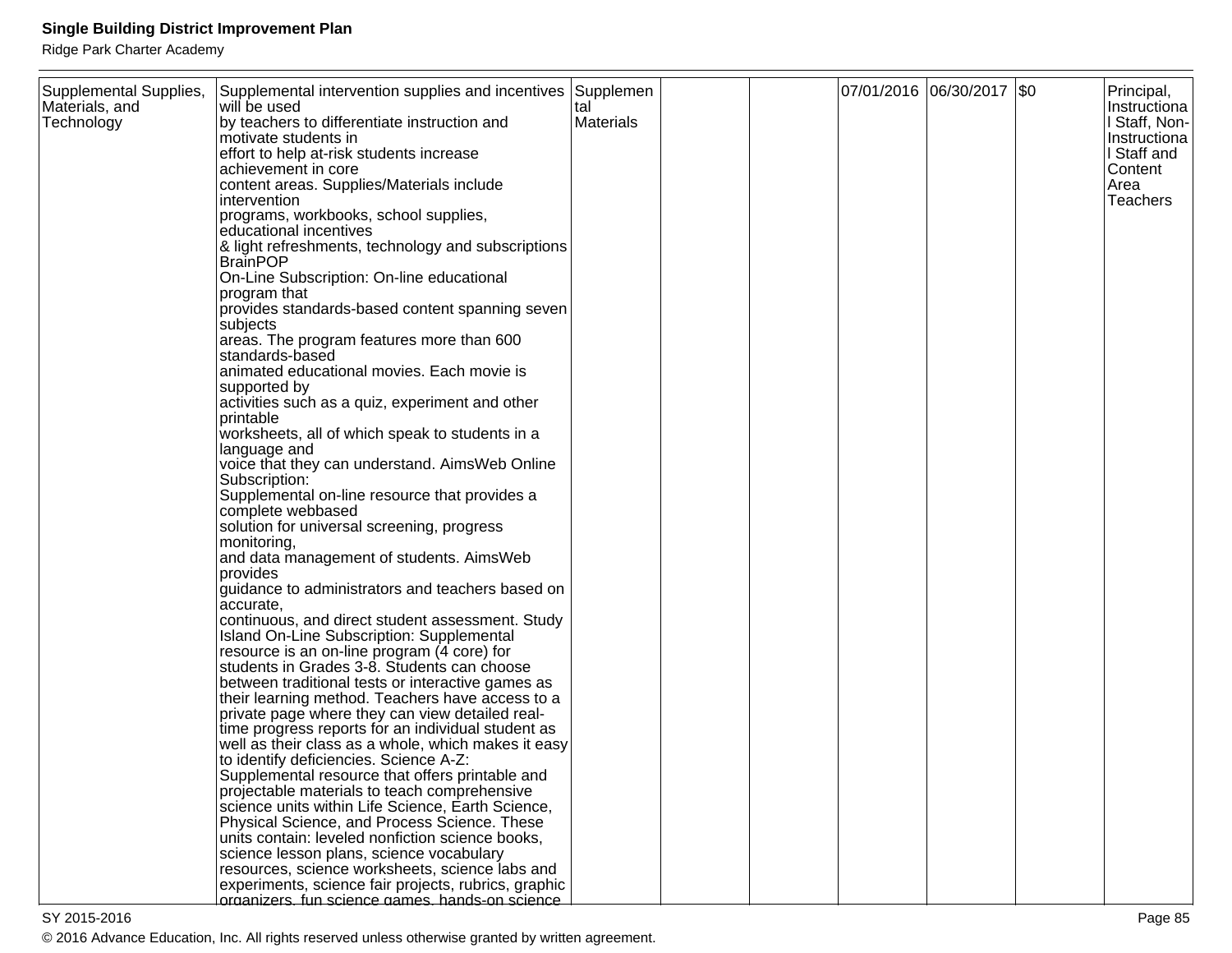| Supplemental Supplies, Materials, and Technology | Supplemental intervention supplies and incentives will be used by teachers to differentiate instruction and motivate students in effort to help at-risk students increase achievement in core content areas. Supplies/Materials include intervention programs, workbooks, school supplies, educational incentives & light refreshments, technology and subscriptions BrainPOP On-Line Subscription: On-line educational program that provides standards-based content spanning seven subjects areas. The program features more than 600 standards-based animated educational movies. Each movie is supported by activities such as a quiz, experiment and other printable worksheets, all of which speak to students in a language and voice that they can understand. AimsWeb Online Subscription: Supplemental on-line resource that provides a complete webbased solution for universal screening, progress monitoring, and data management of students. AimsWeb provides guidance to administrators and teachers based on accurate, continuous, and direct student assessment. Study Island On-Line Subscription: Supplemental resource is an on-line program (4 core) for students in Grades 3-8. Students can choose between traditional tests or interactive games as their learning method. Teachers have access to a private page where they can view detailed real-time progress reports for an individual student as well as their class as a whole, which makes it easy to identify deficiencies. Science A-Z: Supplemental resource that offers printable and projectable materials to teach comprehensive science units within Life Science, Earth Science, Physical Science, and Process Science. These units contain: leveled nonfiction science books, science lesson plans, science vocabulary resources, science worksheets, science labs and experiments, science fair projects, rubrics, graphic organizers, fun science games, hands-on science | Supplemental Materials | | | 07/01/2016 | 06/30/2017 | $0 | Principal, Instructional Staff, Non-Instructional Staff and Content Area Teachers |
|---|---|---|---|---|---|---|---|---|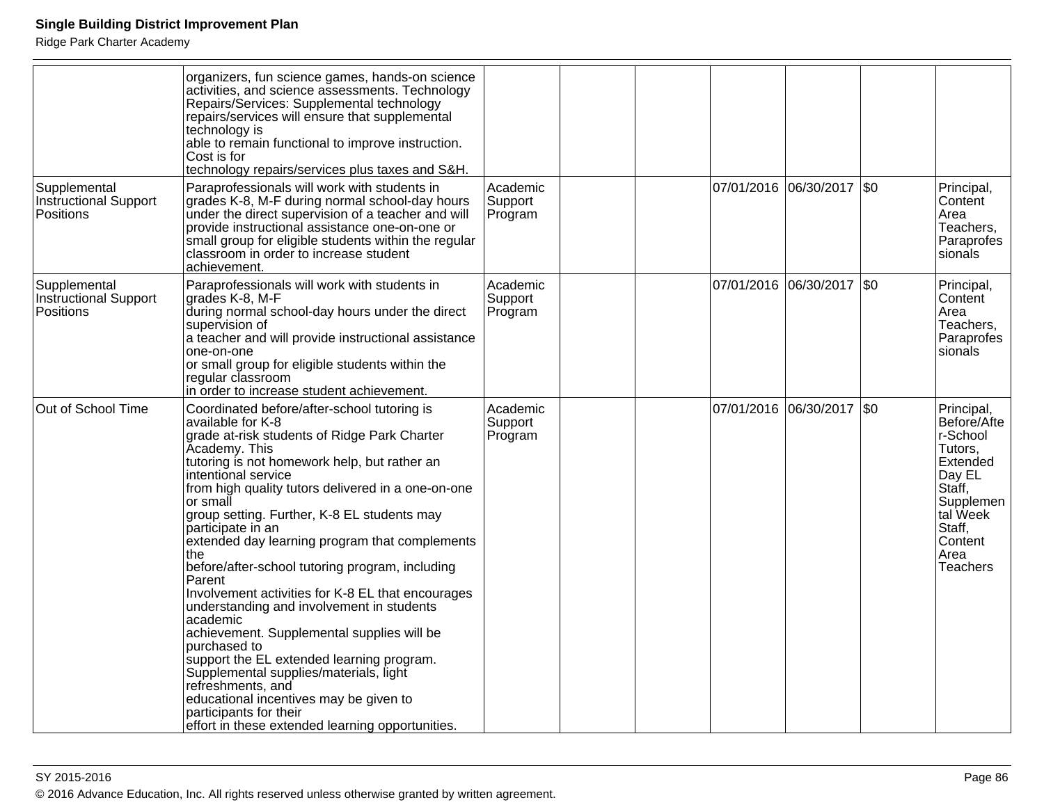| | | | | | | | | |
|---|---|---|---|---|---|---|---|---|
| | organizers, fun science games, hands-on science activities, and science assessments. Technology Repairs/Services: Supplemental technology repairs/services will ensure that supplemental technology is able to remain functional to improve instruction. Cost is for technology repairs/services plus taxes and S&H. | | | | | | | |
| Supplemental Instructional Support Positions | Paraprofessionals will work with students in grades K-8, M-F during normal school-day hours under the direct supervision of a teacher and will provide instructional assistance one-on-one or small group for eligible students within the regular classroom in order to increase student achievement. | Academic Support Program | | | 07/01/2016 | 06/30/2017 | $0 | Principal, Content Area Teachers, Paraprofessionals |
| Supplemental Instructional Support Positions | Paraprofessionals will work with students in grades K-8, M-F during normal school-day hours under the direct supervision of a teacher and will provide instructional assistance one-on-one or small group for eligible students within the regular classroom in order to increase student achievement. | Academic Support Program | | | 07/01/2016 | 06/30/2017 | $0 | Principal, Content Area Teachers, Paraprofessionals |
| Out of School Time | Coordinated before/after-school tutoring is available for K-8 grade at-risk students of Ridge Park Charter Academy. This tutoring is not homework help, but rather an intentional service from high quality tutors delivered in a one-on-one or small group setting. Further, K-8 EL students may participate in an extended day learning program that complements the before/after-school tutoring program, including Parent Involvement activities for K-8 EL that encourages understanding and involvement in students academic achievement. Supplemental supplies will be purchased to support the EL extended learning program. Supplemental supplies/materials, light refreshments, and educational incentives may be given to participants for their effort in these extended learning opportunities. | Academic Support Program | | | 07/01/2016 | 06/30/2017 | $0 | Principal, Before/After-School Tutors, Extended Day EL Staff, Supplemental Week Staff, Content Area Teachers |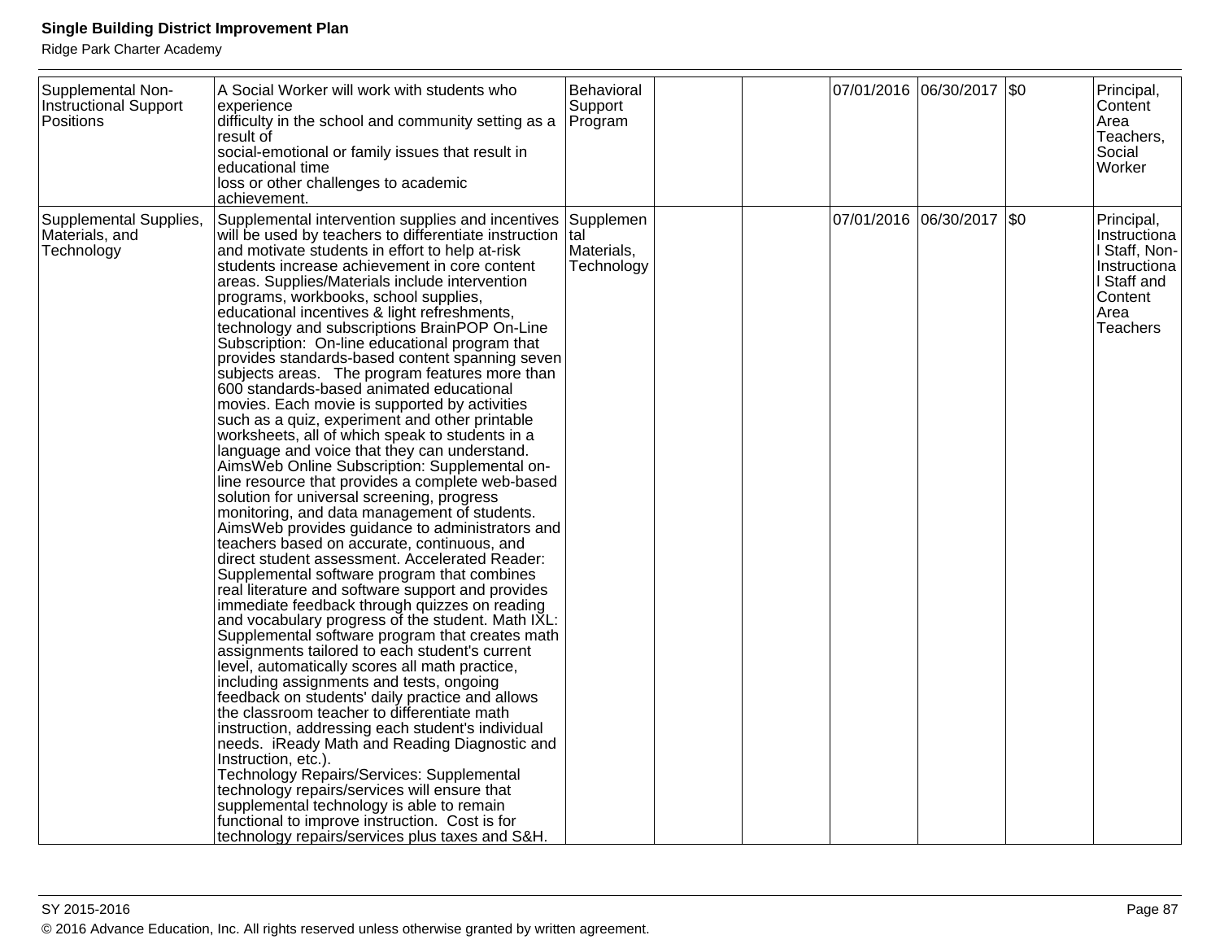| Supplemental Non-Instructional Support Positions | A Social Worker will work with students who experience difficulty in the school and community setting as a result of social-emotional or family issues that result in educational time loss or other challenges to academic achievement. | Behavioral Support Program | | | 07/01/2016 | 06/30/2017 | $0 | Principal, Content Area Teachers, Social Worker |
|---|---|---|---|---|---|---|---|---|
| Supplemental Supplies, Materials, and Technology | Supplemental intervention supplies and incentives will be used by teachers to differentiate instruction and motivate students in effort to help at-risk students increase achievement in core content areas. Supplies/Materials include intervention programs, workbooks, school supplies, educational incentives & light refreshments, technology and subscriptions BrainPOP On-Line Subscription: On-line educational program that provides standards-based content spanning seven subjects areas. The program features more than 600 standards-based animated educational movies. Each movie is supported by activities such as a quiz, experiment and other printable worksheets, all of which speak to students in a language and voice that they can understand. AimsWeb Online Subscription: Supplemental on-line resource that provides a complete web-based solution for universal screening, progress monitoring, and data management of students. AimsWeb provides guidance to administrators and teachers based on accurate, continuous, and direct student assessment. Accelerated Reader: Supplemental software program that combines real literature and software support and provides immediate feedback through quizzes on reading and vocabulary progress of the student. Math IXL: Supplemental software program that creates math assignments tailored to each student's current level, automatically scores all math practice, including assignments and tests, ongoing feedback on students' daily practice and allows the classroom teacher to differentiate math instruction, addressing each student's individual needs. iReady Math and Reading Diagnostic and Instruction, etc.). Technology Repairs/Services: Supplemental technology repairs/services will ensure that supplemental technology is able to remain functional to improve instruction. Cost is for technology repairs/services plus taxes and S&H. | Supplemental Materials, Technology | | | 07/01/2016 | 06/30/2017 | $0 | Principal, Instructional Staff, Non-Instructional Staff and Content Area Teachers |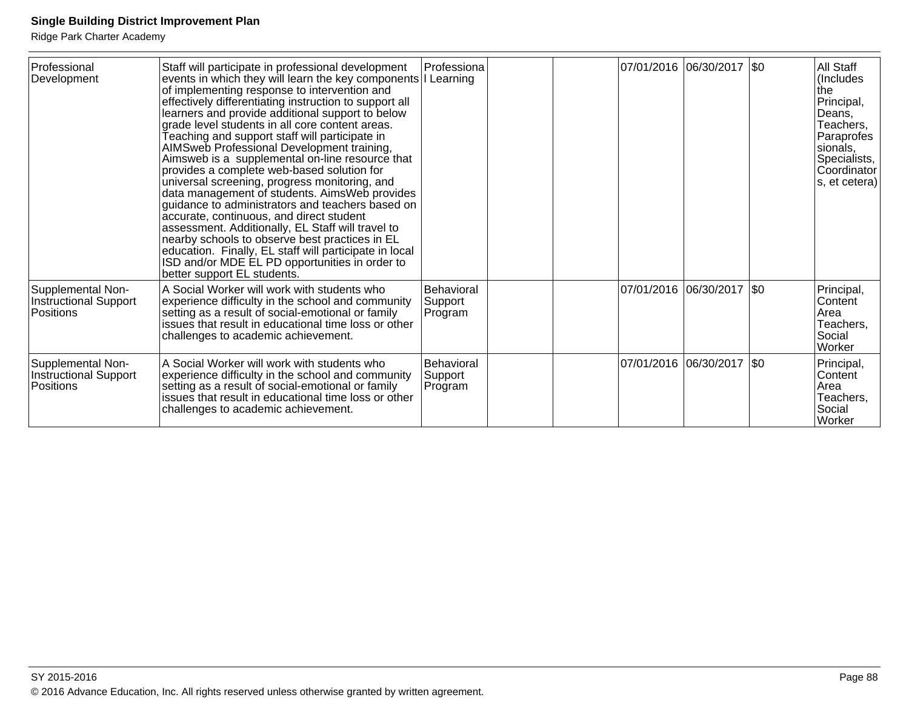| Professional Development | Staff will participate in professional development events in which they will learn the key components of implementing response to intervention and effectively differentiating instruction to support all learners and provide additional support to below grade level students in all core content areas. Teaching and support staff will participate in AIMSweb Professional Development training, Aimsweb is a supplemental on-line resource that provides a complete web-based solution for universal screening, progress monitoring, and data management of students. AimsWeb provides guidance to administrators and teachers based on accurate, continuous, and direct student assessment. Additionally, EL Staff will travel to nearby schools to observe best practices in EL education. Finally, EL staff will participate in local ISD and/or MDE EL PD opportunities in order to better support EL students. | Professional Learning | | | 07/01/2016 | 06/30/2017 | $0 | All Staff (Includes the Principal, Deans, Teachers, Paraprofessionals, Specialists, Coordinators, et cetera) |
|---|---|---|---|---|---|---|---|---|
| Supplemental Non-Instructional Support Positions | A Social Worker will work with students who experience difficulty in the school and community setting as a result of social-emotional or family issues that result in educational time loss or other challenges to academic achievement. | Behavioral Support Program | | | 07/01/2016 | 06/30/2017 | $0 | Principal, Content Area Teachers, Social Worker |
| Supplemental Non-Instructional Support Positions | A Social Worker will work with students who experience difficulty in the school and community setting as a result of social-emotional or family issues that result in educational time loss or other challenges to academic achievement. | Behavioral Support Program | | | 07/01/2016 | 06/30/2017 | $0 | Principal, Content Area Teachers, Social Worker |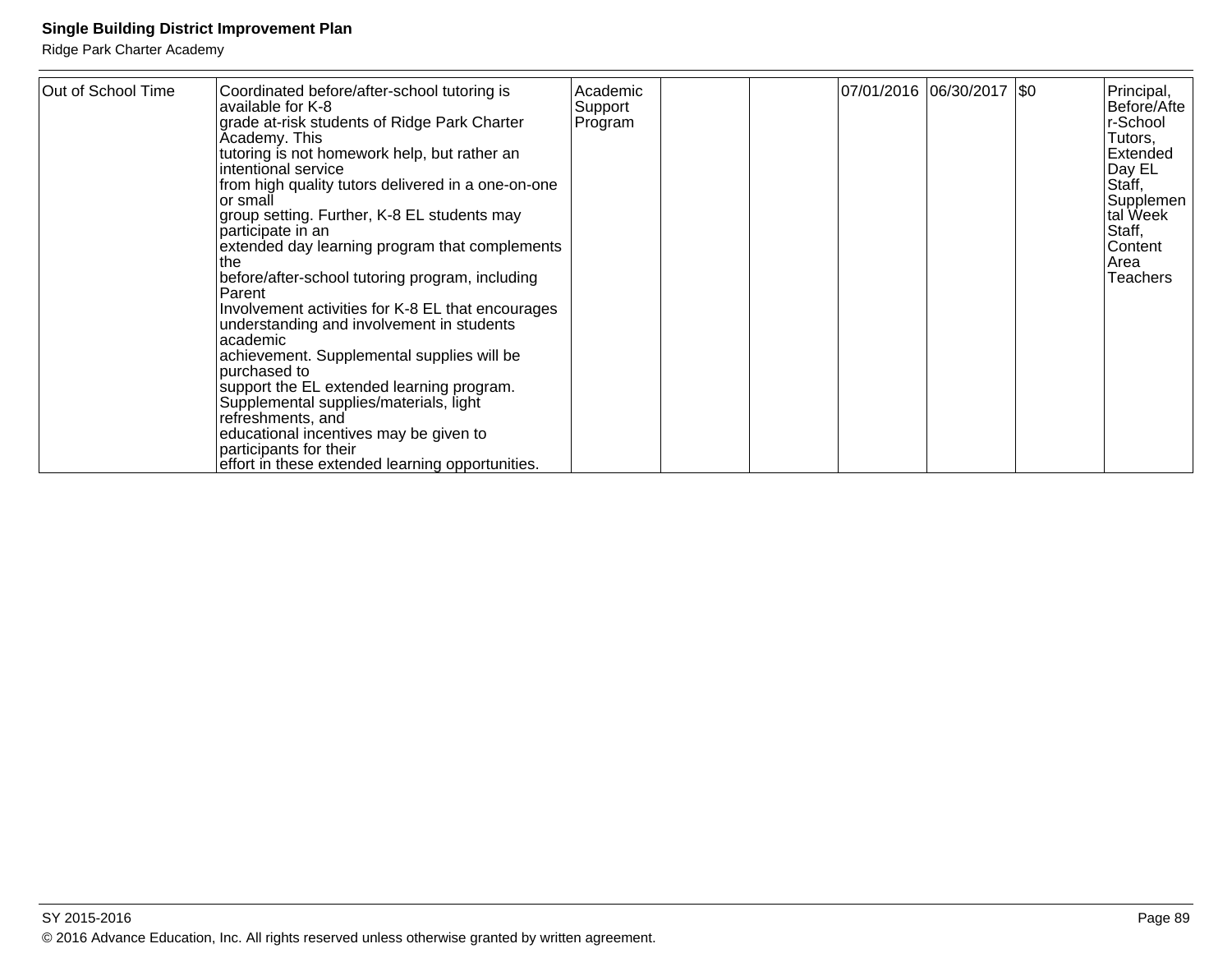| | | | | | | | | |
|---|---|---|---|---|---|---|---|---|
| Out of School Time | Coordinated before/after-school tutoring is available for K-8 grade at-risk students of Ridge Park Charter Academy. This tutoring is not homework help, but rather an intentional service from high quality tutors delivered in a one-on-one or small group setting. Further, K-8 EL students may participate in an extended day learning program that complements the before/after-school tutoring program, including Parent Involvement activities for K-8 EL that encourages understanding and involvement in students academic achievement. Supplemental supplies will be purchased to support the EL extended learning program. Supplemental supplies/materials, light refreshments, and educational incentives may be given to participants for their effort in these extended learning opportunities. | Academic Support Program | | | 07/01/2016 | 06/30/2017 | $0 | Principal, Before/After-School Tutors, Extended Day EL Staff, Supplemental Week Staff, Content Area Teachers |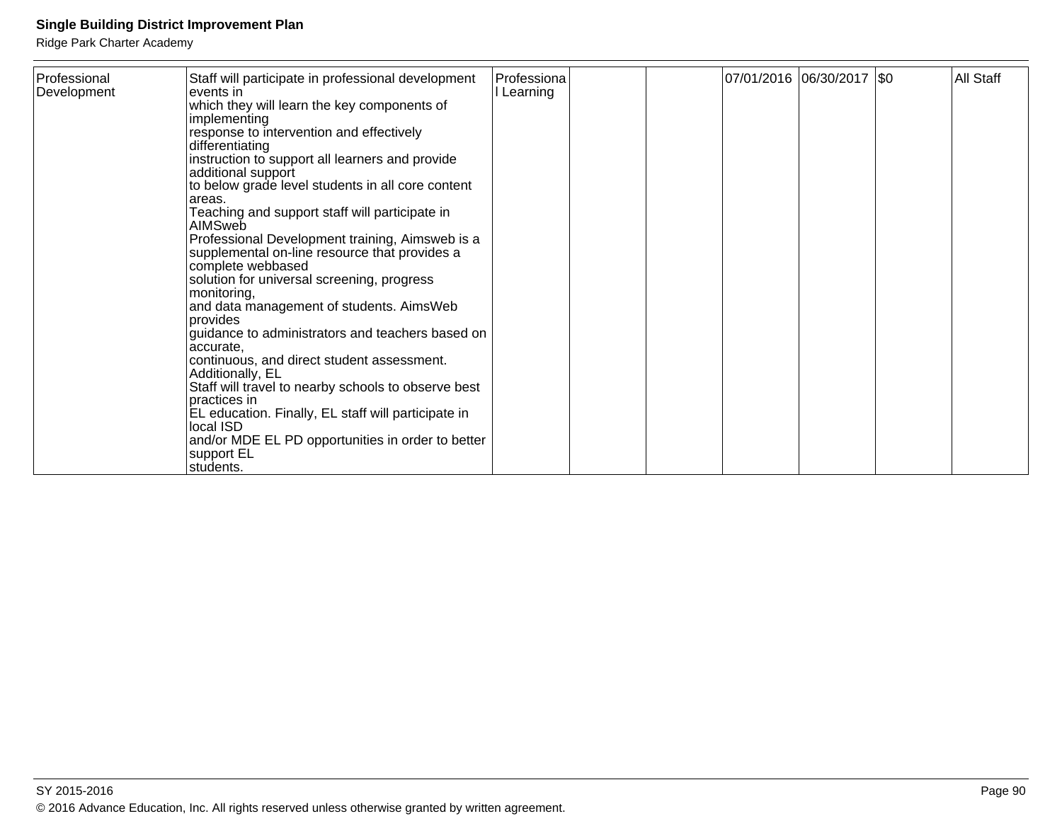| | | | | | | | | |
|---|---|---|---|---|---|---|---|---|
| Professional Development | Staff will participate in professional development events in which they will learn the key components of implementing response to intervention and effectively differentiating instruction to support all learners and provide additional support to below grade level students in all core content areas. Teaching and support staff will participate in AIMSweb Professional Development training, Aimsweb is a supplemental on-line resource that provides a complete webbased solution for universal screening, progress monitoring, and data management of students. AimsWeb provides guidance to administrators and teachers based on accurate, continuous, and direct student assessment. Additionally, EL Staff will travel to nearby schools to observe best practices in EL education. Finally, EL staff will participate in local ISD and/or MDE EL PD opportunities in order to better support EL students. | Professional Learning | | | 07/01/2016 | 06/30/2017 | $0 | All Staff |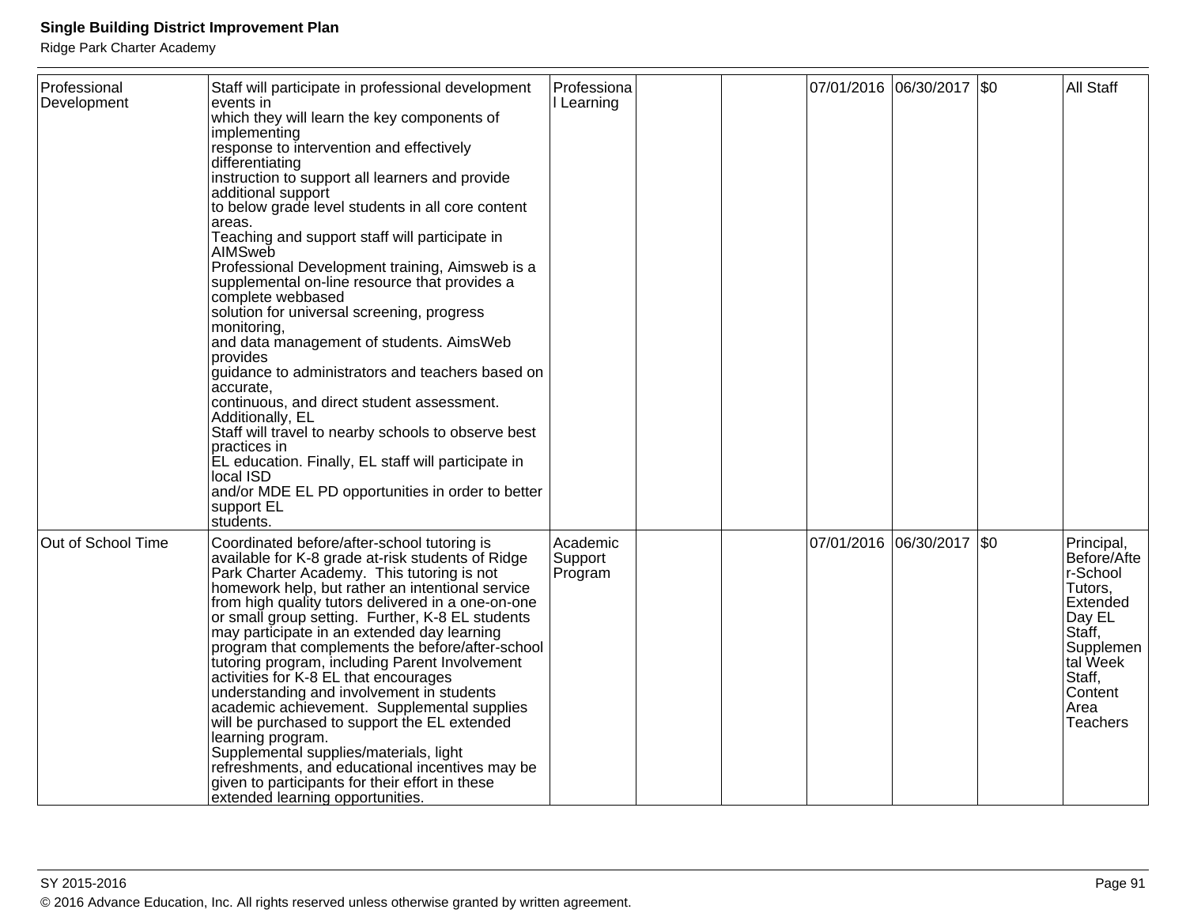| Professional Development | Staff will participate in professional development events in which they will learn the key components of implementing response to intervention and effectively differentiating instruction to support all learners and provide additional support to below grade level students in all core content areas. Teaching and support staff will participate in AIMSweb Professional Development training, Aimsweb is a supplemental on-line resource that provides a complete webbased solution for universal screening, progress monitoring, and data management of students. AimsWeb provides guidance to administrators and teachers based on accurate, continuous, and direct student assessment. Additionally, EL Staff will travel to nearby schools to observe best practices in EL education. Finally, EL staff will participate in local ISD and/or MDE EL PD opportunities in order to better support EL students. | Professional Learning | | | 07/01/2016 | 06/30/2017 | $0 | All Staff |
|---|---|---|---|---|---|---|---|---|
| Out of School Time | Coordinated before/after-school tutoring is available for K-8 grade at-risk students of Ridge Park Charter Academy. This tutoring is not homework help, but rather an intentional service from high quality tutors delivered in a one-on-one or small group setting. Further, K-8 EL students may participate in an extended day learning program that complements the before/after-school tutoring program, including Parent Involvement activities for K-8 EL that encourages understanding and involvement in students academic achievement. Supplemental supplies will be purchased to support the EL extended learning program. Supplemental supplies/materials, light refreshments, and educational incentives may be given to participants for their effort in these extended learning opportunities. | Academic Support Program | | | 07/01/2016 | 06/30/2017 | $0 | Principal, Before/After-School Tutors, Extended Day EL Staff, Supplemental Week Staff, Content Area Teachers |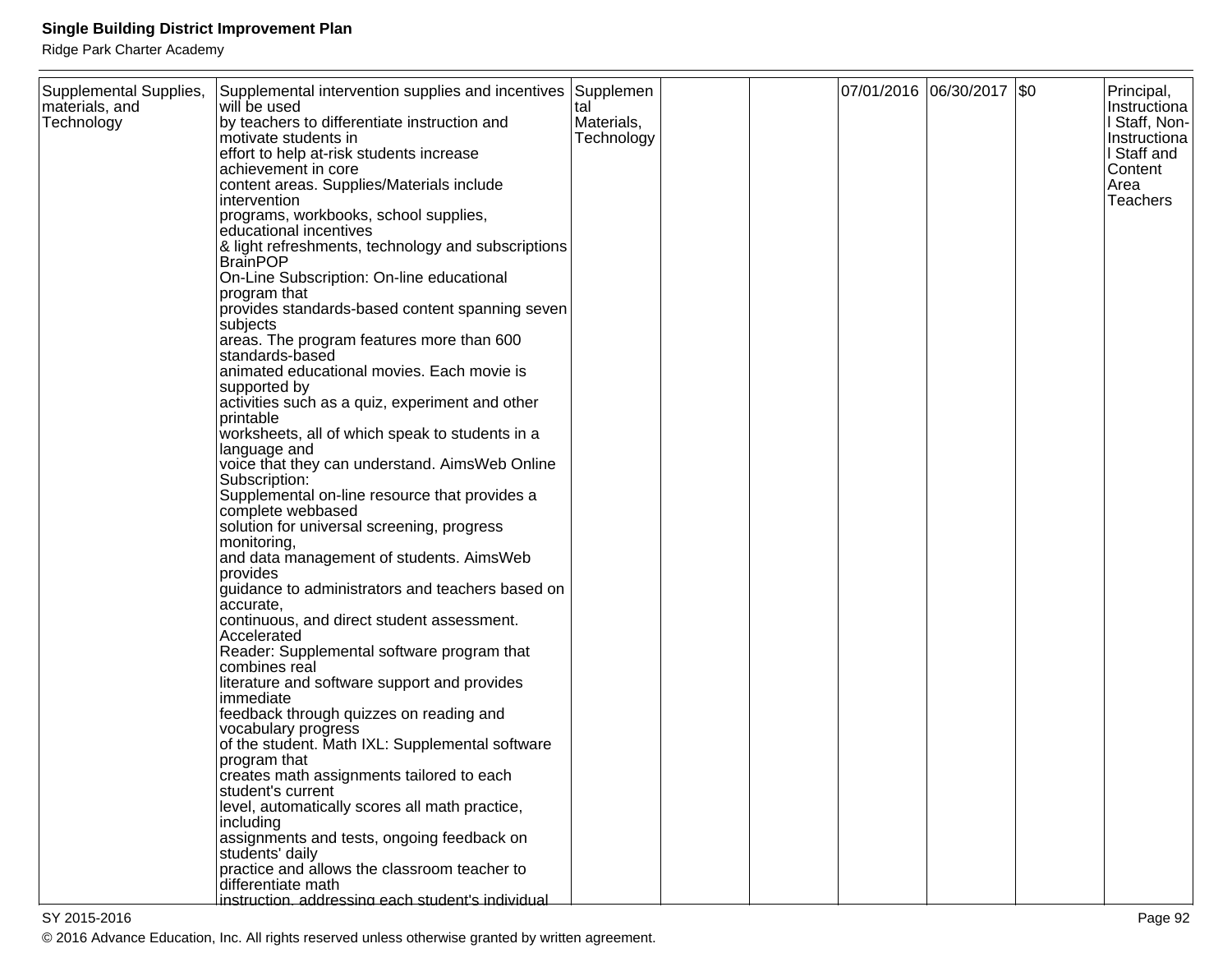| Supplemental Supplies, materials, and Technology | Supplemental intervention supplies and incentives will be used by teachers to differentiate instruction and motivate students in effort to help at-risk students increase achievement in core content areas. Supplies/Materials include intervention programs, workbooks, school supplies, educational incentives & light refreshments, technology and subscriptions BrainPOP On-Line Subscription: On-line educational program that provides standards-based content spanning seven subjects areas. The program features more than 600 standards-based animated educational movies. Each movie is supported by activities such as a quiz, experiment and other printable worksheets, all of which speak to students in a language and voice that they can understand. AimsWeb Online Subscription: Supplemental on-line resource that provides a complete webbased solution for universal screening, progress monitoring, and data management of students. AimsWeb provides guidance to administrators and teachers based on accurate, continuous, and direct student assessment. Accelerated Reader: Supplemental software program that combines real literature and software support and provides immediate feedback through quizzes on reading and vocabulary progress of the student. Math IXL: Supplemental software program that creates math assignments tailored to each student's current level, automatically scores all math practice, including assignments and tests, ongoing feedback on students' daily practice and allows the classroom teacher to differentiate math instruction, addressing each student's individual | Supplemental Materials, Technology | | | 07/01/2016 | 06/30/2017 | $0 | Principal, Instructional Staff, Non-Instructional Staff and Content Area Teachers |
|---|---|---|---|---|---|---|---|---|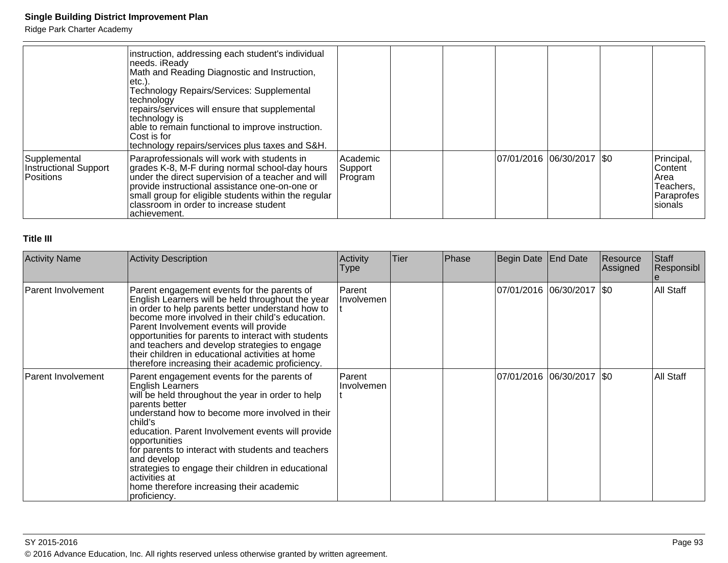| | | | | | | | | |
|---|---|---|---|---|---|---|---|---|
| | instruction, addressing each student's individual needs. iReady Math and Reading Diagnostic and Instruction, etc.). Technology Repairs/Services: Supplemental technology repairs/services will ensure that supplemental technology is able to remain functional to improve instruction. Cost is for technology repairs/services plus taxes and S&H. | | | | | | | |
| Supplemental Instructional Support Positions | Paraprofessionals will work with students in grades K-8, M-F during normal school-day hours under the direct supervision of a teacher and will provide instructional assistance one-on-one or small group for eligible students within the regular classroom in order to increase student achievement. | Academic Support Program | | | 07/01/2016 | 06/30/2017 | $0 | Principal, Content Area Teachers, Paraprofessionals |

**Title III**

| Activity Name | Activity Description | Activity Type | Tier | Phase | Begin Date | End Date | Resource Assigned | Staff Responsible |
|---|---|---|---|---|---|---|---|---|
| Parent Involvement | Parent engagement events for the parents of English Learners will be held throughout the year in order to help parents better understand how to become more involved in their child's education. Parent Involvement events will provide opportunities for parents to interact with students and teachers and develop strategies to engage their children in educational activities at home therefore increasing their academic proficiency. | Parent Involvement | | | 07/01/2016 | 06/30/2017 | $0 | All Staff |
| Parent Involvement | Parent engagement events for the parents of English Learners will be held throughout the year in order to help parents better understand how to become more involved in their child's education. Parent Involvement events will provide opportunities for parents to interact with students and teachers and develop strategies to engage their children in educational activities at home therefore increasing their academic proficiency. | Parent Involvement | | | 07/01/2016 | 06/30/2017 | $0 | All Staff |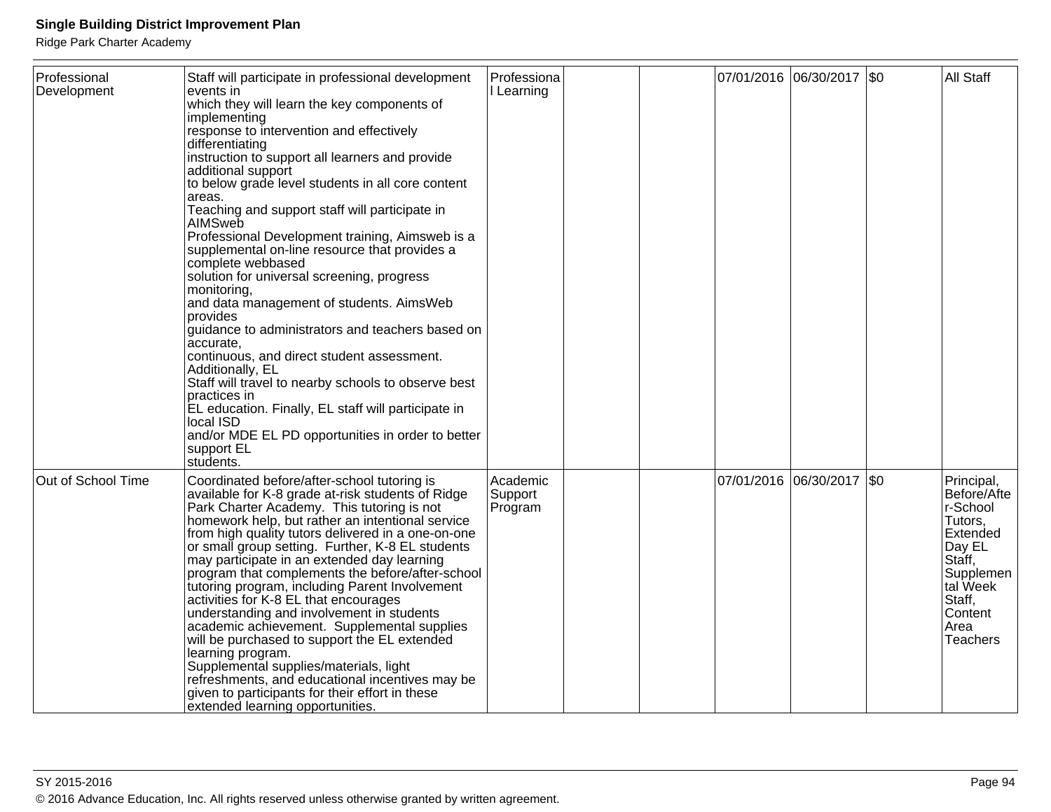| Professional Development | Staff will participate in professional development events in which they will learn the key components of implementing response to intervention and effectively differentiating instruction to support all learners and provide additional support to below grade level students in all core content areas. Teaching and support staff will participate in AIMSweb Professional Development training, Aimsweb is a supplemental on-line resource that provides a complete webbased solution for universal screening, progress monitoring, and data management of students. AimsWeb provides guidance to administrators and teachers based on accurate, continuous, and direct student assessment. Additionally, EL Staff will travel to nearby schools to observe best practices in EL education. Finally, EL staff will participate in local ISD and/or MDE EL PD opportunities in order to better support EL students. | Professional Learning | | | 07/01/2016 | 06/30/2017 | $0 | All Staff |
|---|---|---|---|---|---|---|---|---|
| Out of School Time | Coordinated before/after-school tutoring is available for K-8 grade at-risk students of Ridge Park Charter Academy. This tutoring is not homework help, but rather an intentional service from high quality tutors delivered in a one-on-one or small group setting. Further, K-8 EL students may participate in an extended day learning program that complements the before/after-school tutoring program, including Parent Involvement activities for K-8 EL that encourages understanding and involvement in students academic achievement. Supplemental supplies will be purchased to support the EL extended learning program. Supplemental supplies/materials, light refreshments, and educational incentives may be given to participants for their effort in these extended learning opportunities. | Academic Support Program | | | 07/01/2016 | 06/30/2017 | $0 | Principal, Before/After-School Tutors, Extended Day EL Staff, Supplemental Week Staff, Content Area Teachers |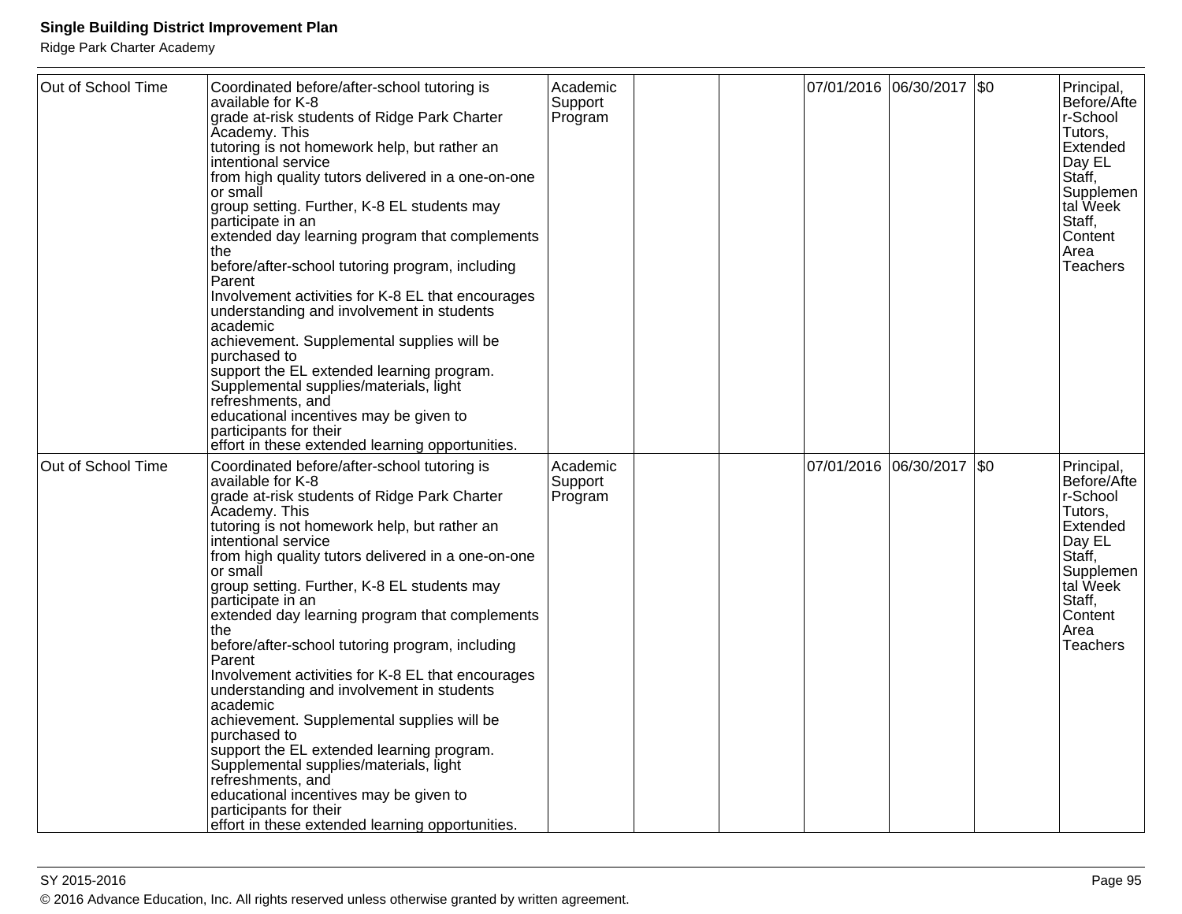| Out of School Time | Coordinated before/after-school tutoring is available for K-8 grade at-risk students of Ridge Park Charter Academy. This tutoring is not homework help, but rather an intentional service from high quality tutors delivered in a one-on-one or small group setting. Further, K-8 EL students may participate in an extended day learning program that complements the before/after-school tutoring program, including Parent Involvement activities for K-8 EL that encourages understanding and involvement in students academic achievement. Supplemental supplies will be purchased to support the EL extended learning program. Supplemental supplies/materials, light refreshments, and educational incentives may be given to participants for their effort in these extended learning opportunities. | Academic Support Program | | | 07/01/2016 | 06/30/2017 | $0 | Principal, Before/After-School Tutors, Extended Day EL Staff, Supplemental Week Staff, Content Area Teachers |
|---|---|---|---|---|---|---|---|---|
| Out of School Time | Coordinated before/after-school tutoring is available for K-8 grade at-risk students of Ridge Park Charter Academy. This tutoring is not homework help, but rather an intentional service from high quality tutors delivered in a one-on-one or small group setting. Further, K-8 EL students may participate in an extended day learning program that complements the before/after-school tutoring program, including Parent Involvement activities for K-8 EL that encourages understanding and involvement in students academic achievement. Supplemental supplies will be purchased to support the EL extended learning program. Supplemental supplies/materials, light refreshments, and educational incentives may be given to participants for their effort in these extended learning opportunities. | Academic Support Program | | | 07/01/2016 | 06/30/2017 | $0 | Principal, Before/After-School Tutors, Extended Day EL Staff, Supplemental Week Staff, Content Area Teachers |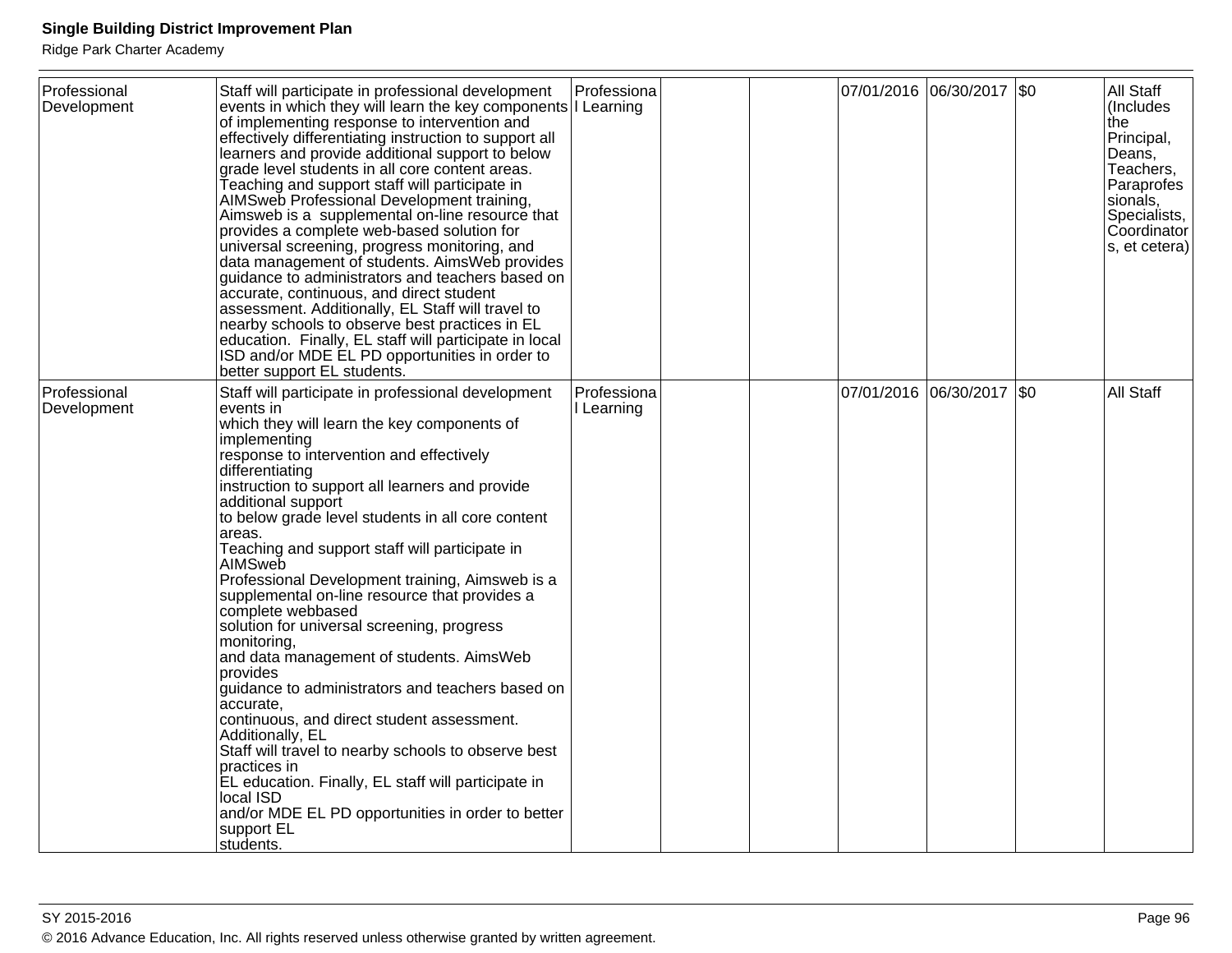| Professional Development | Staff will participate in professional development events in which they will learn the key components of implementing response to intervention and effectively differentiating instruction to support all learners and provide additional support to below grade level students in all core content areas. Teaching and support staff will participate in AIMSweb Professional Development training, Aimsweb is a supplemental on-line resource that provides a complete web-based solution for universal screening, progress monitoring, and data management of students. AimsWeb provides guidance to administrators and teachers based on accurate, continuous, and direct student assessment. Additionally, EL Staff will travel to nearby schools to observe best practices in EL education. Finally, EL staff will participate in local ISD and/or MDE EL PD opportunities in order to better support EL students. | Professional Learning | | | 07/01/2016 | 06/30/2017 | $0 | All Staff (Includes the Principal, Deans, Teachers, Paraprofessionals, Specialists, Coordinators, et cetera) |
|---|---|---|---|---|---|---|---|---|
| Professional Development | Staff will participate in professional development events in which they will learn the key components of implementing response to intervention and effectively differentiating instruction to support all learners and provide additional support to below grade level students in all core content areas. Teaching and support staff will participate in AIMSweb Professional Development training, Aimsweb is a supplemental on-line resource that provides a complete webbased solution for universal screening, progress monitoring, and data management of students. AimsWeb provides guidance to administrators and teachers based on accurate, continuous, and direct student assessment. Additionally, EL Staff will travel to nearby schools to observe best practices in EL education. Finally, EL staff will participate in local ISD and/or MDE EL PD opportunities in order to better support EL students. | Professional Learning | | | 07/01/2016 | 06/30/2017 | $0 | All Staff |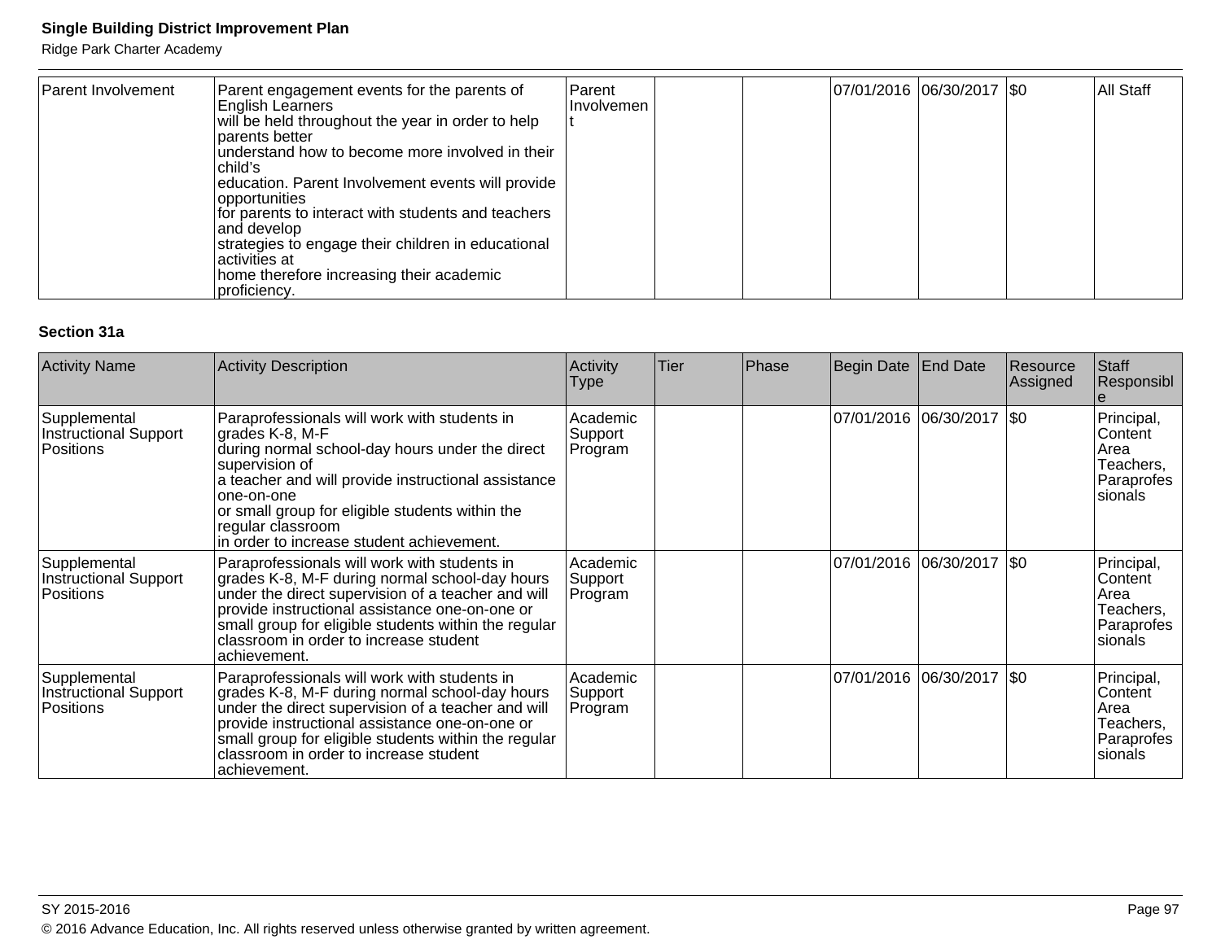| | | | | | | | | |
|---|---|---|---|---|---|---|---|---|
| Parent Involvement | Parent engagement events for the parents of English Learners will be held throughout the year in order to help parents better understand how to become more involved in their child's education. Parent Involvement events will provide opportunities for parents to interact with students and teachers and develop strategies to engage their children in educational activities at home therefore increasing their academic proficiency. | Parent Involvement | | | 07/01/2016 | 06/30/2017 | $0 | All Staff |

**Section 31a**

| Activity Name | Activity Description | Activity Type | Tier | Phase | Begin Date | End Date | Resource Assigned | Staff Responsible |
|---|---|---|---|---|---|---|---|---|
| Supplemental Instructional Support Positions | Paraprofessionals will work with students in grades K-8, M-F during normal school-day hours under the direct supervision of a teacher and will provide instructional assistance one-on-one or small group for eligible students within the regular classroom in order to increase student achievement. | Academic Support Program | | | 07/01/2016 | 06/30/2017 | $0 | Principal, Content Area Teachers, Paraprofessionals |
| Supplemental Instructional Support Positions | Paraprofessionals will work with students in grades K-8, M-F during normal school-day hours under the direct supervision of a teacher and will provide instructional assistance one-on-one or small group for eligible students within the regular classroom in order to increase student achievement. | Academic Support Program | | | 07/01/2016 | 06/30/2017 | $0 | Principal, Content Area Teachers, Paraprofessionals |
| Supplemental Instructional Support Positions | Paraprofessionals will work with students in grades K-8, M-F during normal school-day hours under the direct supervision of a teacher and will provide instructional assistance one-on-one or small group for eligible students within the regular classroom in order to increase student achievement. | Academic Support Program | | | 07/01/2016 | 06/30/2017 | $0 | Principal, Content Area Teachers, Paraprofessionals |